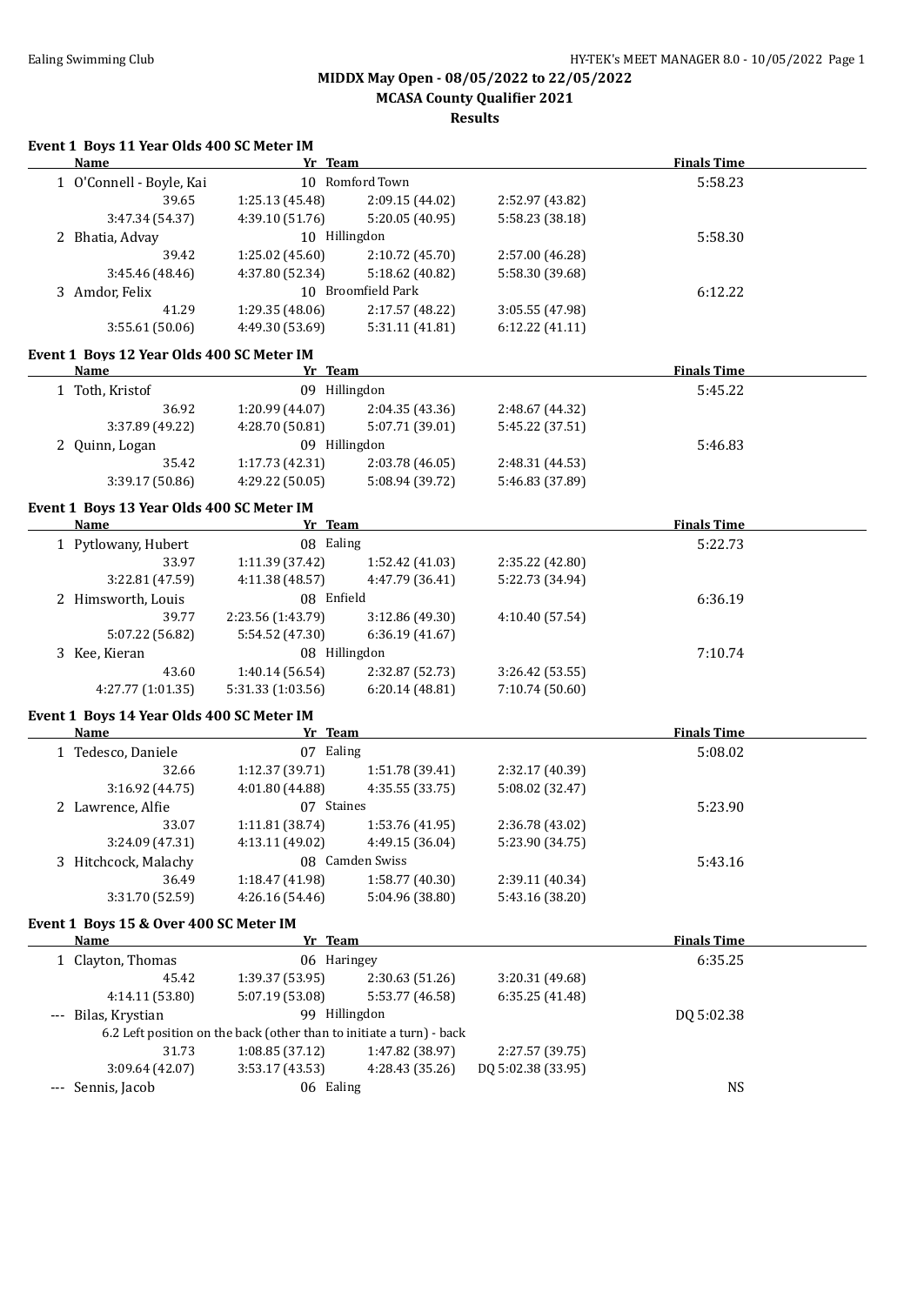# MIDDX May Open - 08/05/2022 to 22/05/2022

## MCASA County Qualifier 2021

### Results

#### Event 1 Boys 11 Year Olds 400 SC Meter IM

| | Name | Yr | Team | | Finals Time |
|---|---|---|---|---|---|
| 1 | O'Connell - Boyle, Kai | 10 | Romford Town | | 5:58.23 |
| | 39.65 | 1:25.13 (45.48) | 2:09.15 (44.02) | 2:52.97 (43.82) | |
| | 3:47.34 (54.37) | 4:39.10 (51.76) | 5:20.05 (40.95) | 5:58.23 (38.18) | |
| 2 | Bhatia, Advay | 10 | Hillingdon | | 5:58.30 |
| | 39.42 | 1:25.02 (45.60) | 2:10.72 (45.70) | 2:57.00 (46.28) | |
| | 3:45.46 (48.46) | 4:37.80 (52.34) | 5:18.62 (40.82) | 5:58.30 (39.68) | |
| 3 | Amdor, Felix | 10 | Broomfield Park | | 6:12.22 |
| | 41.29 | 1:29.35 (48.06) | 2:17.57 (48.22) | 3:05.55 (47.98) | |
| | 3:55.61 (50.06) | 4:49.30 (53.69) | 5:31.11 (41.81) | 6:12.22 (41.11) | |

#### Event 1 Boys 12 Year Olds 400 SC Meter IM

| | Name | Yr | Team | | Finals Time |
|---|---|---|---|---|---|
| 1 | Toth, Kristof | 09 | Hillingdon | | 5:45.22 |
| | 36.92 | 1:20.99 (44.07) | 2:04.35 (43.36) | 2:48.67 (44.32) | |
| | 3:37.89 (49.22) | 4:28.70 (50.81) | 5:07.71 (39.01) | 5:45.22 (37.51) | |
| 2 | Quinn, Logan | 09 | Hillingdon | | 5:46.83 |
| | 35.42 | 1:17.73 (42.31) | 2:03.78 (46.05) | 2:48.31 (44.53) | |
| | 3:39.17 (50.86) | 4:29.22 (50.05) | 5:08.94 (39.72) | 5:46.83 (37.89) | |

#### Event 1 Boys 13 Year Olds 400 SC Meter IM

| | Name | Yr | Team | | Finals Time |
|---|---|---|---|---|---|
| 1 | Pytlowany, Hubert | 08 | Ealing | | 5:22.73 |
| | 33.97 | 1:11.39 (37.42) | 1:52.42 (41.03) | 2:35.22 (42.80) | |
| | 3:22.81 (47.59) | 4:11.38 (48.57) | 4:47.79 (36.41) | 5:22.73 (34.94) | |
| 2 | Himsworth, Louis | 08 | Enfield | | 6:36.19 |
| | 39.77 | 2:23.56 (1:43.79) | 3:12.86 (49.30) | 4:10.40 (57.54) | |
| | 5:07.22 (56.82) | 5:54.52 (47.30) | 6:36.19 (41.67) | | |
| 3 | Kee, Kieran | 08 | Hillingdon | | 7:10.74 |
| | 43.60 | 1:40.14 (56.54) | 2:32.87 (52.73) | 3:26.42 (53.55) | |
| | 4:27.77 (1:01.35) | 5:31.33 (1:03.56) | 6:20.14 (48.81) | 7:10.74 (50.60) | |

#### Event 1 Boys 14 Year Olds 400 SC Meter IM

| | Name | Yr | Team | | Finals Time |
|---|---|---|---|---|---|
| 1 | Tedesco, Daniele | 07 | Ealing | | 5:08.02 |
| | 32.66 | 1:12.37 (39.71) | 1:51.78 (39.41) | 2:32.17 (40.39) | |
| | 3:16.92 (44.75) | 4:01.80 (44.88) | 4:35.55 (33.75) | 5:08.02 (32.47) | |
| 2 | Lawrence, Alfie | 07 | Staines | | 5:23.90 |
| | 33.07 | 1:11.81 (38.74) | 1:53.76 (41.95) | 2:36.78 (43.02) | |
| | 3:24.09 (47.31) | 4:13.11 (49.02) | 4:49.15 (36.04) | 5:23.90 (34.75) | |
| 3 | Hitchcock, Malachy | 08 | Camden Swiss | | 5:43.16 |
| | 36.49 | 1:18.47 (41.98) | 1:58.77 (40.30) | 2:39.11 (40.34) | |
| | 3:31.70 (52.59) | 4:26.16 (54.46) | 5:04.96 (38.80) | 5:43.16 (38.20) | |

#### Event 1 Boys 15 & Over 400 SC Meter IM

| | Name | Yr | Team | | Finals Time |
|---|---|---|---|---|---|
| 1 | Clayton, Thomas | 06 | Haringey | | 6:35.25 |
| | 45.42 | 1:39.37 (53.95) | 2:30.63 (51.26) | 3:20.31 (49.68) | |
| | 4:14.11 (53.80) | 5:07.19 (53.08) | 5:53.77 (46.58) | 6:35.25 (41.48) | |
| --- | Bilas, Krystian | 99 | Hillingdon | | DQ 5:02.38 |
| | 6.2 Left position on the back (other than to initiate a turn) - back | | | | |
| | 31.73 | 1:08.85 (37.12) | 1:47.82 (38.97) | 2:27.57 (39.75) | |
| | 3:09.64 (42.07) | 3:53.17 (43.53) | 4:28.43 (35.26) | DQ 5:02.38 (33.95) | |
| --- | Sennis, Jacob | 06 | Ealing | | NS |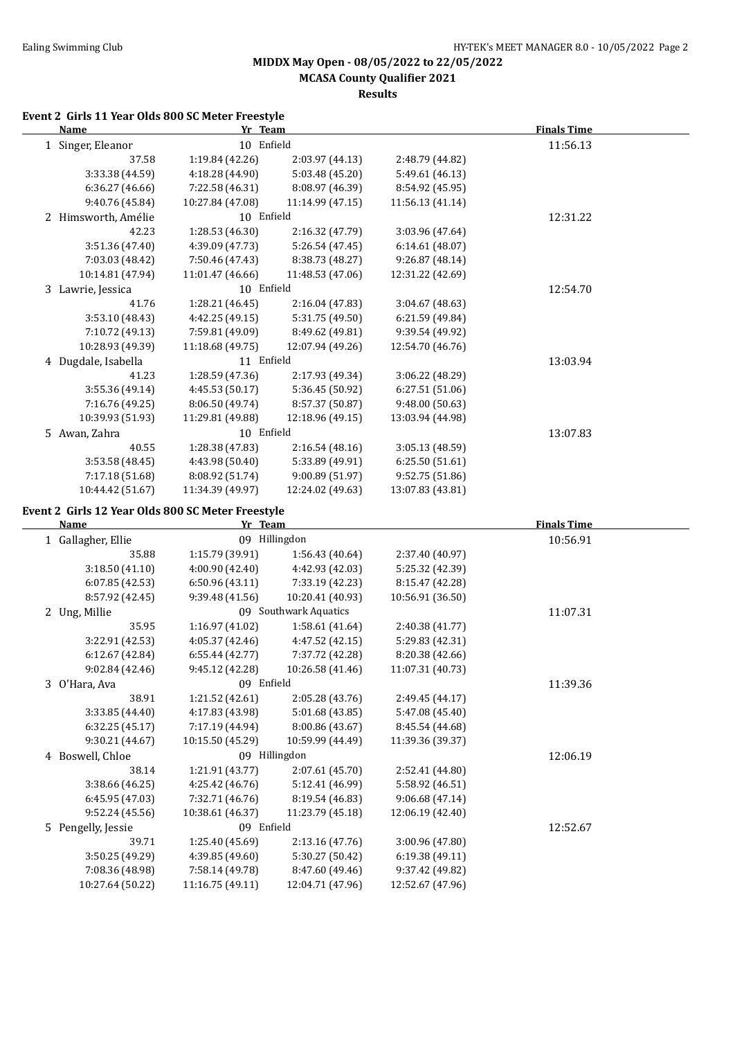# MIDDX May Open - 08/05/2022 to 22/05/2022

## MCASA County Qualifier 2021

### Results

**Event 2 Girls 11 Year Olds 800 SC Meter Freestyle**

| Name | Yr | Team | | Finals Time |
|---|---|---|---|---|
| 1 Singer, Eleanor | 10 | Enfield | | 11:56.13 |
| 37.58 | 1:19.84 (42.26) | 2:03.97 (44.13) | 2:48.79 (44.82) | |
| 3:33.38 (44.59) | 4:18.28 (44.90) | 5:03.48 (45.20) | 5:49.61 (46.13) | |
| 6:36.27 (46.66) | 7:22.58 (46.31) | 8:08.97 (46.39) | 8:54.92 (45.95) | |
| 9:40.76 (45.84) | 10:27.84 (47.08) | 11:14.99 (47.15) | 11:56.13 (41.14) | |
| 2 Himsworth, Amélie | 10 | Enfield | | 12:31.22 |
| 42.23 | 1:28.53 (46.30) | 2:16.32 (47.79) | 3:03.96 (47.64) | |
| 3:51.36 (47.40) | 4:39.09 (47.73) | 5:26.54 (47.45) | 6:14.61 (48.07) | |
| 7:03.03 (48.42) | 7:50.46 (47.43) | 8:38.73 (48.27) | 9:26.87 (48.14) | |
| 10:14.81 (47.94) | 11:01.47 (46.66) | 11:48.53 (47.06) | 12:31.22 (42.69) | |
| 3 Lawrie, Jessica | 10 | Enfield | | 12:54.70 |
| 41.76 | 1:28.21 (46.45) | 2:16.04 (47.83) | 3:04.67 (48.63) | |
| 3:53.10 (48.43) | 4:42.25 (49.15) | 5:31.75 (49.50) | 6:21.59 (49.84) | |
| 7:10.72 (49.13) | 7:59.81 (49.09) | 8:49.62 (49.81) | 9:39.54 (49.92) | |
| 10:28.93 (49.39) | 11:18.68 (49.75) | 12:07.94 (49.26) | 12:54.70 (46.76) | |
| 4 Dugdale, Isabella | 11 | Enfield | | 13:03.94 |
| 41.23 | 1:28.59 (47.36) | 2:17.93 (49.34) | 3:06.22 (48.29) | |
| 3:55.36 (49.14) | 4:45.53 (50.17) | 5:36.45 (50.92) | 6:27.51 (51.06) | |
| 7:16.76 (49.25) | 8:06.50 (49.74) | 8:57.37 (50.87) | 9:48.00 (50.63) | |
| 10:39.93 (51.93) | 11:29.81 (49.88) | 12:18.96 (49.15) | 13:03.94 (44.98) | |
| 5 Awan, Zahra | 10 | Enfield | | 13:07.83 |
| 40.55 | 1:28.38 (47.83) | 2:16.54 (48.16) | 3:05.13 (48.59) | |
| 3:53.58 (48.45) | 4:43.98 (50.40) | 5:33.89 (49.91) | 6:25.50 (51.61) | |
| 7:17.18 (51.68) | 8:08.92 (51.74) | 9:00.89 (51.97) | 9:52.75 (51.86) | |
| 10:44.42 (51.67) | 11:34.39 (49.97) | 12:24.02 (49.63) | 13:07.83 (43.81) | |

**Event 2 Girls 12 Year Olds 800 SC Meter Freestyle**

| Name | Yr | Team | | Finals Time |
|---|---|---|---|---|
| 1 Gallagher, Ellie | 09 | Hillingdon | | 10:56.91 |
| 35.88 | 1:15.79 (39.91) | 1:56.43 (40.64) | 2:37.40 (40.97) | |
| 3:18.50 (41.10) | 4:00.90 (42.40) | 4:42.93 (42.03) | 5:25.32 (42.39) | |
| 6:07.85 (42.53) | 6:50.96 (43.11) | 7:33.19 (42.23) | 8:15.47 (42.28) | |
| 8:57.92 (42.45) | 9:39.48 (41.56) | 10:20.41 (40.93) | 10:56.91 (36.50) | |
| 2 Ung, Millie | 09 | Southwark Aquatics | | 11:07.31 |
| 35.95 | 1:16.97 (41.02) | 1:58.61 (41.64) | 2:40.38 (41.77) | |
| 3:22.91 (42.53) | 4:05.37 (42.46) | 4:47.52 (42.15) | 5:29.83 (42.31) | |
| 6:12.67 (42.84) | 6:55.44 (42.77) | 7:37.72 (42.28) | 8:20.38 (42.66) | |
| 9:02.84 (42.46) | 9:45.12 (42.28) | 10:26.58 (41.46) | 11:07.31 (40.73) | |
| 3 O'Hara, Ava | 09 | Enfield | | 11:39.36 |
| 38.91 | 1:21.52 (42.61) | 2:05.28 (43.76) | 2:49.45 (44.17) | |
| 3:33.85 (44.40) | 4:17.83 (43.98) | 5:01.68 (43.85) | 5:47.08 (45.40) | |
| 6:32.25 (45.17) | 7:17.19 (44.94) | 8:00.86 (43.67) | 8:45.54 (44.68) | |
| 9:30.21 (44.67) | 10:15.50 (45.29) | 10:59.99 (44.49) | 11:39.36 (39.37) | |
| 4 Boswell, Chloe | 09 | Hillingdon | | 12:06.19 |
| 38.14 | 1:21.91 (43.77) | 2:07.61 (45.70) | 2:52.41 (44.80) | |
| 3:38.66 (46.25) | 4:25.42 (46.76) | 5:12.41 (46.99) | 5:58.92 (46.51) | |
| 6:45.95 (47.03) | 7:32.71 (46.76) | 8:19.54 (46.83) | 9:06.68 (47.14) | |
| 9:52.24 (45.56) | 10:38.61 (46.37) | 11:23.79 (45.18) | 12:06.19 (42.40) | |
| 5 Pengelly, Jessie | 09 | Enfield | | 12:52.67 |
| 39.71 | 1:25.40 (45.69) | 2:13.16 (47.76) | 3:00.96 (47.80) | |
| 3:50.25 (49.29) | 4:39.85 (49.60) | 5:30.27 (50.42) | 6:19.38 (49.11) | |
| 7:08.36 (48.98) | 7:58.14 (49.78) | 8:47.60 (49.46) | 9:37.42 (49.82) | |
| 10:27.64 (50.22) | 11:16.75 (49.11) | 12:04.71 (47.96) | 12:52.67 (47.96) | |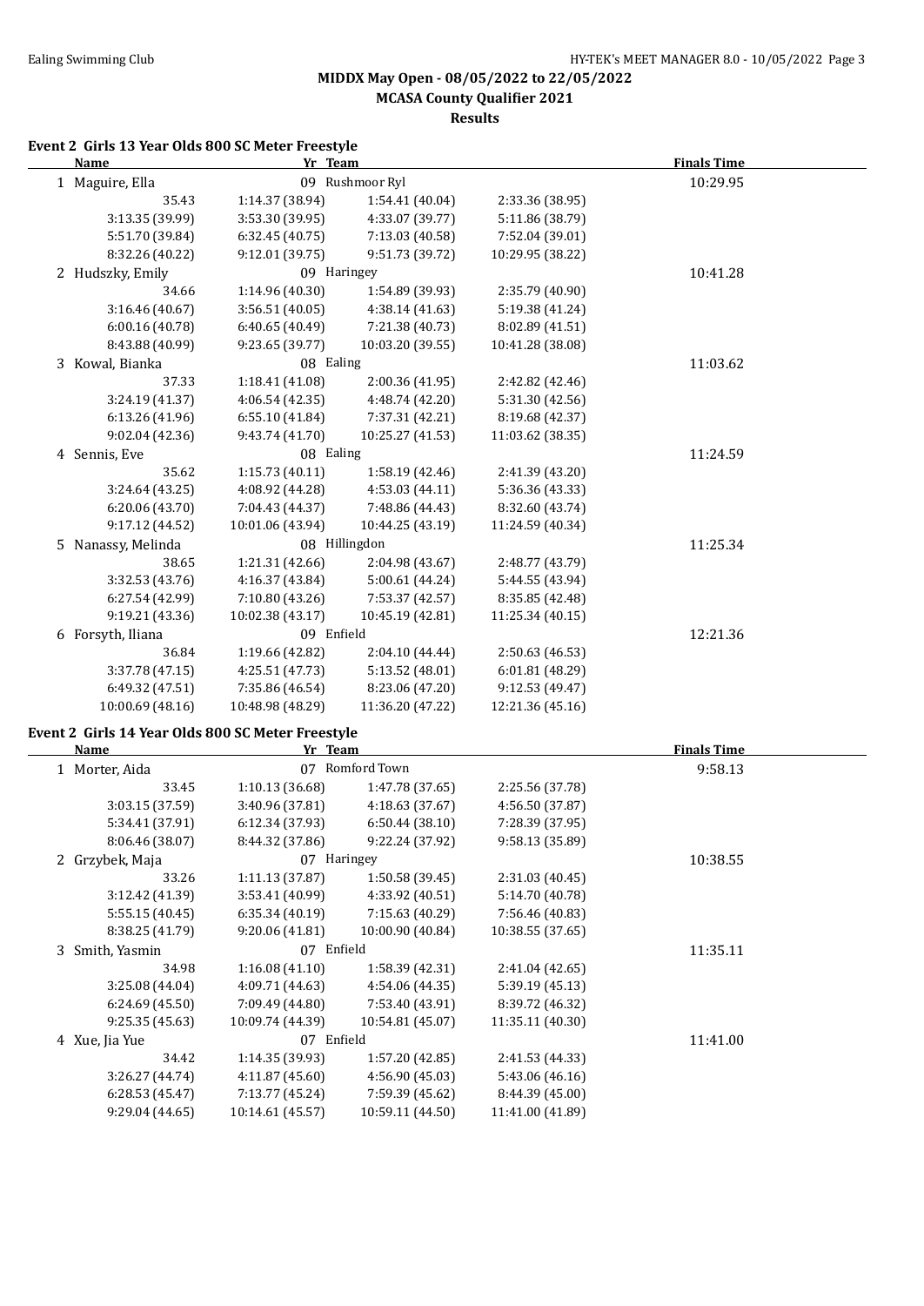## MIDDX May Open - 08/05/2022 to 22/05/2022

### MCASA County Qualifier 2021

### Results

#### Event 2 Girls 13 Year Olds 800 SC Meter Freestyle

| Name | Yr | Team | | Finals Time |
|---|---|---|---|---|
| 1 Maguire, Ella | 09 | Rushmoor Ryl | | 10:29.95 |
| 35.43 | 1:14.37 (38.94) | 1:54.41 (40.04) | 2:33.36 (38.95) | |
| 3:13.35 (39.99) | 3:53.30 (39.95) | 4:33.07 (39.77) | 5:11.86 (38.79) | |
| 5:51.70 (39.84) | 6:32.45 (40.75) | 7:13.03 (40.58) | 7:52.04 (39.01) | |
| 8:32.26 (40.22) | 9:12.01 (39.75) | 9:51.73 (39.72) | 10:29.95 (38.22) | |
| 2 Hudszky, Emily | 09 | Haringey | | 10:41.28 |
| 34.66 | 1:14.96 (40.30) | 1:54.89 (39.93) | 2:35.79 (40.90) | |
| 3:16.46 (40.67) | 3:56.51 (40.05) | 4:38.14 (41.63) | 5:19.38 (41.24) | |
| 6:00.16 (40.78) | 6:40.65 (40.49) | 7:21.38 (40.73) | 8:02.89 (41.51) | |
| 8:43.88 (40.99) | 9:23.65 (39.77) | 10:03.20 (39.55) | 10:41.28 (38.08) | |
| 3 Kowal, Bianka | 08 | Ealing | | 11:03.62 |
| 37.33 | 1:18.41 (41.08) | 2:00.36 (41.95) | 2:42.82 (42.46) | |
| 3:24.19 (41.37) | 4:06.54 (42.35) | 4:48.74 (42.20) | 5:31.30 (42.56) | |
| 6:13.26 (41.96) | 6:55.10 (41.84) | 7:37.31 (42.21) | 8:19.68 (42.37) | |
| 9:02.04 (42.36) | 9:43.74 (41.70) | 10:25.27 (41.53) | 11:03.62 (38.35) | |
| 4 Sennis, Eve | 08 | Ealing | | 11:24.59 |
| 35.62 | 1:15.73 (40.11) | 1:58.19 (42.46) | 2:41.39 (43.20) | |
| 3:24.64 (43.25) | 4:08.92 (44.28) | 4:53.03 (44.11) | 5:36.36 (43.33) | |
| 6:20.06 (43.70) | 7:04.43 (44.37) | 7:48.86 (44.43) | 8:32.60 (43.74) | |
| 9:17.12 (44.52) | 10:01.06 (43.94) | 10:44.25 (43.19) | 11:24.59 (40.34) | |
| 5 Nanassy, Melinda | 08 | Hillingdon | | 11:25.34 |
| 38.65 | 1:21.31 (42.66) | 2:04.98 (43.67) | 2:48.77 (43.79) | |
| 3:32.53 (43.76) | 4:16.37 (43.84) | 5:00.61 (44.24) | 5:44.55 (43.94) | |
| 6:27.54 (42.99) | 7:10.80 (43.26) | 7:53.37 (42.57) | 8:35.85 (42.48) | |
| 9:19.21 (43.36) | 10:02.38 (43.17) | 10:45.19 (42.81) | 11:25.34 (40.15) | |
| 6 Forsyth, Iliana | 09 | Enfield | | 12:21.36 |
| 36.84 | 1:19.66 (42.82) | 2:04.10 (44.44) | 2:50.63 (46.53) | |
| 3:37.78 (47.15) | 4:25.51 (47.73) | 5:13.52 (48.01) | 6:01.81 (48.29) | |
| 6:49.32 (47.51) | 7:35.86 (46.54) | 8:23.06 (47.20) | 9:12.53 (49.47) | |
| 10:00.69 (48.16) | 10:48.98 (48.29) | 11:36.20 (47.22) | 12:21.36 (45.16) | |

#### Event 2 Girls 14 Year Olds 800 SC Meter Freestyle

| Name | Yr | Team | | Finals Time |
|---|---|---|---|---|
| 1 Morter, Aida | 07 | Romford Town | | 9:58.13 |
| 33.45 | 1:10.13 (36.68) | 1:47.78 (37.65) | 2:25.56 (37.78) | |
| 3:03.15 (37.59) | 3:40.96 (37.81) | 4:18.63 (37.67) | 4:56.50 (37.87) | |
| 5:34.41 (37.91) | 6:12.34 (37.93) | 6:50.44 (38.10) | 7:28.39 (37.95) | |
| 8:06.46 (38.07) | 8:44.32 (37.86) | 9:22.24 (37.92) | 9:58.13 (35.89) | |
| 2 Grzybek, Maja | 07 | Haringey | | 10:38.55 |
| 33.26 | 1:11.13 (37.87) | 1:50.58 (39.45) | 2:31.03 (40.45) | |
| 3:12.42 (41.39) | 3:53.41 (40.99) | 4:33.92 (40.51) | 5:14.70 (40.78) | |
| 5:55.15 (40.45) | 6:35.34 (40.19) | 7:15.63 (40.29) | 7:56.46 (40.83) | |
| 8:38.25 (41.79) | 9:20.06 (41.81) | 10:00.90 (40.84) | 10:38.55 (37.65) | |
| 3 Smith, Yasmin | 07 | Enfield | | 11:35.11 |
| 34.98 | 1:16.08 (41.10) | 1:58.39 (42.31) | 2:41.04 (42.65) | |
| 3:25.08 (44.04) | 4:09.71 (44.63) | 4:54.06 (44.35) | 5:39.19 (45.13) | |
| 6:24.69 (45.50) | 7:09.49 (44.80) | 7:53.40 (43.91) | 8:39.72 (46.32) | |
| 9:25.35 (45.63) | 10:09.74 (44.39) | 10:54.81 (45.07) | 11:35.11 (40.30) | |
| 4 Xue, Jia Yue | 07 | Enfield | | 11:41.00 |
| 34.42 | 1:14.35 (39.93) | 1:57.20 (42.85) | 2:41.53 (44.33) | |
| 3:26.27 (44.74) | 4:11.87 (45.60) | 4:56.90 (45.03) | 5:43.06 (46.16) | |
| 6:28.53 (45.47) | 7:13.77 (45.24) | 7:59.39 (45.62) | 8:44.39 (45.00) | |
| 9:29.04 (44.65) | 10:14.61 (45.57) | 10:59.11 (44.50) | 11:41.00 (41.89) | |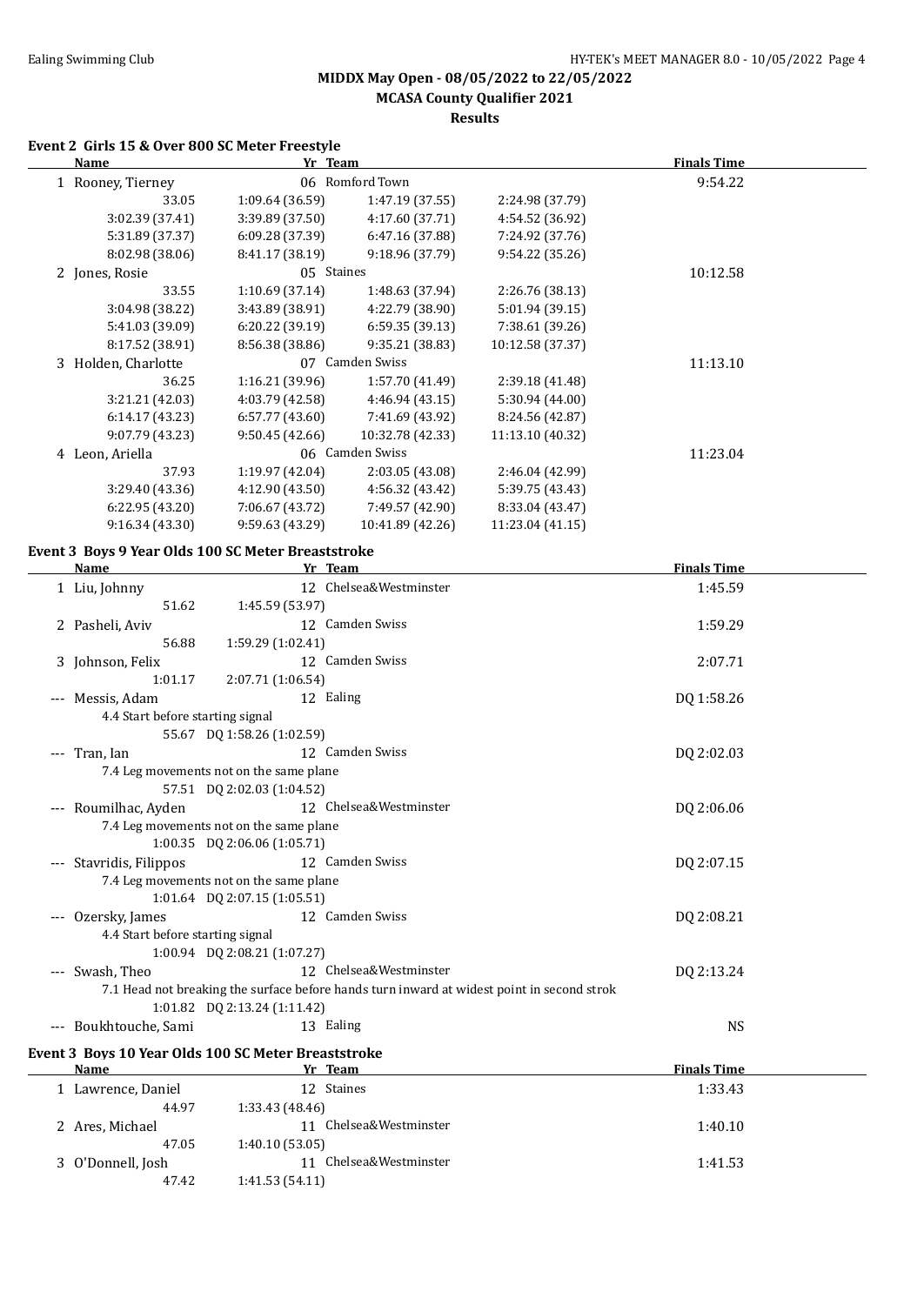# MIDDX May Open - 08/05/2022 to 22/05/2022

## MCASA County Qualifier 2021

### Results

#### Event 2 Girls 15 & Over 800 SC Meter Freestyle

| Name | Yr | Team | | Finals Time |
|---|---|---|---|---|
| 1 Rooney, Tierney | 06 | Romford Town | | 9:54.22 |
| 33.05 | 1:09.64 (36.59) | 1:47.19 (37.55) | 2:24.98 (37.79) | |
| 3:02.39 (37.41) | 3:39.89 (37.50) | 4:17.60 (37.71) | 4:54.52 (36.92) | |
| 5:31.89 (37.37) | 6:09.28 (37.39) | 6:47.16 (37.88) | 7:24.92 (37.76) | |
| 8:02.98 (38.06) | 8:41.17 (38.19) | 9:18.96 (37.79) | 9:54.22 (35.26) | |
| 2 Jones, Rosie | 05 | Staines | | 10:12.58 |
| 33.55 | 1:10.69 (37.14) | 1:48.63 (37.94) | 2:26.76 (38.13) | |
| 3:04.98 (38.22) | 3:43.89 (38.91) | 4:22.79 (38.90) | 5:01.94 (39.15) | |
| 5:41.03 (39.09) | 6:20.22 (39.19) | 6:59.35 (39.13) | 7:38.61 (39.26) | |
| 8:17.52 (38.91) | 8:56.38 (38.86) | 9:35.21 (38.83) | 10:12.58 (37.37) | |
| 3 Holden, Charlotte | 07 | Camden Swiss | | 11:13.10 |
| 36.25 | 1:16.21 (39.96) | 1:57.70 (41.49) | 2:39.18 (41.48) | |
| 3:21.21 (42.03) | 4:03.79 (42.58) | 4:46.94 (43.15) | 5:30.94 (44.00) | |
| 6:14.17 (43.23) | 6:57.77 (43.60) | 7:41.69 (43.92) | 8:24.56 (42.87) | |
| 9:07.79 (43.23) | 9:50.45 (42.66) | 10:32.78 (42.33) | 11:13.10 (40.32) | |
| 4 Leon, Ariella | 06 | Camden Swiss | | 11:23.04 |
| 37.93 | 1:19.97 (42.04) | 2:03.05 (43.08) | 2:46.04 (42.99) | |
| 3:29.40 (43.36) | 4:12.90 (43.50) | 4:56.32 (43.42) | 5:39.75 (43.43) | |
| 6:22.95 (43.20) | 7:06.67 (43.72) | 7:49.57 (42.90) | 8:33.04 (43.47) | |
| 9:16.34 (43.30) | 9:59.63 (43.29) | 10:41.89 (42.26) | 11:23.04 (41.15) | |

#### Event 3 Boys 9 Year Olds 100 SC Meter Breaststroke

| Name | Yr | Team | Finals Time |
|---|---|---|---|
| 1 Liu, Johnny | 12 | Chelsea&Westminster | 1:45.59 |
| 51.62 | 1:45.59 (53.97) | | |
| 2 Pasheli, Aviv | 12 | Camden Swiss | 1:59.29 |
| 56.88 | 1:59.29 (1:02.41) | | |
| 3 Johnson, Felix | 12 | Camden Swiss | 2:07.71 |
| 1:01.17 | 2:07.71 (1:06.54) | | |
| --- Messis, Adam | 12 | Ealing | DQ 1:58.26 |
| 4.4 Start before starting signal | | | |
| 55.67 | DQ 1:58.26 (1:02.59) | | |
| --- Tran, Ian | 12 | Camden Swiss | DQ 2:02.03 |
| 7.4 Leg movements not on the same plane | | | |
| 57.51 | DQ 2:02.03 (1:04.52) | | |
| --- Roumilhac, Ayden | 12 | Chelsea&Westminster | DQ 2:06.06 |
| 7.4 Leg movements not on the same plane | | | |
| 1:00.35 | DQ 2:06.06 (1:05.71) | | |
| --- Stavridis, Filippos | 12 | Camden Swiss | DQ 2:07.15 |
| 7.4 Leg movements not on the same plane | | | |
| 1:01.64 | DQ 2:07.15 (1:05.51) | | |
| --- Ozersky, James | 12 | Camden Swiss | DQ 2:08.21 |
| 4.4 Start before starting signal | | | |
| 1:00.94 | DQ 2:08.21 (1:07.27) | | |
| --- Swash, Theo | 12 | Chelsea&Westminster | DQ 2:13.24 |
| 7.1 Head not breaking the surface before hands turn inward at widest point in second strok | | | |
| 1:01.82 | DQ 2:13.24 (1:11.42) | | |
| --- Boukhtouche, Sami | 13 | Ealing | NS |

#### Event 3 Boys 10 Year Olds 100 SC Meter Breaststroke

| Name | Yr | Team | Finals Time |
|---|---|---|---|
| 1 Lawrence, Daniel | 12 | Staines | 1:33.43 |
| 44.97 | 1:33.43 (48.46) | | |
| 2 Ares, Michael | 11 | Chelsea&Westminster | 1:40.10 |
| 47.05 | 1:40.10 (53.05) | | |
| 3 O'Donnell, Josh | 11 | Chelsea&Westminster | 1:41.53 |
| 47.42 | 1:41.53 (54.11) | | |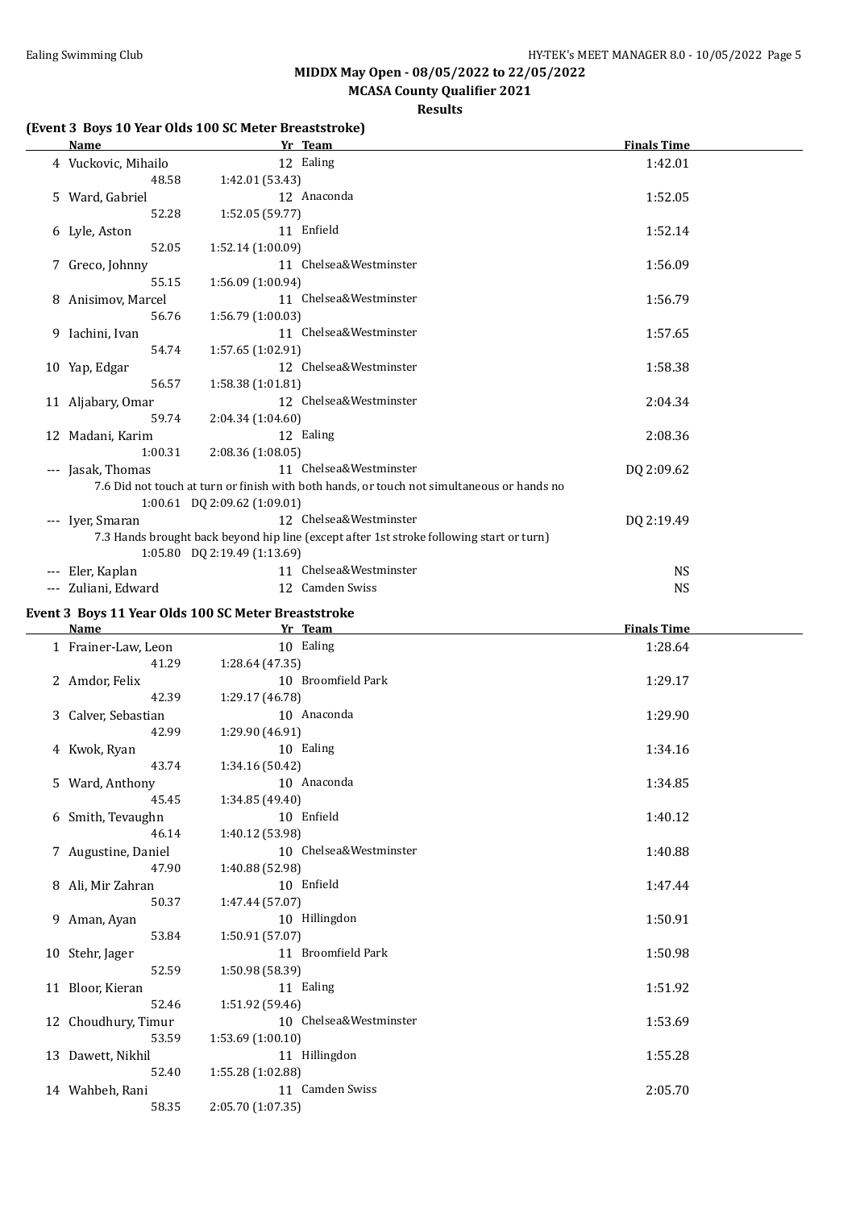## MIDDX May Open - 08/05/2022 to 22/05/2022

### MCASA County Qualifier 2021

### Results

#### (Event 3 Boys 10 Year Olds 100 SC Meter Breaststroke)

| | Name | Yr | Team | Finals Time |
|---|---|---|---|---|
| 4 | Vuckovic, Mihailo | 12 | Ealing | 1:42.01 |
| | 48.58 | 1:42.01 (53.43) | | |
| 5 | Ward, Gabriel | 12 | Anaconda | 1:52.05 |
| | 52.28 | 1:52.05 (59.77) | | |
| 6 | Lyle, Aston | 11 | Enfield | 1:52.14 |
| | 52.05 | 1:52.14 (1:00.09) | | |
| 7 | Greco, Johnny | 11 | Chelsea&Westminster | 1:56.09 |
| | 55.15 | 1:56.09 (1:00.94) | | |
| 8 | Anisimov, Marcel | 11 | Chelsea&Westminster | 1:56.79 |
| | 56.76 | 1:56.79 (1:00.03) | | |
| 9 | Iachini, Ivan | 11 | Chelsea&Westminster | 1:57.65 |
| | 54.74 | 1:57.65 (1:02.91) | | |
| 10 | Yap, Edgar | 12 | Chelsea&Westminster | 1:58.38 |
| | 56.57 | 1:58.38 (1:01.81) | | |
| 11 | Aljabary, Omar | 12 | Chelsea&Westminster | 2:04.34 |
| | 59.74 | 2:04.34 (1:04.60) | | |
| 12 | Madani, Karim | 12 | Ealing | 2:08.36 |
| | 1:00.31 | 2:08.36 (1:08.05) | | |
| --- | Jasak, Thomas | 11 | Chelsea&Westminster | DQ 2:09.62 |
| | 7.6 Did not touch at turn or finish with both hands, or touch not simultaneous or hands no | | | |
| | 1:00.61 | DQ 2:09.62 (1:09.01) | | |
| --- | Iyer, Smaran | 12 | Chelsea&Westminster | DQ 2:19.49 |
| | 7.3 Hands brought back beyond hip line (except after 1st stroke following start or turn) | | | |
| | 1:05.80 | DQ 2:19.49 (1:13.69) | | |
| --- | Eler, Kaplan | 11 | Chelsea&Westminster | NS |
| --- | Zuliani, Edward | 12 | Camden Swiss | NS |

#### Event 3 Boys 11 Year Olds 100 SC Meter Breaststroke

| | Name | Yr | Team | Finals Time |
|---|---|---|---|---|
| 1 | Frainer-Law, Leon | 10 | Ealing | 1:28.64 |
| | 41.29 | 1:28.64 (47.35) | | |
| 2 | Amdor, Felix | 10 | Broomfield Park | 1:29.17 |
| | 42.39 | 1:29.17 (46.78) | | |
| 3 | Calver, Sebastian | 10 | Anaconda | 1:29.90 |
| | 42.99 | 1:29.90 (46.91) | | |
| 4 | Kwok, Ryan | 10 | Ealing | 1:34.16 |
| | 43.74 | 1:34.16 (50.42) | | |
| 5 | Ward, Anthony | 10 | Anaconda | 1:34.85 |
| | 45.45 | 1:34.85 (49.40) | | |
| 6 | Smith, Tevaughn | 10 | Enfield | 1:40.12 |
| | 46.14 | 1:40.12 (53.98) | | |
| 7 | Augustine, Daniel | 10 | Chelsea&Westminster | 1:40.88 |
| | 47.90 | 1:40.88 (52.98) | | |
| 8 | Ali, Mir Zahran | 10 | Enfield | 1:47.44 |
| | 50.37 | 1:47.44 (57.07) | | |
| 9 | Aman, Ayan | 10 | Hillingdon | 1:50.91 |
| | 53.84 | 1:50.91 (57.07) | | |
| 10 | Stehr, Jager | 11 | Broomfield Park | 1:50.98 |
| | 52.59 | 1:50.98 (58.39) | | |
| 11 | Bloor, Kieran | 11 | Ealing | 1:51.92 |
| | 52.46 | 1:51.92 (59.46) | | |
| 12 | Choudhury, Timur | 10 | Chelsea&Westminster | 1:53.69 |
| | 53.59 | 1:53.69 (1:00.10) | | |
| 13 | Dawett, Nikhil | 11 | Hillingdon | 1:55.28 |
| | 52.40 | 1:55.28 (1:02.88) | | |
| 14 | Wahbeh, Rani | 11 | Camden Swiss | 2:05.70 |
| | 58.35 | 2:05.70 (1:07.35) | | |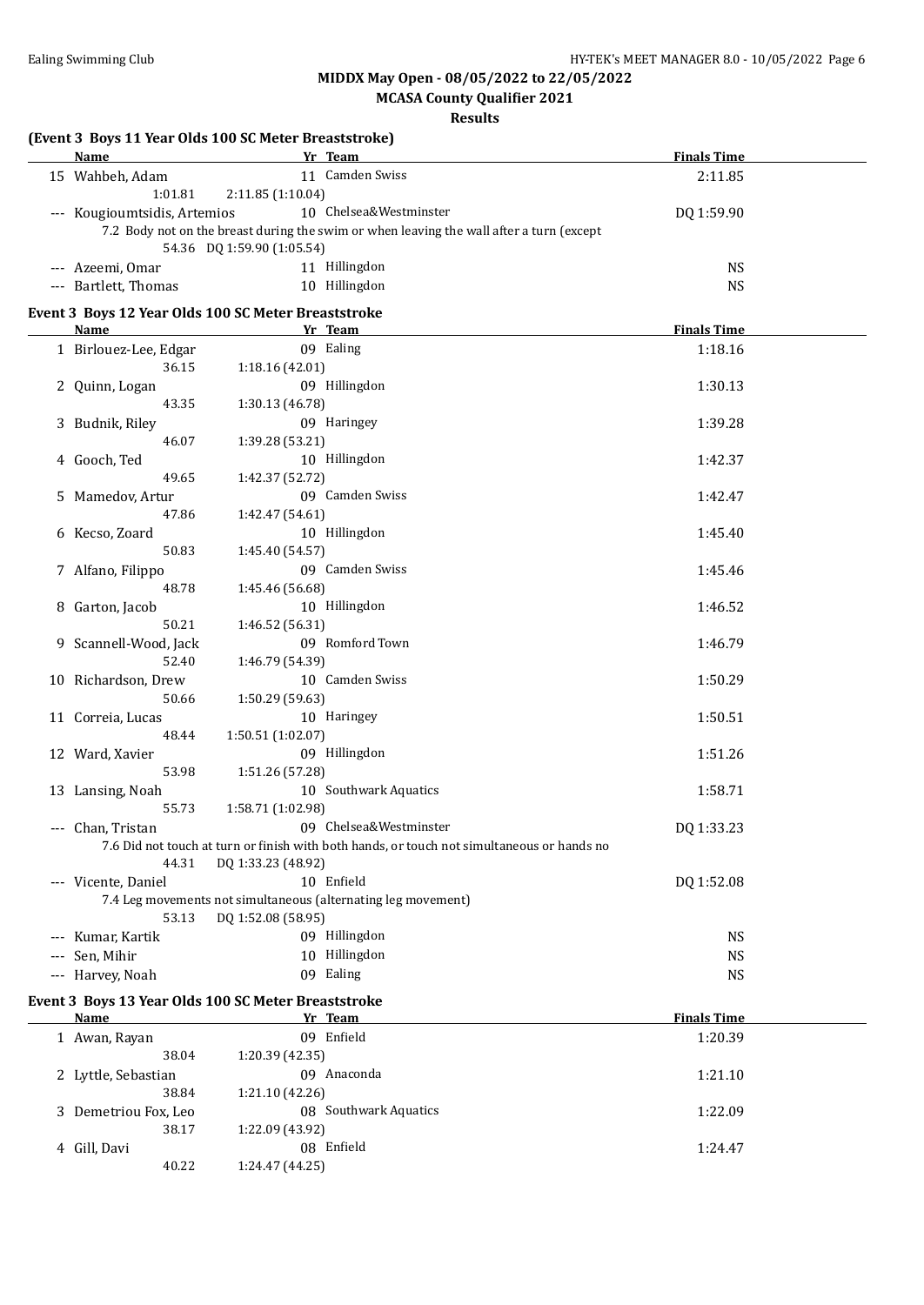**MIDDX May Open - 08/05/2022 to 22/05/2022**

**MCASA County Qualifier 2021**

**Results**

### (Event 3 Boys 11 Year Olds 100 SC Meter Breaststroke)

| Name | Yr | Team | Finals Time |
|---|---|---|---|
| 15 Wahbeh, Adam | 11 | Camden Swiss | 2:11.85 |
| 1:01.81 &nbsp; 2:11.85 (1:10.04) | | | |
| --- Kougioumtsidis, Artemios | 10 | Chelsea&Westminster | DQ 1:59.90 |
| 7.2 Body not on the breast during the swim or when leaving the wall after a turn (except | | | |
| 54.36 &nbsp; DQ 1:59.90 (1:05.54) | | | |
| --- Azeemi, Omar | 11 | Hillingdon | NS |
| --- Bartlett, Thomas | 10 | Hillingdon | NS |

### Event 3 Boys 12 Year Olds 100 SC Meter Breaststroke

| Name | Yr | Team | Finals Time |
|---|---|---|---|
| 1 Birlouez-Lee, Edgar | 09 | Ealing | 1:18.16 |
| 36.15 &nbsp; 1:18.16 (42.01) | | | |
| 2 Quinn, Logan | 09 | Hillingdon | 1:30.13 |
| 43.35 &nbsp; 1:30.13 (46.78) | | | |
| 3 Budnik, Riley | 09 | Haringey | 1:39.28 |
| 46.07 &nbsp; 1:39.28 (53.21) | | | |
| 4 Gooch, Ted | 10 | Hillingdon | 1:42.37 |
| 49.65 &nbsp; 1:42.37 (52.72) | | | |
| 5 Mamedov, Artur | 09 | Camden Swiss | 1:42.47 |
| 47.86 &nbsp; 1:42.47 (54.61) | | | |
| 6 Kecso, Zoard | 10 | Hillingdon | 1:45.40 |
| 50.83 &nbsp; 1:45.40 (54.57) | | | |
| 7 Alfano, Filippo | 09 | Camden Swiss | 1:45.46 |
| 48.78 &nbsp; 1:45.46 (56.68) | | | |
| 8 Garton, Jacob | 10 | Hillingdon | 1:46.52 |
| 50.21 &nbsp; 1:46.52 (56.31) | | | |
| 9 Scannell-Wood, Jack | 09 | Romford Town | 1:46.79 |
| 52.40 &nbsp; 1:46.79 (54.39) | | | |
| 10 Richardson, Drew | 10 | Camden Swiss | 1:50.29 |
| 50.66 &nbsp; 1:50.29 (59.63) | | | |
| 11 Correia, Lucas | 10 | Haringey | 1:50.51 |
| 48.44 &nbsp; 1:50.51 (1:02.07) | | | |
| 12 Ward, Xavier | 09 | Hillingdon | 1:51.26 |
| 53.98 &nbsp; 1:51.26 (57.28) | | | |
| 13 Lansing, Noah | 10 | Southwark Aquatics | 1:58.71 |
| 55.73 &nbsp; 1:58.71 (1:02.98) | | | |
| --- Chan, Tristan | 09 | Chelsea&Westminster | DQ 1:33.23 |
| 7.6 Did not touch at turn or finish with both hands, or touch not simultaneous or hands no | | | |
| 44.31 &nbsp; DQ 1:33.23 (48.92) | | | |
| --- Vicente, Daniel | 10 | Enfield | DQ 1:52.08 |
| 7.4 Leg movements not simultaneous (alternating leg movement) | | | |
| 53.13 &nbsp; DQ 1:52.08 (58.95) | | | |
| --- Kumar, Kartik | 09 | Hillingdon | NS |
| --- Sen, Mihir | 10 | Hillingdon | NS |
| --- Harvey, Noah | 09 | Ealing | NS |

### Event 3 Boys 13 Year Olds 100 SC Meter Breaststroke

| Name | Yr | Team | Finals Time |
|---|---|---|---|
| 1 Awan, Rayan | 09 | Enfield | 1:20.39 |
| 38.04 &nbsp; 1:20.39 (42.35) | | | |
| 2 Lyttle, Sebastian | 09 | Anaconda | 1:21.10 |
| 38.84 &nbsp; 1:21.10 (42.26) | | | |
| 3 Demetriou Fox, Leo | 08 | Southwark Aquatics | 1:22.09 |
| 38.17 &nbsp; 1:22.09 (43.92) | | | |
| 4 Gill, Davi | 08 | Enfield | 1:24.47 |
| 40.22 &nbsp; 1:24.47 (44.25) | | | |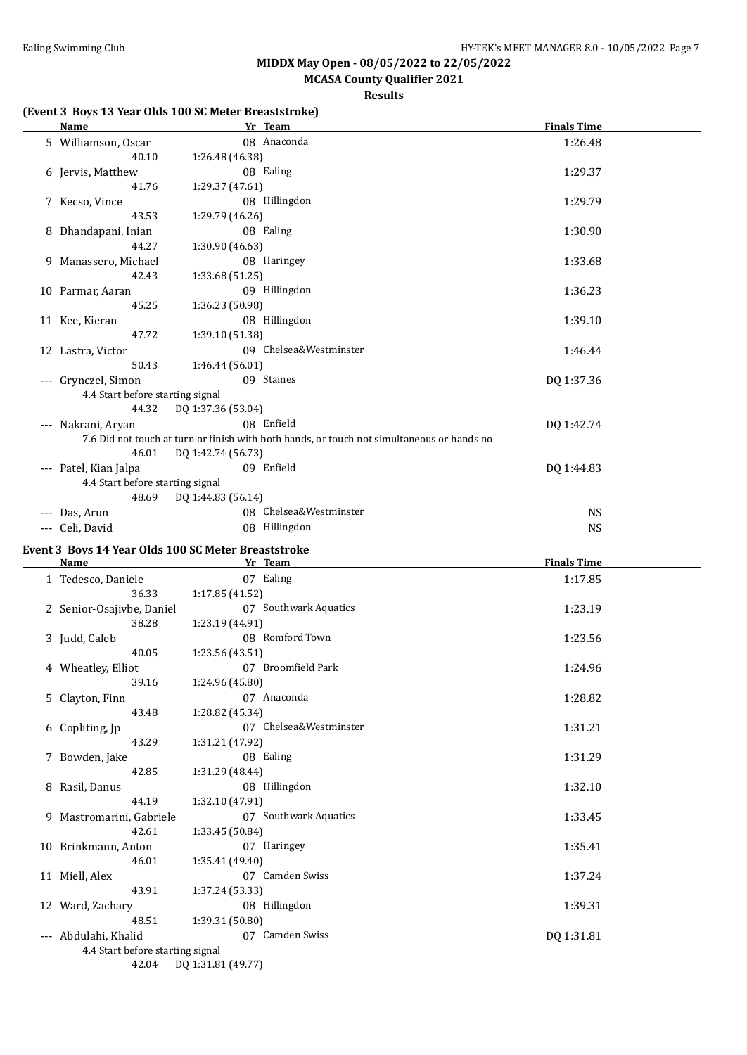**MIDDX May Open - 08/05/2022 to 22/05/2022**

**MCASA County Qualifier 2021**

**Results**

### (Event 3 Boys 13 Year Olds 100 SC Meter Breaststroke)

| | Name | Yr | Team | Finals Time |
|---|---|---|---|---|
| 5 | Williamson, Oscar | 08 | Anaconda | 1:26.48 |
| | 40.10 | 1:26.48 (46.38) | | |
| 6 | Jervis, Matthew | 08 | Ealing | 1:29.37 |
| | 41.76 | 1:29.37 (47.61) | | |
| 7 | Kecso, Vince | 08 | Hillingdon | 1:29.79 |
| | 43.53 | 1:29.79 (46.26) | | |
| 8 | Dhandapani, Inian | 08 | Ealing | 1:30.90 |
| | 44.27 | 1:30.90 (46.63) | | |
| 9 | Manassero, Michael | 08 | Haringey | 1:33.68 |
| | 42.43 | 1:33.68 (51.25) | | |
| 10 | Parmar, Aaran | 09 | Hillingdon | 1:36.23 |
| | 45.25 | 1:36.23 (50.98) | | |
| 11 | Kee, Kieran | 08 | Hillingdon | 1:39.10 |
| | 47.72 | 1:39.10 (51.38) | | |
| 12 | Lastra, Victor | 09 | Chelsea&Westminster | 1:46.44 |
| | 50.43 | 1:46.44 (56.01) | | |
| --- | Grynczel, Simon | 09 | Staines | DQ 1:37.36 |
| | 4.4 Start before starting signal | | | |
| | 44.32 | DQ 1:37.36 (53.04) | | |
| --- | Nakrani, Aryan | 08 | Enfield | DQ 1:42.74 |
| | 7.6 Did not touch at turn or finish with both hands, or touch not simultaneous or hands no | | | |
| | 46.01 | DQ 1:42.74 (56.73) | | |
| --- | Patel, Kian Jalpa | 09 | Enfield | DQ 1:44.83 |
| | 4.4 Start before starting signal | | | |
| | 48.69 | DQ 1:44.83 (56.14) | | |
| --- | Das, Arun | 08 | Chelsea&Westminster | NS |
| --- | Celi, David | 08 | Hillingdon | NS |

### Event 3 Boys 14 Year Olds 100 SC Meter Breaststroke

| | Name | Yr | Team | Finals Time |
|---|---|---|---|---|
| 1 | Tedesco, Daniele | 07 | Ealing | 1:17.85 |
| | 36.33 | 1:17.85 (41.52) | | |
| 2 | Senior-Osajivbe, Daniel | 07 | Southwark Aquatics | 1:23.19 |
| | 38.28 | 1:23.19 (44.91) | | |
| 3 | Judd, Caleb | 08 | Romford Town | 1:23.56 |
| | 40.05 | 1:23.56 (43.51) | | |
| 4 | Wheatley, Elliot | 07 | Broomfield Park | 1:24.96 |
| | 39.16 | 1:24.96 (45.80) | | |
| 5 | Clayton, Finn | 07 | Anaconda | 1:28.82 |
| | 43.48 | 1:28.82 (45.34) | | |
| 6 | Copliting, Jp | 07 | Chelsea&Westminster | 1:31.21 |
| | 43.29 | 1:31.21 (47.92) | | |
| 7 | Bowden, Jake | 08 | Ealing | 1:31.29 |
| | 42.85 | 1:31.29 (48.44) | | |
| 8 | Rasil, Danus | 08 | Hillingdon | 1:32.10 |
| | 44.19 | 1:32.10 (47.91) | | |
| 9 | Mastromarini, Gabriele | 07 | Southwark Aquatics | 1:33.45 |
| | 42.61 | 1:33.45 (50.84) | | |
| 10 | Brinkmann, Anton | 07 | Haringey | 1:35.41 |
| | 46.01 | 1:35.41 (49.40) | | |
| 11 | Miell, Alex | 07 | Camden Swiss | 1:37.24 |
| | 43.91 | 1:37.24 (53.33) | | |
| 12 | Ward, Zachary | 08 | Hillingdon | 1:39.31 |
| | 48.51 | 1:39.31 (50.80) | | |
| --- | Abdulahi, Khalid | 07 | Camden Swiss | DQ 1:31.81 |
| | 4.4 Start before starting signal | | | |
| | 42.04 | DQ 1:31.81 (49.77) | | |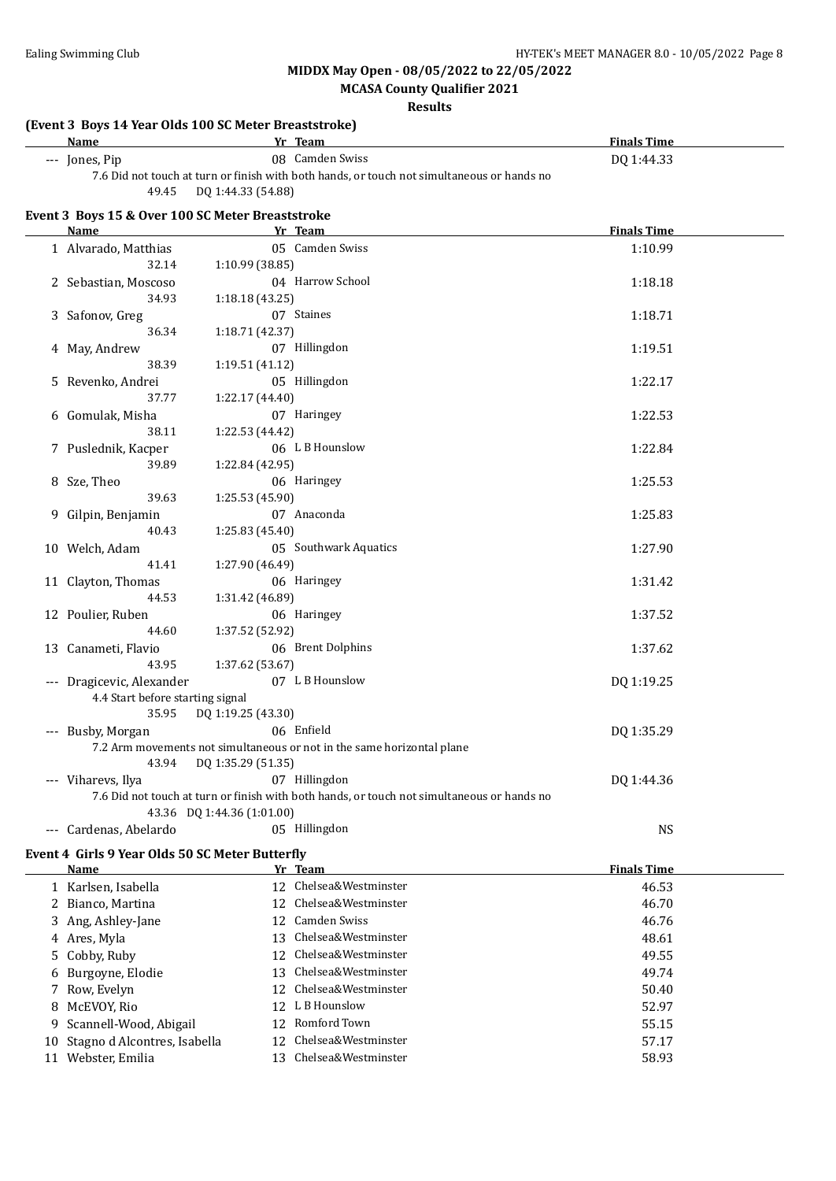MIDDX May Open - 08/05/2022 to 22/05/2022

MCASA County Qualifier 2021

Results

### (Event 3 Boys 14 Year Olds 100 SC Meter Breaststroke)

| | Name | Yr | Team | Finals Time |
|---|---|---|---|---|
| --- | Jones, Pip | 08 | Camden Swiss | DQ 1:44.33 |
| | 7.6 Did not touch at turn or finish with both hands, or touch not simultaneous or hands no | | | |
| | 49.45 DQ 1:44.33 (54.88) | | | |

### Event 3 Boys 15 & Over 100 SC Meter Breaststroke

| | Name | Yr | Team | Finals Time |
|---|---|---|---|---|
| 1 | Alvarado, Matthias | 05 | Camden Swiss | 1:10.99 |
| | 32.14 1:10.99 (38.85) | | | |
| 2 | Sebastian, Moscoso | 04 | Harrow School | 1:18.18 |
| | 34.93 1:18.18 (43.25) | | | |
| 3 | Safonov, Greg | 07 | Staines | 1:18.71 |
| | 36.34 1:18.71 (42.37) | | | |
| 4 | May, Andrew | 07 | Hillingdon | 1:19.51 |
| | 38.39 1:19.51 (41.12) | | | |
| 5 | Revenko, Andrei | 05 | Hillingdon | 1:22.17 |
| | 37.77 1:22.17 (44.40) | | | |
| 6 | Gomulak, Misha | 07 | Haringey | 1:22.53 |
| | 38.11 1:22.53 (44.42) | | | |
| 7 | Puslednik, Kacper | 06 | L B Hounslow | 1:22.84 |
| | 39.89 1:22.84 (42.95) | | | |
| 8 | Sze, Theo | 06 | Haringey | 1:25.53 |
| | 39.63 1:25.53 (45.90) | | | |
| 9 | Gilpin, Benjamin | 07 | Anaconda | 1:25.83 |
| | 40.43 1:25.83 (45.40) | | | |
| 10 | Welch, Adam | 05 | Southwark Aquatics | 1:27.90 |
| | 41.41 1:27.90 (46.49) | | | |
| 11 | Clayton, Thomas | 06 | Haringey | 1:31.42 |
| | 44.53 1:31.42 (46.89) | | | |
| 12 | Poulier, Ruben | 06 | Haringey | 1:37.52 |
| | 44.60 1:37.52 (52.92) | | | |
| 13 | Canameti, Flavio | 06 | Brent Dolphins | 1:37.62 |
| | 43.95 1:37.62 (53.67) | | | |
| --- | Dragicevic, Alexander | 07 | L B Hounslow | DQ 1:19.25 |
| | 4.4 Start before starting signal | | | |
| | 35.95 DQ 1:19.25 (43.30) | | | |
| --- | Busby, Morgan | 06 | Enfield | DQ 1:35.29 |
| | 7.2 Arm movements not simultaneous or not in the same horizontal plane | | | |
| | 43.94 DQ 1:35.29 (51.35) | | | |
| --- | Viharevs, Ilya | 07 | Hillingdon | DQ 1:44.36 |
| | 7.6 Did not touch at turn or finish with both hands, or touch not simultaneous or hands no | | | |
| | 43.36 DQ 1:44.36 (1:01.00) | | | |
| --- | Cardenas, Abelardo | 05 | Hillingdon | NS |

### Event 4 Girls 9 Year Olds 50 SC Meter Butterfly

| | Name | Yr | Team | Finals Time |
|---|---|---|---|---|
| 1 | Karlsen, Isabella | 12 | Chelsea&Westminster | 46.53 |
| 2 | Bianco, Martina | 12 | Chelsea&Westminster | 46.70 |
| 3 | Ang, Ashley-Jane | 12 | Camden Swiss | 46.76 |
| 4 | Ares, Myla | 13 | Chelsea&Westminster | 48.61 |
| 5 | Cobby, Ruby | 12 | Chelsea&Westminster | 49.55 |
| 6 | Burgoyne, Elodie | 13 | Chelsea&Westminster | 49.74 |
| 7 | Row, Evelyn | 12 | Chelsea&Westminster | 50.40 |
| 8 | McEVOY, Rio | 12 | L B Hounslow | 52.97 |
| 9 | Scannell-Wood, Abigail | 12 | Romford Town | 55.15 |
| 10 | Stagno d Alcontres, Isabella | 12 | Chelsea&Westminster | 57.17 |
| 11 | Webster, Emilia | 13 | Chelsea&Westminster | 58.93 |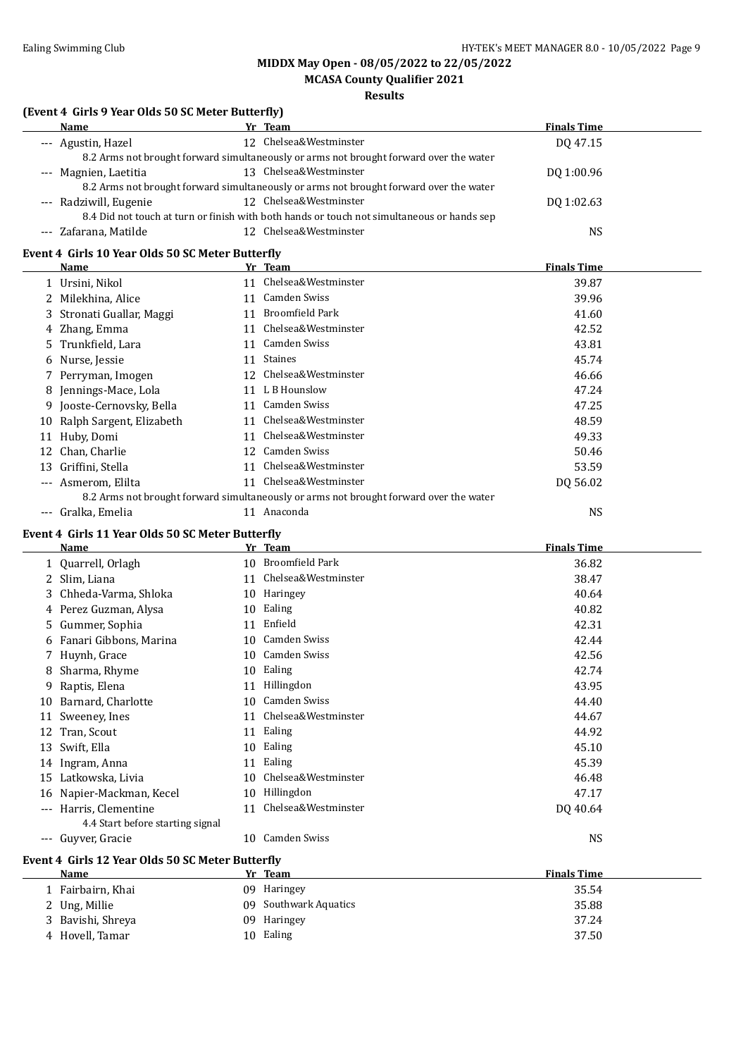**MIDDX May Open - 08/05/2022 to 22/05/2022**

**MCASA County Qualifier 2021**

**Results**

### (Event 4 Girls 9 Year Olds 50 SC Meter Butterfly)

| | Name | Yr | Team | Finals Time |
|---|---|---|---|---|
| --- | Agustin, Hazel | 12 | Chelsea&Westminster | DQ 47.15 |
| | 8.2 Arms not brought forward simultaneously or arms not brought forward over the water | | | |
| --- | Magnien, Laetitia | 13 | Chelsea&Westminster | DQ 1:00.96 |
| | 8.2 Arms not brought forward simultaneously or arms not brought forward over the water | | | |
| --- | Radziwill, Eugenie | 12 | Chelsea&Westminster | DQ 1:02.63 |
| | 8.4 Did not touch at turn or finish with both hands or touch not simultaneous or hands sep | | | |
| --- | Zafarana, Matilde | 12 | Chelsea&Westminster | NS |

### Event 4 Girls 10 Year Olds 50 SC Meter Butterfly

| | Name | Yr | Team | Finals Time |
|---|---|---|---|---|
| 1 | Ursini, Nikol | 11 | Chelsea&Westminster | 39.87 |
| 2 | Milekhina, Alice | 11 | Camden Swiss | 39.96 |
| 3 | Stronati Guallar, Maggi | 11 | Broomfield Park | 41.60 |
| 4 | Zhang, Emma | 11 | Chelsea&Westminster | 42.52 |
| 5 | Trunkfield, Lara | 11 | Camden Swiss | 43.81 |
| 6 | Nurse, Jessie | 11 | Staines | 45.74 |
| 7 | Perryman, Imogen | 12 | Chelsea&Westminster | 46.66 |
| 8 | Jennings-Mace, Lola | 11 | L B Hounslow | 47.24 |
| 9 | Jooste-Cernovsky, Bella | 11 | Camden Swiss | 47.25 |
| 10 | Ralph Sargent, Elizabeth | 11 | Chelsea&Westminster | 48.59 |
| 11 | Huby, Domi | 11 | Chelsea&Westminster | 49.33 |
| 12 | Chan, Charlie | 12 | Camden Swiss | 50.46 |
| 13 | Griffini, Stella | 11 | Chelsea&Westminster | 53.59 |
| --- | Asmerom, Elilta | 11 | Chelsea&Westminster | DQ 56.02 |
| | 8.2 Arms not brought forward simultaneously or arms not brought forward over the water | | | |
| --- | Gralka, Emelia | 11 | Anaconda | NS |

### Event 4 Girls 11 Year Olds 50 SC Meter Butterfly

| | Name | Yr | Team | Finals Time |
|---|---|---|---|---|
| 1 | Quarrell, Orlagh | 10 | Broomfield Park | 36.82 |
| 2 | Slim, Liana | 11 | Chelsea&Westminster | 38.47 |
| 3 | Chheda-Varma, Shloka | 10 | Haringey | 40.64 |
| 4 | Perez Guzman, Alysa | 10 | Ealing | 40.82 |
| 5 | Gummer, Sophia | 11 | Enfield | 42.31 |
| 6 | Fanari Gibbons, Marina | 10 | Camden Swiss | 42.44 |
| 7 | Huynh, Grace | 10 | Camden Swiss | 42.56 |
| 8 | Sharma, Rhyme | 10 | Ealing | 42.74 |
| 9 | Raptis, Elena | 11 | Hillingdon | 43.95 |
| 10 | Barnard, Charlotte | 10 | Camden Swiss | 44.40 |
| 11 | Sweeney, Ines | 11 | Chelsea&Westminster | 44.67 |
| 12 | Tran, Scout | 11 | Ealing | 44.92 |
| 13 | Swift, Ella | 10 | Ealing | 45.10 |
| 14 | Ingram, Anna | 11 | Ealing | 45.39 |
| 15 | Latkowska, Livia | 10 | Chelsea&Westminster | 46.48 |
| 16 | Napier-Mackman, Kecel | 10 | Hillingdon | 47.17 |
| --- | Harris, Clementine | 11 | Chelsea&Westminster | DQ 40.64 |
| | 4.4 Start before starting signal | | | |
| --- | Guyver, Gracie | 10 | Camden Swiss | NS |

### Event 4 Girls 12 Year Olds 50 SC Meter Butterfly

| | Name | Yr | Team | Finals Time |
|---|---|---|---|---|
| 1 | Fairbairn, Khai | 09 | Haringey | 35.54 |
| 2 | Ung, Millie | 09 | Southwark Aquatics | 35.88 |
| 3 | Bavishi, Shreya | 09 | Haringey | 37.24 |
| 4 | Hovell, Tamar | 10 | Ealing | 37.50 |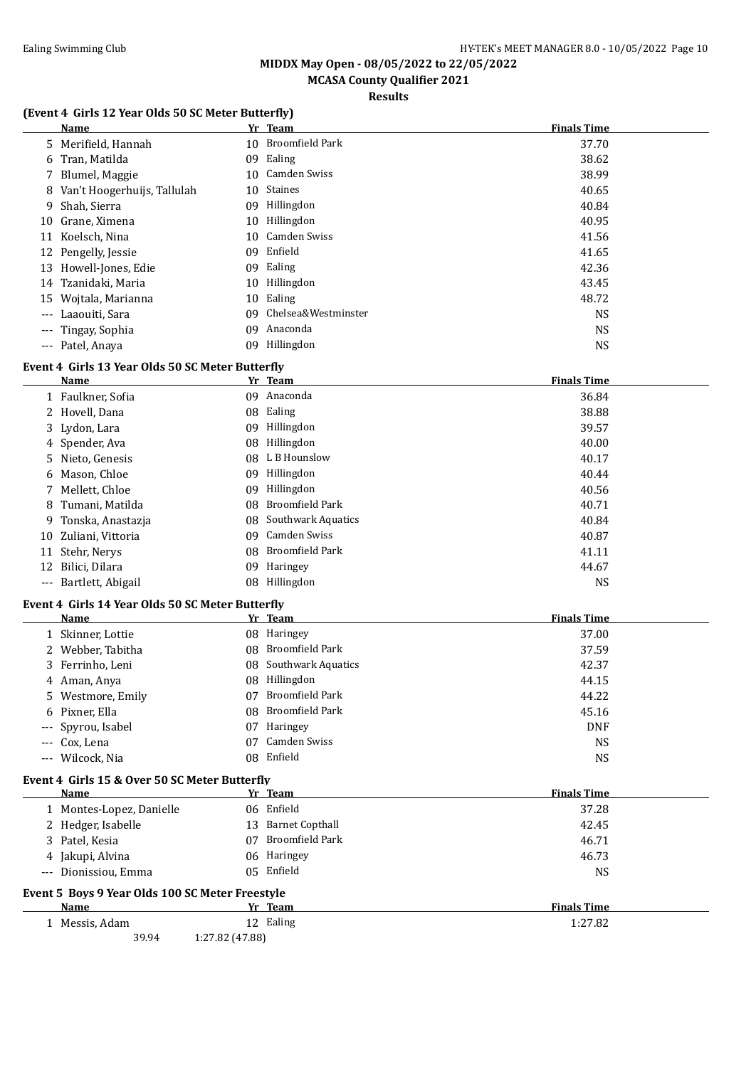# MIDDX May Open - 08/05/2022 to 22/05/2022

## MCASA County Qualifier 2021

### Results

#### (Event 4 Girls 12 Year Olds 50 SC Meter Butterfly)

| | Name | Yr | Team | Finals Time |
|---|---|---|---|---|
| 5 | Merifield, Hannah | 10 | Broomfield Park | 37.70 |
| 6 | Tran, Matilda | 09 | Ealing | 38.62 |
| 7 | Blumel, Maggie | 10 | Camden Swiss | 38.99 |
| 8 | Van't Hoogerhuijs, Tallulah | 10 | Staines | 40.65 |
| 9 | Shah, Sierra | 09 | Hillingdon | 40.84 |
| 10 | Grane, Ximena | 10 | Hillingdon | 40.95 |
| 11 | Koelsch, Nina | 10 | Camden Swiss | 41.56 |
| 12 | Pengelly, Jessie | 09 | Enfield | 41.65 |
| 13 | Howell-Jones, Edie | 09 | Ealing | 42.36 |
| 14 | Tzanidaki, Maria | 10 | Hillingdon | 43.45 |
| 15 | Wojtala, Marianna | 10 | Ealing | 48.72 |
| --- | Laaouiti, Sara | 09 | Chelsea&Westminster | NS |
| --- | Tingay, Sophia | 09 | Anaconda | NS |
| --- | Patel, Anaya | 09 | Hillingdon | NS |

#### Event 4 Girls 13 Year Olds 50 SC Meter Butterfly

| | Name | Yr | Team | Finals Time |
|---|---|---|---|---|
| 1 | Faulkner, Sofia | 09 | Anaconda | 36.84 |
| 2 | Hovell, Dana | 08 | Ealing | 38.88 |
| 3 | Lydon, Lara | 09 | Hillingdon | 39.57 |
| 4 | Spender, Ava | 08 | Hillingdon | 40.00 |
| 5 | Nieto, Genesis | 08 | L B Hounslow | 40.17 |
| 6 | Mason, Chloe | 09 | Hillingdon | 40.44 |
| 7 | Mellett, Chloe | 09 | Hillingdon | 40.56 |
| 8 | Tumani, Matilda | 08 | Broomfield Park | 40.71 |
| 9 | Tonska, Anastazja | 08 | Southwark Aquatics | 40.84 |
| 10 | Zuliani, Vittoria | 09 | Camden Swiss | 40.87 |
| 11 | Stehr, Nerys | 08 | Broomfield Park | 41.11 |
| 12 | Bilici, Dilara | 09 | Haringey | 44.67 |
| --- | Bartlett, Abigail | 08 | Hillingdon | NS |

#### Event 4 Girls 14 Year Olds 50 SC Meter Butterfly

| | Name | Yr | Team | Finals Time |
|---|---|---|---|---|
| 1 | Skinner, Lottie | 08 | Haringey | 37.00 |
| 2 | Webber, Tabitha | 08 | Broomfield Park | 37.59 |
| 3 | Ferrinho, Leni | 08 | Southwark Aquatics | 42.37 |
| 4 | Aman, Anya | 08 | Hillingdon | 44.15 |
| 5 | Westmore, Emily | 07 | Broomfield Park | 44.22 |
| 6 | Pixner, Ella | 08 | Broomfield Park | 45.16 |
| --- | Spyrou, Isabel | 07 | Haringey | DNF |
| --- | Cox, Lena | 07 | Camden Swiss | NS |
| --- | Wilcock, Nia | 08 | Enfield | NS |

#### Event 4 Girls 15 & Over 50 SC Meter Butterfly

| | Name | Yr | Team | Finals Time |
|---|---|---|---|---|
| 1 | Montes-Lopez, Danielle | 06 | Enfield | 37.28 |
| 2 | Hedger, Isabelle | 13 | Barnet Copthall | 42.45 |
| 3 | Patel, Kesia | 07 | Broomfield Park | 46.71 |
| 4 | Jakupi, Alvina | 06 | Haringey | 46.73 |
| --- | Dionissiou, Emma | 05 | Enfield | NS |

#### Event 5 Boys 9 Year Olds 100 SC Meter Freestyle

| | Name | Yr | Team | Finals Time |
|---|---|---|---|---|
| 1 | Messis, Adam | 12 | Ealing | 1:27.82 |
| | 39.94 | 1:27.82 (47.88) | | |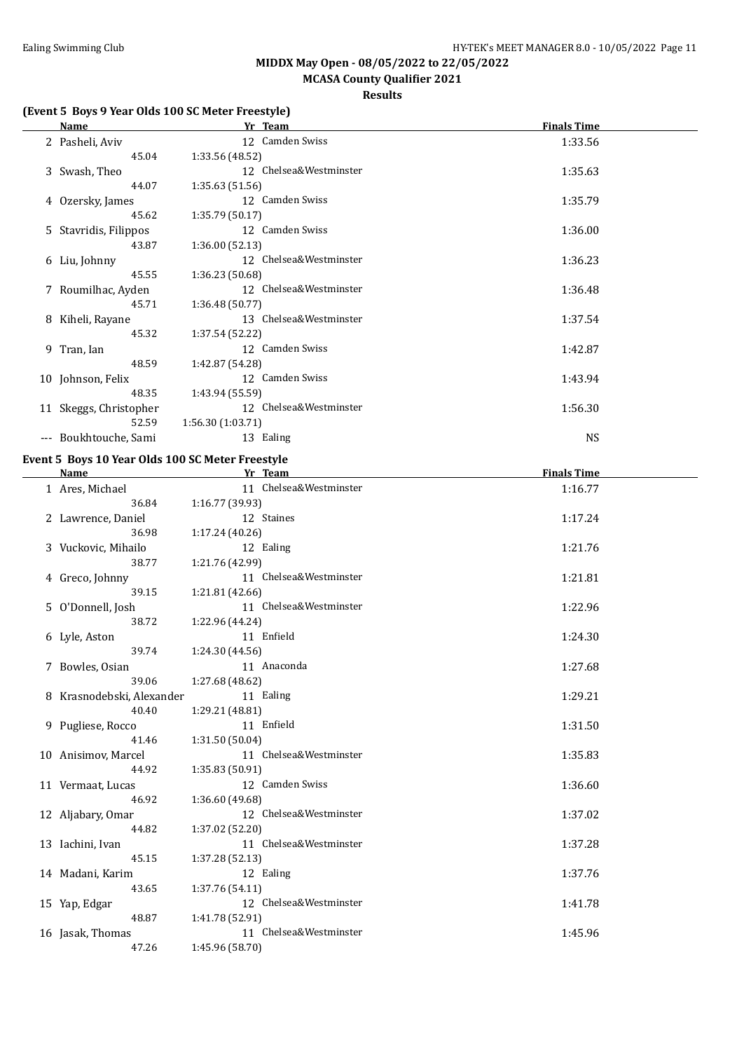## MIDDX May Open - 08/05/2022 to 22/05/2022

### MCASA County Qualifier 2021

### Results

**(Event 5 Boys 9 Year Olds 100 SC Meter Freestyle)**

| | Name | Yr | Team | Finals Time |
|---|---|---|---|---|
| 2 | Pasheli, Aviv | 12 | Camden Swiss | 1:33.56 |
| | 45.04 | 1:33.56 (48.52) | | |
| 3 | Swash, Theo | 12 | Chelsea&Westminster | 1:35.63 |
| | 44.07 | 1:35.63 (51.56) | | |
| 4 | Ozersky, James | 12 | Camden Swiss | 1:35.79 |
| | 45.62 | 1:35.79 (50.17) | | |
| 5 | Stavridis, Filippos | 12 | Camden Swiss | 1:36.00 |
| | 43.87 | 1:36.00 (52.13) | | |
| 6 | Liu, Johnny | 12 | Chelsea&Westminster | 1:36.23 |
| | 45.55 | 1:36.23 (50.68) | | |
| 7 | Roumilhac, Ayden | 12 | Chelsea&Westminster | 1:36.48 |
| | 45.71 | 1:36.48 (50.77) | | |
| 8 | Kiheli, Rayane | 13 | Chelsea&Westminster | 1:37.54 |
| | 45.32 | 1:37.54 (52.22) | | |
| 9 | Tran, Ian | 12 | Camden Swiss | 1:42.87 |
| | 48.59 | 1:42.87 (54.28) | | |
| 10 | Johnson, Felix | 12 | Camden Swiss | 1:43.94 |
| | 48.35 | 1:43.94 (55.59) | | |
| 11 | Skeggs, Christopher | 12 | Chelsea&Westminster | 1:56.30 |
| | 52.59 | 1:56.30 (1:03.71) | | |
| --- | Boukhtouche, Sami | 13 | Ealing | NS |

**Event 5 Boys 10 Year Olds 100 SC Meter Freestyle**

| | Name | Yr | Team | Finals Time |
|---|---|---|---|---|
| 1 | Ares, Michael | 11 | Chelsea&Westminster | 1:16.77 |
| | 36.84 | 1:16.77 (39.93) | | |
| 2 | Lawrence, Daniel | 12 | Staines | 1:17.24 |
| | 36.98 | 1:17.24 (40.26) | | |
| 3 | Vuckovic, Mihailo | 12 | Ealing | 1:21.76 |
| | 38.77 | 1:21.76 (42.99) | | |
| 4 | Greco, Johnny | 11 | Chelsea&Westminster | 1:21.81 |
| | 39.15 | 1:21.81 (42.66) | | |
| 5 | O'Donnell, Josh | 11 | Chelsea&Westminster | 1:22.96 |
| | 38.72 | 1:22.96 (44.24) | | |
| 6 | Lyle, Aston | 11 | Enfield | 1:24.30 |
| | 39.74 | 1:24.30 (44.56) | | |
| 7 | Bowles, Osian | 11 | Anaconda | 1:27.68 |
| | 39.06 | 1:27.68 (48.62) | | |
| 8 | Krasnodebski, Alexander | 11 | Ealing | 1:29.21 |
| | 40.40 | 1:29.21 (48.81) | | |
| 9 | Pugliese, Rocco | 11 | Enfield | 1:31.50 |
| | 41.46 | 1:31.50 (50.04) | | |
| 10 | Anisimov, Marcel | 11 | Chelsea&Westminster | 1:35.83 |
| | 44.92 | 1:35.83 (50.91) | | |
| 11 | Vermaat, Lucas | 12 | Camden Swiss | 1:36.60 |
| | 46.92 | 1:36.60 (49.68) | | |
| 12 | Aljabary, Omar | 12 | Chelsea&Westminster | 1:37.02 |
| | 44.82 | 1:37.02 (52.20) | | |
| 13 | Iachini, Ivan | 11 | Chelsea&Westminster | 1:37.28 |
| | 45.15 | 1:37.28 (52.13) | | |
| 14 | Madani, Karim | 12 | Ealing | 1:37.76 |
| | 43.65 | 1:37.76 (54.11) | | |
| 15 | Yap, Edgar | 12 | Chelsea&Westminster | 1:41.78 |
| | 48.87 | 1:41.78 (52.91) | | |
| 16 | Jasak, Thomas | 11 | Chelsea&Westminster | 1:45.96 |
| | 47.26 | 1:45.96 (58.70) | | |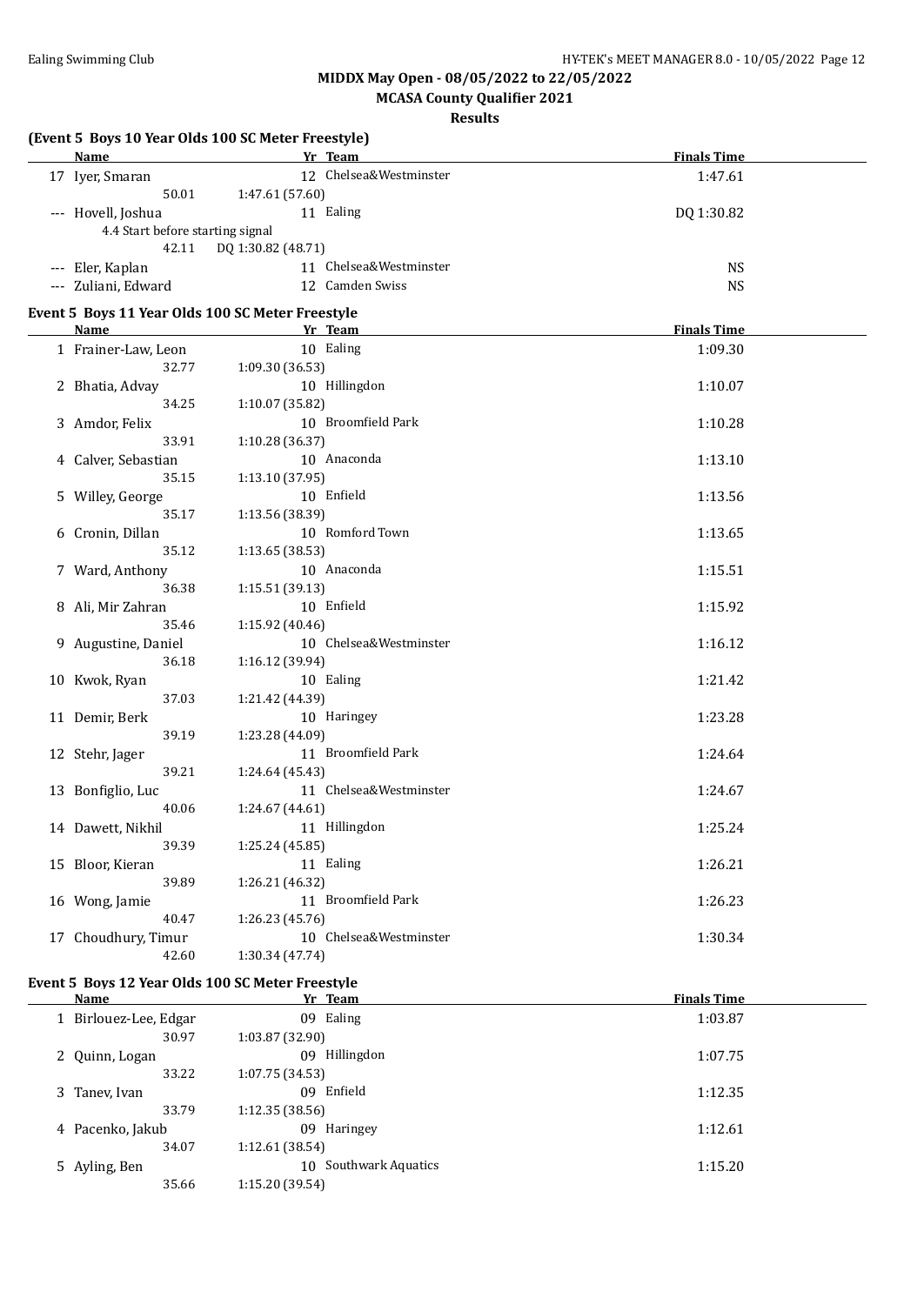# MIDDX May Open - 08/05/2022 to 22/05/2022

## MCASA County Qualifier 2021

### Results

**(Event 5 Boys 10 Year Olds 100 SC Meter Freestyle)**

| Name | | Yr | Team | Finals Time |
|---|---|---|---|---|
| 17 Iyer, Smaran | | 12 | Chelsea&Westminster | 1:47.61 |
| 50.01 | 1:47.61 (57.60) | | | |
| --- Hovell, Joshua | | 11 | Ealing | DQ 1:30.82 |
| 4.4 Start before starting signal | | | | |
| 42.11 | DQ 1:30.82 (48.71) | | | |
| --- Eler, Kaplan | | 11 | Chelsea&Westminster | NS |
| --- Zuliani, Edward | | 12 | Camden Swiss | NS |

**Event 5 Boys 11 Year Olds 100 SC Meter Freestyle**

| Name | | Yr | Team | Finals Time |
|---|---|---|---|---|
| 1 Frainer-Law, Leon | | 10 | Ealing | 1:09.30 |
| 32.77 | 1:09.30 (36.53) | | | |
| 2 Bhatia, Advay | | 10 | Hillingdon | 1:10.07 |
| 34.25 | 1:10.07 (35.82) | | | |
| 3 Amdor, Felix | | 10 | Broomfield Park | 1:10.28 |
| 33.91 | 1:10.28 (36.37) | | | |
| 4 Calver, Sebastian | | 10 | Anaconda | 1:13.10 |
| 35.15 | 1:13.10 (37.95) | | | |
| 5 Willey, George | | 10 | Enfield | 1:13.56 |
| 35.17 | 1:13.56 (38.39) | | | |
| 6 Cronin, Dillan | | 10 | Romford Town | 1:13.65 |
| 35.12 | 1:13.65 (38.53) | | | |
| 7 Ward, Anthony | | 10 | Anaconda | 1:15.51 |
| 36.38 | 1:15.51 (39.13) | | | |
| 8 Ali, Mir Zahran | | 10 | Enfield | 1:15.92 |
| 35.46 | 1:15.92 (40.46) | | | |
| 9 Augustine, Daniel | | 10 | Chelsea&Westminster | 1:16.12 |
| 36.18 | 1:16.12 (39.94) | | | |
| 10 Kwok, Ryan | | 10 | Ealing | 1:21.42 |
| 37.03 | 1:21.42 (44.39) | | | |
| 11 Demir, Berk | | 10 | Haringey | 1:23.28 |
| 39.19 | 1:23.28 (44.09) | | | |
| 12 Stehr, Jager | | 11 | Broomfield Park | 1:24.64 |
| 39.21 | 1:24.64 (45.43) | | | |
| 13 Bonfiglio, Luc | | 11 | Chelsea&Westminster | 1:24.67 |
| 40.06 | 1:24.67 (44.61) | | | |
| 14 Dawett, Nikhil | | 11 | Hillingdon | 1:25.24 |
| 39.39 | 1:25.24 (45.85) | | | |
| 15 Bloor, Kieran | | 11 | Ealing | 1:26.21 |
| 39.89 | 1:26.21 (46.32) | | | |
| 16 Wong, Jamie | | 11 | Broomfield Park | 1:26.23 |
| 40.47 | 1:26.23 (45.76) | | | |
| 17 Choudhury, Timur | | 10 | Chelsea&Westminster | 1:30.34 |
| 42.60 | 1:30.34 (47.74) | | | |

**Event 5 Boys 12 Year Olds 100 SC Meter Freestyle**

| Name | | Yr | Team | Finals Time |
|---|---|---|---|---|
| 1 Birlouez-Lee, Edgar | | 09 | Ealing | 1:03.87 |
| 30.97 | 1:03.87 (32.90) | | | |
| 2 Quinn, Logan | | 09 | Hillingdon | 1:07.75 |
| 33.22 | 1:07.75 (34.53) | | | |
| 3 Tanev, Ivan | | 09 | Enfield | 1:12.35 |
| 33.79 | 1:12.35 (38.56) | | | |
| 4 Pacenko, Jakub | | 09 | Haringey | 1:12.61 |
| 34.07 | 1:12.61 (38.54) | | | |
| 5 Ayling, Ben | | 10 | Southwark Aquatics | 1:15.20 |
| 35.66 | 1:15.20 (39.54) | | | |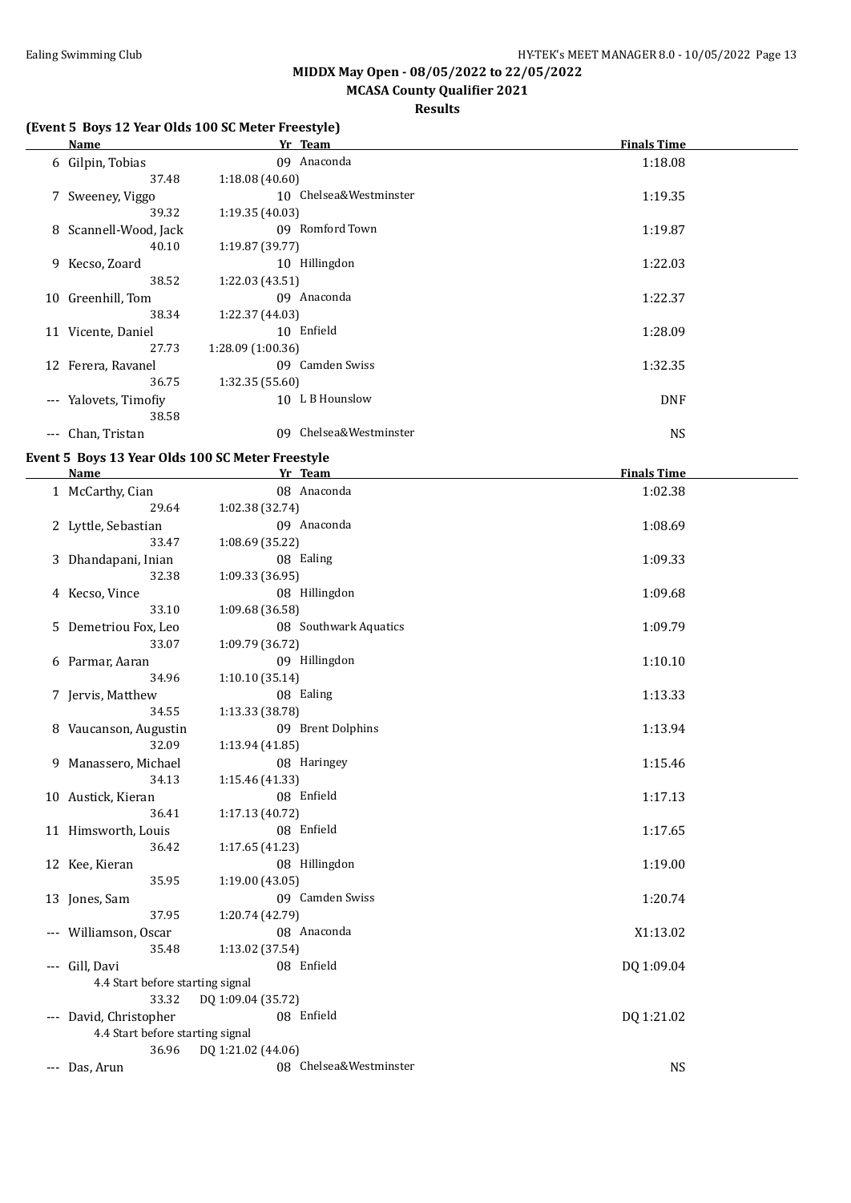## MIDDX May Open - 08/05/2022 to 22/05/2022

### MCASA County Qualifier 2021

### Results

#### (Event 5 Boys 12 Year Olds 100 SC Meter Freestyle)

| | Name | Yr | Team | Finals Time |
|---|---|---|---|---|
| 6 | Gilpin, Tobias | 09 | Anaconda | 1:18.08 |
| | 37.48 | 1:18.08 (40.60) | | |
| 7 | Sweeney, Viggo | 10 | Chelsea&Westminster | 1:19.35 |
| | 39.32 | 1:19.35 (40.03) | | |
| 8 | Scannell-Wood, Jack | 09 | Romford Town | 1:19.87 |
| | 40.10 | 1:19.87 (39.77) | | |
| 9 | Kecso, Zoard | 10 | Hillingdon | 1:22.03 |
| | 38.52 | 1:22.03 (43.51) | | |
| 10 | Greenhill, Tom | 09 | Anaconda | 1:22.37 |
| | 38.34 | 1:22.37 (44.03) | | |
| 11 | Vicente, Daniel | 10 | Enfield | 1:28.09 |
| | 27.73 | 1:28.09 (1:00.36) | | |
| 12 | Ferera, Ravanel | 09 | Camden Swiss | 1:32.35 |
| | 36.75 | 1:32.35 (55.60) | | |
| --- | Yalovets, Timofiy | 10 | L B Hounslow | DNF |
| | 38.58 | | | |
| --- | Chan, Tristan | 09 | Chelsea&Westminster | NS |

#### Event 5 Boys 13 Year Olds 100 SC Meter Freestyle

| | Name | Yr | Team | Finals Time |
|---|---|---|---|---|
| 1 | McCarthy, Cian | 08 | Anaconda | 1:02.38 |
| | 29.64 | 1:02.38 (32.74) | | |
| 2 | Lyttle, Sebastian | 09 | Anaconda | 1:08.69 |
| | 33.47 | 1:08.69 (35.22) | | |
| 3 | Dhandapani, Inian | 08 | Ealing | 1:09.33 |
| | 32.38 | 1:09.33 (36.95) | | |
| 4 | Kecso, Vince | 08 | Hillingdon | 1:09.68 |
| | 33.10 | 1:09.68 (36.58) | | |
| 5 | Demetriou Fox, Leo | 08 | Southwark Aquatics | 1:09.79 |
| | 33.07 | 1:09.79 (36.72) | | |
| 6 | Parmar, Aaran | 09 | Hillingdon | 1:10.10 |
| | 34.96 | 1:10.10 (35.14) | | |
| 7 | Jervis, Matthew | 08 | Ealing | 1:13.33 |
| | 34.55 | 1:13.33 (38.78) | | |
| 8 | Vaucanson, Augustin | 09 | Brent Dolphins | 1:13.94 |
| | 32.09 | 1:13.94 (41.85) | | |
| 9 | Manassero, Michael | 08 | Haringey | 1:15.46 |
| | 34.13 | 1:15.46 (41.33) | | |
| 10 | Austick, Kieran | 08 | Enfield | 1:17.13 |
| | 36.41 | 1:17.13 (40.72) | | |
| 11 | Himsworth, Louis | 08 | Enfield | 1:17.65 |
| | 36.42 | 1:17.65 (41.23) | | |
| 12 | Kee, Kieran | 08 | Hillingdon | 1:19.00 |
| | 35.95 | 1:19.00 (43.05) | | |
| 13 | Jones, Sam | 09 | Camden Swiss | 1:20.74 |
| | 37.95 | 1:20.74 (42.79) | | |
| --- | Williamson, Oscar | 08 | Anaconda | X1:13.02 |
| | 35.48 | 1:13.02 (37.54) | | |
| --- | Gill, Davi | 08 | Enfield | DQ 1:09.04 |
| | 4.4 Start before starting signal | | | |
| | 33.32 | DQ 1:09.04 (35.72) | | |
| --- | David, Christopher | 08 | Enfield | DQ 1:21.02 |
| | 4.4 Start before starting signal | | | |
| | 36.96 | DQ 1:21.02 (44.06) | | |
| --- | Das, Arun | 08 | Chelsea&Westminster | NS |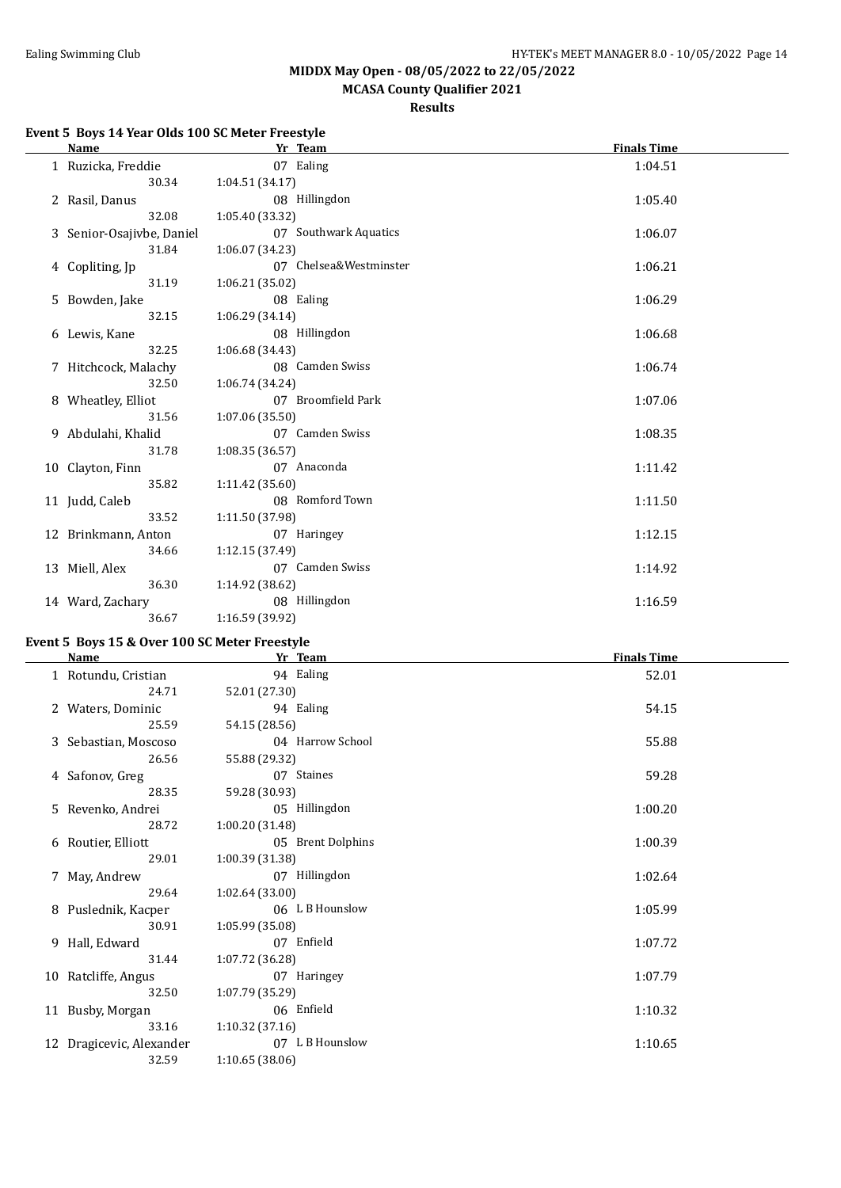# MIDDX May Open - 08/05/2022 to 22/05/2022

## MCASA County Qualifier 2021

### Results

**Event 5 Boys 14 Year Olds 100 SC Meter Freestyle**

| | Name | Yr | Team | Finals Time |
|---|---|---|---|---|
| 1 | Ruzicka, Freddie | 07 | Ealing | 1:04.51 |
| | 30.34 | 1:04.51 (34.17) | | |
| 2 | Rasil, Danus | 08 | Hillingdon | 1:05.40 |
| | 32.08 | 1:05.40 (33.32) | | |
| 3 | Senior-Osajivbe, Daniel | 07 | Southwark Aquatics | 1:06.07 |
| | 31.84 | 1:06.07 (34.23) | | |
| 4 | Copliting, Jp | 07 | Chelsea&Westminster | 1:06.21 |
| | 31.19 | 1:06.21 (35.02) | | |
| 5 | Bowden, Jake | 08 | Ealing | 1:06.29 |
| | 32.15 | 1:06.29 (34.14) | | |
| 6 | Lewis, Kane | 08 | Hillingdon | 1:06.68 |
| | 32.25 | 1:06.68 (34.43) | | |
| 7 | Hitchcock, Malachy | 08 | Camden Swiss | 1:06.74 |
| | 32.50 | 1:06.74 (34.24) | | |
| 8 | Wheatley, Elliot | 07 | Broomfield Park | 1:07.06 |
| | 31.56 | 1:07.06 (35.50) | | |
| 9 | Abdulahi, Khalid | 07 | Camden Swiss | 1:08.35 |
| | 31.78 | 1:08.35 (36.57) | | |
| 10 | Clayton, Finn | 07 | Anaconda | 1:11.42 |
| | 35.82 | 1:11.42 (35.60) | | |
| 11 | Judd, Caleb | 08 | Romford Town | 1:11.50 |
| | 33.52 | 1:11.50 (37.98) | | |
| 12 | Brinkmann, Anton | 07 | Haringey | 1:12.15 |
| | 34.66 | 1:12.15 (37.49) | | |
| 13 | Miell, Alex | 07 | Camden Swiss | 1:14.92 |
| | 36.30 | 1:14.92 (38.62) | | |
| 14 | Ward, Zachary | 08 | Hillingdon | 1:16.59 |
| | 36.67 | 1:16.59 (39.92) | | |

**Event 5 Boys 15 & Over 100 SC Meter Freestyle**

| | Name | Yr | Team | Finals Time |
|---|---|---|---|---|
| 1 | Rotundu, Cristian | 94 | Ealing | 52.01 |
| | 24.71 | 52.01 (27.30) | | |
| 2 | Waters, Dominic | 94 | Ealing | 54.15 |
| | 25.59 | 54.15 (28.56) | | |
| 3 | Sebastian, Moscoso | 04 | Harrow School | 55.88 |
| | 26.56 | 55.88 (29.32) | | |
| 4 | Safonov, Greg | 07 | Staines | 59.28 |
| | 28.35 | 59.28 (30.93) | | |
| 5 | Revenko, Andrei | 05 | Hillingdon | 1:00.20 |
| | 28.72 | 1:00.20 (31.48) | | |
| 6 | Routier, Elliott | 05 | Brent Dolphins | 1:00.39 |
| | 29.01 | 1:00.39 (31.38) | | |
| 7 | May, Andrew | 07 | Hillingdon | 1:02.64 |
| | 29.64 | 1:02.64 (33.00) | | |
| 8 | Puslednik, Kacper | 06 | L B Hounslow | 1:05.99 |
| | 30.91 | 1:05.99 (35.08) | | |
| 9 | Hall, Edward | 07 | Enfield | 1:07.72 |
| | 31.44 | 1:07.72 (36.28) | | |
| 10 | Ratcliffe, Angus | 07 | Haringey | 1:07.79 |
| | 32.50 | 1:07.79 (35.29) | | |
| 11 | Busby, Morgan | 06 | Enfield | 1:10.32 |
| | 33.16 | 1:10.32 (37.16) | | |
| 12 | Dragicevic, Alexander | 07 | L B Hounslow | 1:10.65 |
| | 32.59 | 1:10.65 (38.06) | | |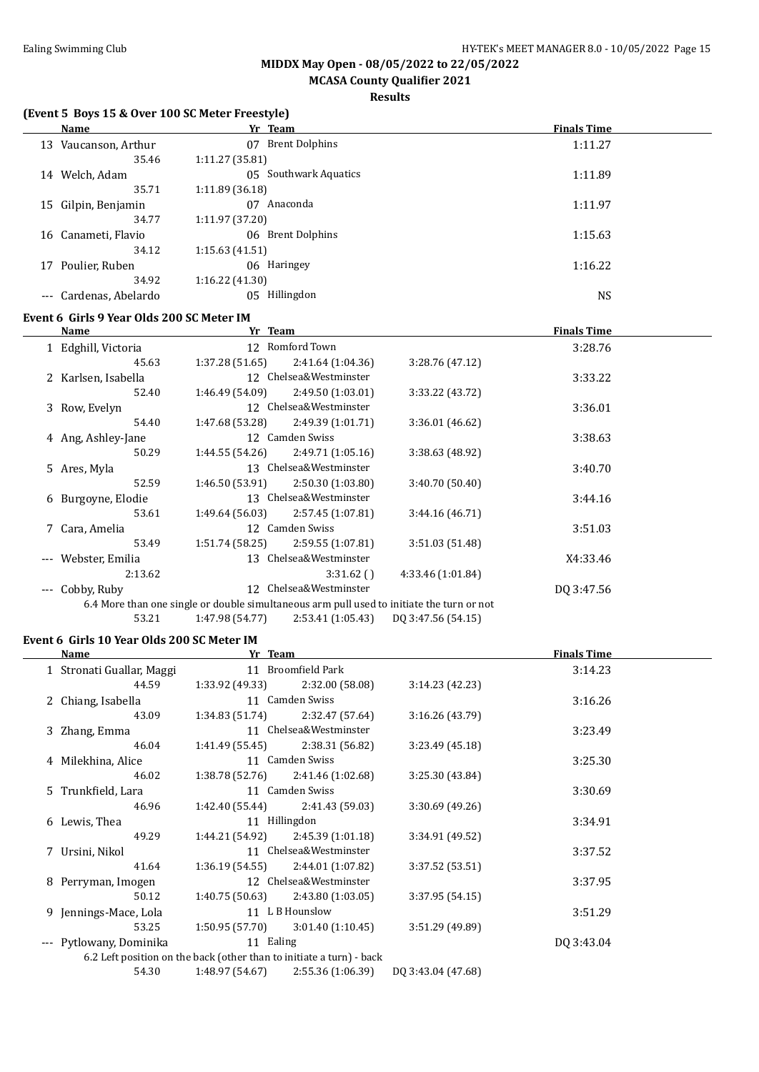# MIDDX May Open - 08/05/2022 to 22/05/2022

## MCASA County Qualifier 2021

### Results

### (Event 5 Boys 15 & Over 100 SC Meter Freestyle)

| | Name | Yr | Team | | | Finals Time |
|---|---|---|---|---|---|---|
| 13 | Vaucanson, Arthur | 07 | Brent Dolphins | | | 1:11.27 |
| | 35.46 | 1:11.27 (35.81) | | | | |
| 14 | Welch, Adam | 05 | Southwark Aquatics | | | 1:11.89 |
| | 35.71 | 1:11.89 (36.18) | | | | |
| 15 | Gilpin, Benjamin | 07 | Anaconda | | | 1:11.97 |
| | 34.77 | 1:11.97 (37.20) | | | | |
| 16 | Canameti, Flavio | 06 | Brent Dolphins | | | 1:15.63 |
| | 34.12 | 1:15.63 (41.51) | | | | |
| 17 | Poulier, Ruben | 06 | Haringey | | | 1:16.22 |
| | 34.92 | 1:16.22 (41.30) | | | | |
| --- | Cardenas, Abelardo | 05 | Hillingdon | | | NS |

### Event 6 Girls 9 Year Olds 200 SC Meter IM

| | Name | Yr | Team | | | Finals Time |
|---|---|---|---|---|---|---|
| 1 | Edghill, Victoria | 12 | Romford Town | | | 3:28.76 |
| | 45.63 | 1:37.28 (51.65) | 2:41.64 (1:04.36) | 3:28.76 (47.12) | | |
| 2 | Karlsen, Isabella | 12 | Chelsea&Westminster | | | 3:33.22 |
| | 52.40 | 1:46.49 (54.09) | 2:49.50 (1:03.01) | 3:33.22 (43.72) | | |
| 3 | Row, Evelyn | 12 | Chelsea&Westminster | | | 3:36.01 |
| | 54.40 | 1:47.68 (53.28) | 2:49.39 (1:01.71) | 3:36.01 (46.62) | | |
| 4 | Ang, Ashley-Jane | 12 | Camden Swiss | | | 3:38.63 |
| | 50.29 | 1:44.55 (54.26) | 2:49.71 (1:05.16) | 3:38.63 (48.92) | | |
| 5 | Ares, Myla | 13 | Chelsea&Westminster | | | 3:40.70 |
| | 52.59 | 1:46.50 (53.91) | 2:50.30 (1:03.80) | 3:40.70 (50.40) | | |
| 6 | Burgoyne, Elodie | 13 | Chelsea&Westminster | | | 3:44.16 |
| | 53.61 | 1:49.64 (56.03) | 2:57.45 (1:07.81) | 3:44.16 (46.71) | | |
| 7 | Cara, Amelia | 12 | Camden Swiss | | | 3:51.03 |
| | 53.49 | 1:51.74 (58.25) | 2:59.55 (1:07.81) | 3:51.03 (51.48) | | |
| --- | Webster, Emilia | 13 | Chelsea&Westminster | | | X4:33.46 |
| | 2:13.62 | | 3:31.62 ( ) | 4:33.46 (1:01.84) | | |
| --- | Cobby, Ruby | 12 | Chelsea&Westminster | | | DQ 3:47.56 |
| | 6.4 More than one single or double simultaneous arm pull used to initiate the turn or not | | | | | |
| | 53.21 | 1:47.98 (54.77) | 2:53.41 (1:05.43) | DQ 3:47.56 (54.15) | | |

### Event 6 Girls 10 Year Olds 200 SC Meter IM

| | Name | Yr | Team | | | Finals Time |
|---|---|---|---|---|---|---|
| 1 | Stronati Guallar, Maggi | 11 | Broomfield Park | | | 3:14.23 |
| | 44.59 | 1:33.92 (49.33) | 2:32.00 (58.08) | 3:14.23 (42.23) | | |
| 2 | Chiang, Isabella | 11 | Camden Swiss | | | 3:16.26 |
| | 43.09 | 1:34.83 (51.74) | 2:32.47 (57.64) | 3:16.26 (43.79) | | |
| 3 | Zhang, Emma | 11 | Chelsea&Westminster | | | 3:23.49 |
| | 46.04 | 1:41.49 (55.45) | 2:38.31 (56.82) | 3:23.49 (45.18) | | |
| 4 | Milekhina, Alice | 11 | Camden Swiss | | | 3:25.30 |
| | 46.02 | 1:38.78 (52.76) | 2:41.46 (1:02.68) | 3:25.30 (43.84) | | |
| 5 | Trunkfield, Lara | 11 | Camden Swiss | | | 3:30.69 |
| | 46.96 | 1:42.40 (55.44) | 2:41.43 (59.03) | 3:30.69 (49.26) | | |
| 6 | Lewis, Thea | 11 | Hillingdon | | | 3:34.91 |
| | 49.29 | 1:44.21 (54.92) | 2:45.39 (1:01.18) | 3:34.91 (49.52) | | |
| 7 | Ursini, Nikol | 11 | Chelsea&Westminster | | | 3:37.52 |
| | 41.64 | 1:36.19 (54.55) | 2:44.01 (1:07.82) | 3:37.52 (53.51) | | |
| 8 | Perryman, Imogen | 12 | Chelsea&Westminster | | | 3:37.95 |
| | 50.12 | 1:40.75 (50.63) | 2:43.80 (1:03.05) | 3:37.95 (54.15) | | |
| 9 | Jennings-Mace, Lola | 11 | L B Hounslow | | | 3:51.29 |
| | 53.25 | 1:50.95 (57.70) | 3:01.40 (1:10.45) | 3:51.29 (49.89) | | |
| --- | Pytlowany, Dominika | 11 | Ealing | | | DQ 3:43.04 |
| | 6.2 Left position on the back (other than to initiate a turn) - back | | | | | |
| | 54.30 | 1:48.97 (54.67) | 2:55.36 (1:06.39) | DQ 3:43.04 (47.68) | | |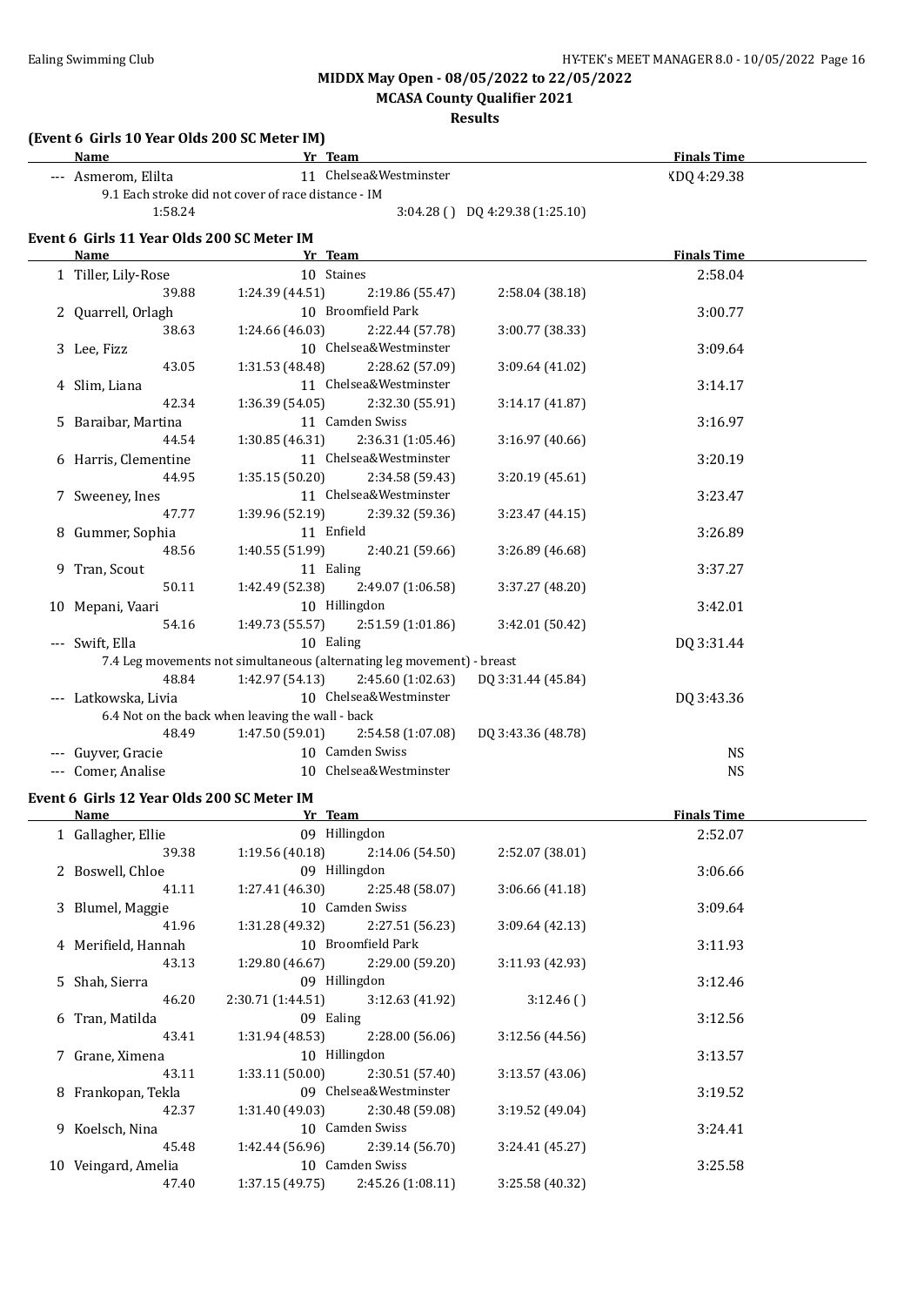## MIDDX May Open - 08/05/2022 to 22/05/2022

### MCASA County Qualifier 2021

### Results

**(Event 6 Girls 10 Year Olds 200 SC Meter IM)**

| Name | Yr | Team | | | Finals Time |
|---|---|---|---|---|---|
| --- Asmerom, Elilta | 11 | Chelsea&Westminster | | | XDQ 4:29.38 |
| 9.1 Each stroke did not cover of race distance - IM | | | | | |
| 1:58.24 | | 3:04.28 ( ) | DQ 4:29.38 (1:25.10) | | |

**Event 6 Girls 11 Year Olds 200 SC Meter IM**

| Name | Yr | Team | | | Finals Time |
|---|---|---|---|---|---|
| 1 Tiller, Lily-Rose | 10 | Staines | | | 2:58.04 |
| 39.88 | 1:24.39 (44.51) | 2:19.86 (55.47) | 2:58.04 (38.18) | | |
| 2 Quarrell, Orlagh | 10 | Broomfield Park | | | 3:00.77 |
| 38.63 | 1:24.66 (46.03) | 2:22.44 (57.78) | 3:00.77 (38.33) | | |
| 3 Lee, Fizz | 10 | Chelsea&Westminster | | | 3:09.64 |
| 43.05 | 1:31.53 (48.48) | 2:28.62 (57.09) | 3:09.64 (41.02) | | |
| 4 Slim, Liana | 11 | Chelsea&Westminster | | | 3:14.17 |
| 42.34 | 1:36.39 (54.05) | 2:32.30 (55.91) | 3:14.17 (41.87) | | |
| 5 Baraibar, Martina | 11 | Camden Swiss | | | 3:16.97 |
| 44.54 | 1:30.85 (46.31) | 2:36.31 (1:05.46) | 3:16.97 (40.66) | | |
| 6 Harris, Clementine | 11 | Chelsea&Westminster | | | 3:20.19 |
| 44.95 | 1:35.15 (50.20) | 2:34.58 (59.43) | 3:20.19 (45.61) | | |
| 7 Sweeney, Ines | 11 | Chelsea&Westminster | | | 3:23.47 |
| 47.77 | 1:39.96 (52.19) | 2:39.32 (59.36) | 3:23.47 (44.15) | | |
| 8 Gummer, Sophia | 11 | Enfield | | | 3:26.89 |
| 48.56 | 1:40.55 (51.99) | 2:40.21 (59.66) | 3:26.89 (46.68) | | |
| 9 Tran, Scout | 11 | Ealing | | | 3:37.27 |
| 50.11 | 1:42.49 (52.38) | 2:49.07 (1:06.58) | 3:37.27 (48.20) | | |
| 10 Mepani, Vaari | 10 | Hillingdon | | | 3:42.01 |
| 54.16 | 1:49.73 (55.57) | 2:51.59 (1:01.86) | 3:42.01 (50.42) | | |
| --- Swift, Ella | 10 | Ealing | | | DQ 3:31.44 |
| 7.4 Leg movements not simultaneous (alternating leg movement) - breast | | | | | |
| 48.84 | 1:42.97 (54.13) | 2:45.60 (1:02.63) | DQ 3:31.44 (45.84) | | |
| --- Latkowska, Livia | 10 | Chelsea&Westminster | | | DQ 3:43.36 |
| 6.4 Not on the back when leaving the wall - back | | | | | |
| 48.49 | 1:47.50 (59.01) | 2:54.58 (1:07.08) | DQ 3:43.36 (48.78) | | |
| --- Guyver, Gracie | 10 | Camden Swiss | | | NS |
| --- Comer, Analise | 10 | Chelsea&Westminster | | | NS |

**Event 6 Girls 12 Year Olds 200 SC Meter IM**

| Name | Yr | Team | | | Finals Time |
|---|---|---|---|---|---|
| 1 Gallagher, Ellie | 09 | Hillingdon | | | 2:52.07 |
| 39.38 | 1:19.56 (40.18) | 2:14.06 (54.50) | 2:52.07 (38.01) | | |
| 2 Boswell, Chloe | 09 | Hillingdon | | | 3:06.66 |
| 41.11 | 1:27.41 (46.30) | 2:25.48 (58.07) | 3:06.66 (41.18) | | |
| 3 Blumel, Maggie | 10 | Camden Swiss | | | 3:09.64 |
| 41.96 | 1:31.28 (49.32) | 2:27.51 (56.23) | 3:09.64 (42.13) | | |
| 4 Merifield, Hannah | 10 | Broomfield Park | | | 3:11.93 |
| 43.13 | 1:29.80 (46.67) | 2:29.00 (59.20) | 3:11.93 (42.93) | | |
| 5 Shah, Sierra | 09 | Hillingdon | | | 3:12.46 |
| 46.20 | 2:30.71 (1:44.51) | 3:12.63 (41.92) | 3:12.46 ( ) | | |
| 6 Tran, Matilda | 09 | Ealing | | | 3:12.56 |
| 43.41 | 1:31.94 (48.53) | 2:28.00 (56.06) | 3:12.56 (44.56) | | |
| 7 Grane, Ximena | 10 | Hillingdon | | | 3:13.57 |
| 43.11 | 1:33.11 (50.00) | 2:30.51 (57.40) | 3:13.57 (43.06) | | |
| 8 Frankopan, Tekla | 09 | Chelsea&Westminster | | | 3:19.52 |
| 42.37 | 1:31.40 (49.03) | 2:30.48 (59.08) | 3:19.52 (49.04) | | |
| 9 Koelsch, Nina | 10 | Camden Swiss | | | 3:24.41 |
| 45.48 | 1:42.44 (56.96) | 2:39.14 (56.70) | 3:24.41 (45.27) | | |
| 10 Veingard, Amelia | 10 | Camden Swiss | | | 3:25.58 |
| 47.40 | 1:37.15 (49.75) | 2:45.26 (1:08.11) | 3:25.58 (40.32) | | |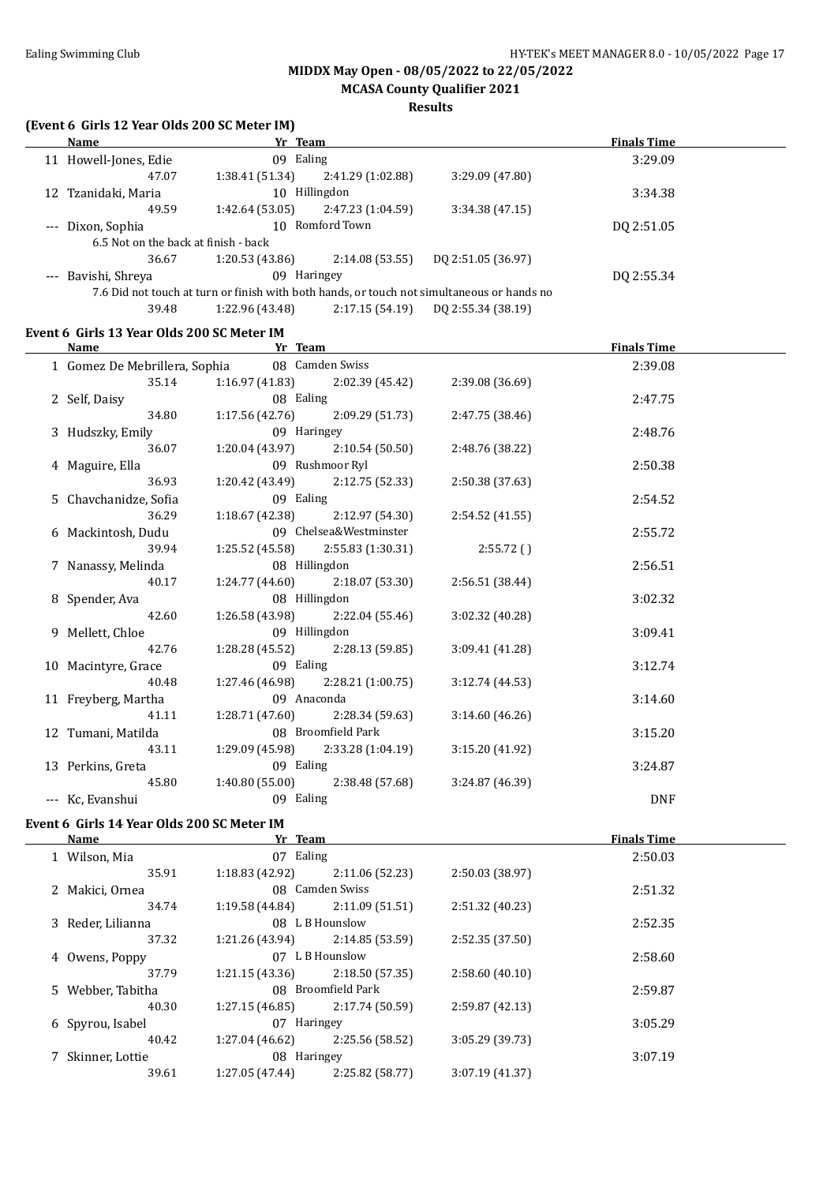## MIDDX May Open - 08/05/2022 to 22/05/2022

### MCASA County Qualifier 2021

### Results

**(Event 6 Girls 12 Year Olds 200 SC Meter IM)**

| | Name | Yr | Team | | | | Finals Time |
|---|---|---|---|---|---|---|---|
| 11 | Howell-Jones, Edie | 09 | Ealing | | | | 3:29.09 |
| | 47.07 | | 1:38.41 (51.34) | 2:41.29 (1:02.88) | 3:29.09 (47.80) | | |
| 12 | Tzanidaki, Maria | 10 | Hillingdon | | | | 3:34.38 |
| | 49.59 | | 1:42.64 (53.05) | 2:47.23 (1:04.59) | 3:34.38 (47.15) | | |
| --- | Dixon, Sophia | 10 | Romford Town | | | | DQ 2:51.05 |
| | 6.5 Not on the back at finish - back | | | | | | |
| | 36.67 | | 1:20.53 (43.86) | 2:14.08 (53.55) | DQ 2:51.05 (36.97) | | |
| --- | Bavishi, Shreya | 09 | Haringey | | | | DQ 2:55.34 |
| | 7.6 Did not touch at turn or finish with both hands, or touch not simultaneous or hands no | | | | | | |
| | 39.48 | | 1:22.96 (43.48) | 2:17.15 (54.19) | DQ 2:55.34 (38.19) | | |

**Event 6 Girls 13 Year Olds 200 SC Meter IM**

| | Name | Yr | Team | | | | Finals Time |
|---|---|---|---|---|---|---|---|
| 1 | Gomez De Mebrillera, Sophia | 08 | Camden Swiss | | | | 2:39.08 |
| | 35.14 | | 1:16.97 (41.83) | 2:02.39 (45.42) | 2:39.08 (36.69) | | |
| 2 | Self, Daisy | 08 | Ealing | | | | 2:47.75 |
| | 34.80 | | 1:17.56 (42.76) | 2:09.29 (51.73) | 2:47.75 (38.46) | | |
| 3 | Hudszky, Emily | 09 | Haringey | | | | 2:48.76 |
| | 36.07 | | 1:20.04 (43.97) | 2:10.54 (50.50) | 2:48.76 (38.22) | | |
| 4 | Maguire, Ella | 09 | Rushmoor Ryl | | | | 2:50.38 |
| | 36.93 | | 1:20.42 (43.49) | 2:12.75 (52.33) | 2:50.38 (37.63) | | |
| 5 | Chavchanidze, Sofia | 09 | Ealing | | | | 2:54.52 |
| | 36.29 | | 1:18.67 (42.38) | 2:12.97 (54.30) | 2:54.52 (41.55) | | |
| 6 | Mackintosh, Dudu | 09 | Chelsea&Westminster | | | | 2:55.72 |
| | 39.94 | | 1:25.52 (45.58) | 2:55.83 (1:30.31) | 2:55.72 ( ) | | |
| 7 | Nanassy, Melinda | 08 | Hillingdon | | | | 2:56.51 |
| | 40.17 | | 1:24.77 (44.60) | 2:18.07 (53.30) | 2:56.51 (38.44) | | |
| 8 | Spender, Ava | 08 | Hillingdon | | | | 3:02.32 |
| | 42.60 | | 1:26.58 (43.98) | 2:22.04 (55.46) | 3:02.32 (40.28) | | |
| 9 | Mellett, Chloe | 09 | Hillingdon | | | | 3:09.41 |
| | 42.76 | | 1:28.28 (45.52) | 2:28.13 (59.85) | 3:09.41 (41.28) | | |
| 10 | Macintyre, Grace | 09 | Ealing | | | | 3:12.74 |
| | 40.48 | | 1:27.46 (46.98) | 2:28.21 (1:00.75) | 3:12.74 (44.53) | | |
| 11 | Freyberg, Martha | 09 | Anaconda | | | | 3:14.60 |
| | 41.11 | | 1:28.71 (47.60) | 2:28.34 (59.63) | 3:14.60 (46.26) | | |
| 12 | Tumani, Matilda | 08 | Broomfield Park | | | | 3:15.20 |
| | 43.11 | | 1:29.09 (45.98) | 2:33.28 (1:04.19) | 3:15.20 (41.92) | | |
| 13 | Perkins, Greta | 09 | Ealing | | | | 3:24.87 |
| | 45.80 | | 1:40.80 (55.00) | 2:38.48 (57.68) | 3:24.87 (46.39) | | |
| --- | Kc, Evanshui | 09 | Ealing | | | | DNF |

**Event 6 Girls 14 Year Olds 200 SC Meter IM**

| | Name | Yr | Team | | | | Finals Time |
|---|---|---|---|---|---|---|---|
| 1 | Wilson, Mia | 07 | Ealing | | | | 2:50.03 |
| | 35.91 | | 1:18.83 (42.92) | 2:11.06 (52.23) | 2:50.03 (38.97) | | |
| 2 | Makici, Ornea | 08 | Camden Swiss | | | | 2:51.32 |
| | 34.74 | | 1:19.58 (44.84) | 2:11.09 (51.51) | 2:51.32 (40.23) | | |
| 3 | Reder, Lilianna | 08 | L B Hounslow | | | | 2:52.35 |
| | 37.32 | | 1:21.26 (43.94) | 2:14.85 (53.59) | 2:52.35 (37.50) | | |
| 4 | Owens, Poppy | 07 | L B Hounslow | | | | 2:58.60 |
| | 37.79 | | 1:21.15 (43.36) | 2:18.50 (57.35) | 2:58.60 (40.10) | | |
| 5 | Webber, Tabitha | 08 | Broomfield Park | | | | 2:59.87 |
| | 40.30 | | 1:27.15 (46.85) | 2:17.74 (50.59) | 2:59.87 (42.13) | | |
| 6 | Spyrou, Isabel | 07 | Haringey | | | | 3:05.29 |
| | 40.42 | | 1:27.04 (46.62) | 2:25.56 (58.52) | 3:05.29 (39.73) | | |
| 7 | Skinner, Lottie | 08 | Haringey | | | | 3:07.19 |
| | 39.61 | | 1:27.05 (47.44) | 2:25.82 (58.77) | 3:07.19 (41.37) | | |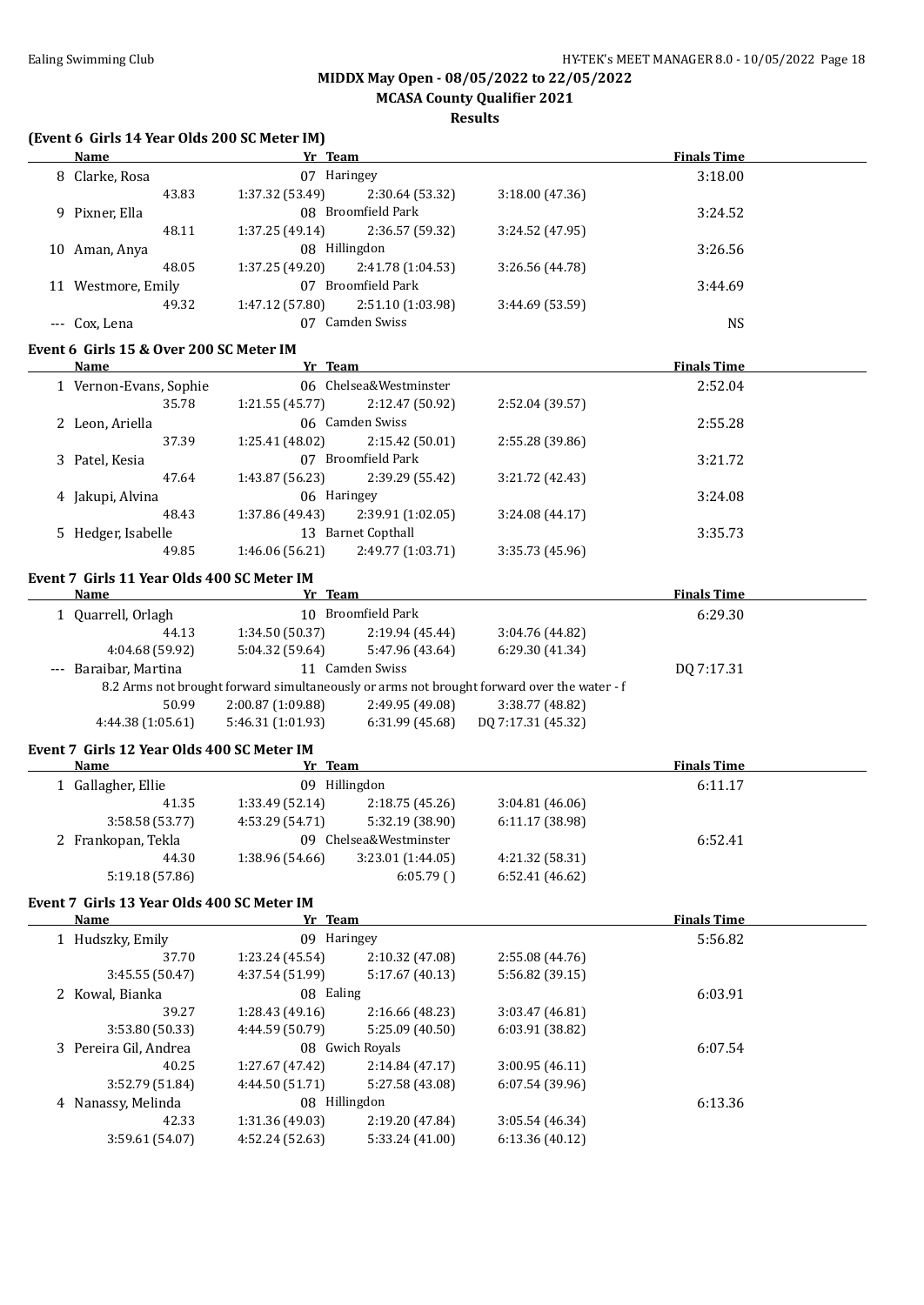MIDDX May Open - 08/05/2022 to 22/05/2022

MCASA County Qualifier 2021

Results

### (Event 6 Girls 14 Year Olds 200 SC Meter IM)

| Name | Yr | Team | | | Finals Time |
|---|---|---|---|---|---|
| 8 Clarke, Rosa | 07 | Haringey | | | 3:18.00 |
| 43.83 | 1:37.32 (53.49) | 2:30.64 (53.32) | 3:18.00 (47.36) | | |
| 9 Pixner, Ella | 08 | Broomfield Park | | | 3:24.52 |
| 48.11 | 1:37.25 (49.14) | 2:36.57 (59.32) | 3:24.52 (47.95) | | |
| 10 Aman, Anya | 08 | Hillingdon | | | 3:26.56 |
| 48.05 | 1:37.25 (49.20) | 2:41.78 (1:04.53) | 3:26.56 (44.78) | | |
| 11 Westmore, Emily | 07 | Broomfield Park | | | 3:44.69 |
| 49.32 | 1:47.12 (57.80) | 2:51.10 (1:03.98) | 3:44.69 (53.59) | | |
| --- Cox, Lena | 07 | Camden Swiss | | | NS |

### Event 6 Girls 15 & Over 200 SC Meter IM

| Name | Yr | Team | | | Finals Time |
|---|---|---|---|---|---|
| 1 Vernon-Evans, Sophie | 06 | Chelsea&Westminster | | | 2:52.04 |
| 35.78 | 1:21.55 (45.77) | 2:12.47 (50.92) | 2:52.04 (39.57) | | |
| 2 Leon, Ariella | 06 | Camden Swiss | | | 2:55.28 |
| 37.39 | 1:25.41 (48.02) | 2:15.42 (50.01) | 2:55.28 (39.86) | | |
| 3 Patel, Kesia | 07 | Broomfield Park | | | 3:21.72 |
| 47.64 | 1:43.87 (56.23) | 2:39.29 (55.42) | 3:21.72 (42.43) | | |
| 4 Jakupi, Alvina | 06 | Haringey | | | 3:24.08 |
| 48.43 | 1:37.86 (49.43) | 2:39.91 (1:02.05) | 3:24.08 (44.17) | | |
| 5 Hedger, Isabelle | 13 | Barnet Copthall | | | 3:35.73 |
| 49.85 | 1:46.06 (56.21) | 2:49.77 (1:03.71) | 3:35.73 (45.96) | | |

### Event 7 Girls 11 Year Olds 400 SC Meter IM

| Name | Yr | Team | | | Finals Time |
|---|---|---|---|---|---|
| 1 Quarrell, Orlagh | 10 | Broomfield Park | | | 6:29.30 |
| 44.13 | 1:34.50 (50.37) | 2:19.94 (45.44) | 3:04.76 (44.82) | | |
| 4:04.68 (59.92) | 5:04.32 (59.64) | 5:47.96 (43.64) | 6:29.30 (41.34) | | |
| --- Baraibar, Martina | 11 | Camden Swiss | | | DQ 7:17.31 |
| 8.2 Arms not brought forward simultaneously or arms not brought forward over the water - f | | | | | |
| 50.99 | 2:00.87 (1:09.88) | 2:49.95 (49.08) | 3:38.77 (48.82) | | |
| 4:44.38 (1:05.61) | 5:46.31 (1:01.93) | 6:31.99 (45.68) | DQ 7:17.31 (45.32) | | |

### Event 7 Girls 12 Year Olds 400 SC Meter IM

| Name | Yr | Team | | | Finals Time |
|---|---|---|---|---|---|
| 1 Gallagher, Ellie | 09 | Hillingdon | | | 6:11.17 |
| 41.35 | 1:33.49 (52.14) | 2:18.75 (45.26) | 3:04.81 (46.06) | | |
| 3:58.58 (53.77) | 4:53.29 (54.71) | 5:32.19 (38.90) | 6:11.17 (38.98) | | |
| 2 Frankopan, Tekla | 09 | Chelsea&Westminster | | | 6:52.41 |
| 44.30 | 1:38.96 (54.66) | 3:23.01 (1:44.05) | 4:21.32 (58.31) | | |
| 5:19.18 (57.86) | | 6:05.79 ( ) | 6:52.41 (46.62) | | |

### Event 7 Girls 13 Year Olds 400 SC Meter IM

| Name | Yr | Team | | | Finals Time |
|---|---|---|---|---|---|
| 1 Hudszky, Emily | 09 | Haringey | | | 5:56.82 |
| 37.70 | 1:23.24 (45.54) | 2:10.32 (47.08) | 2:55.08 (44.76) | | |
| 3:45.55 (50.47) | 4:37.54 (51.99) | 5:17.67 (40.13) | 5:56.82 (39.15) | | |
| 2 Kowal, Bianka | 08 | Ealing | | | 6:03.91 |
| 39.27 | 1:28.43 (49.16) | 2:16.66 (48.23) | 3:03.47 (46.81) | | |
| 3:53.80 (50.33) | 4:44.59 (50.79) | 5:25.09 (40.50) | 6:03.91 (38.82) | | |
| 3 Pereira Gil, Andrea | 08 | Gwich Royals | | | 6:07.54 |
| 40.25 | 1:27.67 (47.42) | 2:14.84 (47.17) | 3:00.95 (46.11) | | |
| 3:52.79 (51.84) | 4:44.50 (51.71) | 5:27.58 (43.08) | 6:07.54 (39.96) | | |
| 4 Nanassy, Melinda | 08 | Hillingdon | | | 6:13.36 |
| 42.33 | 1:31.36 (49.03) | 2:19.20 (47.84) | 3:05.54 (46.34) | | |
| 3:59.61 (54.07) | 4:52.24 (52.63) | 5:33.24 (41.00) | 6:13.36 (40.12) | | |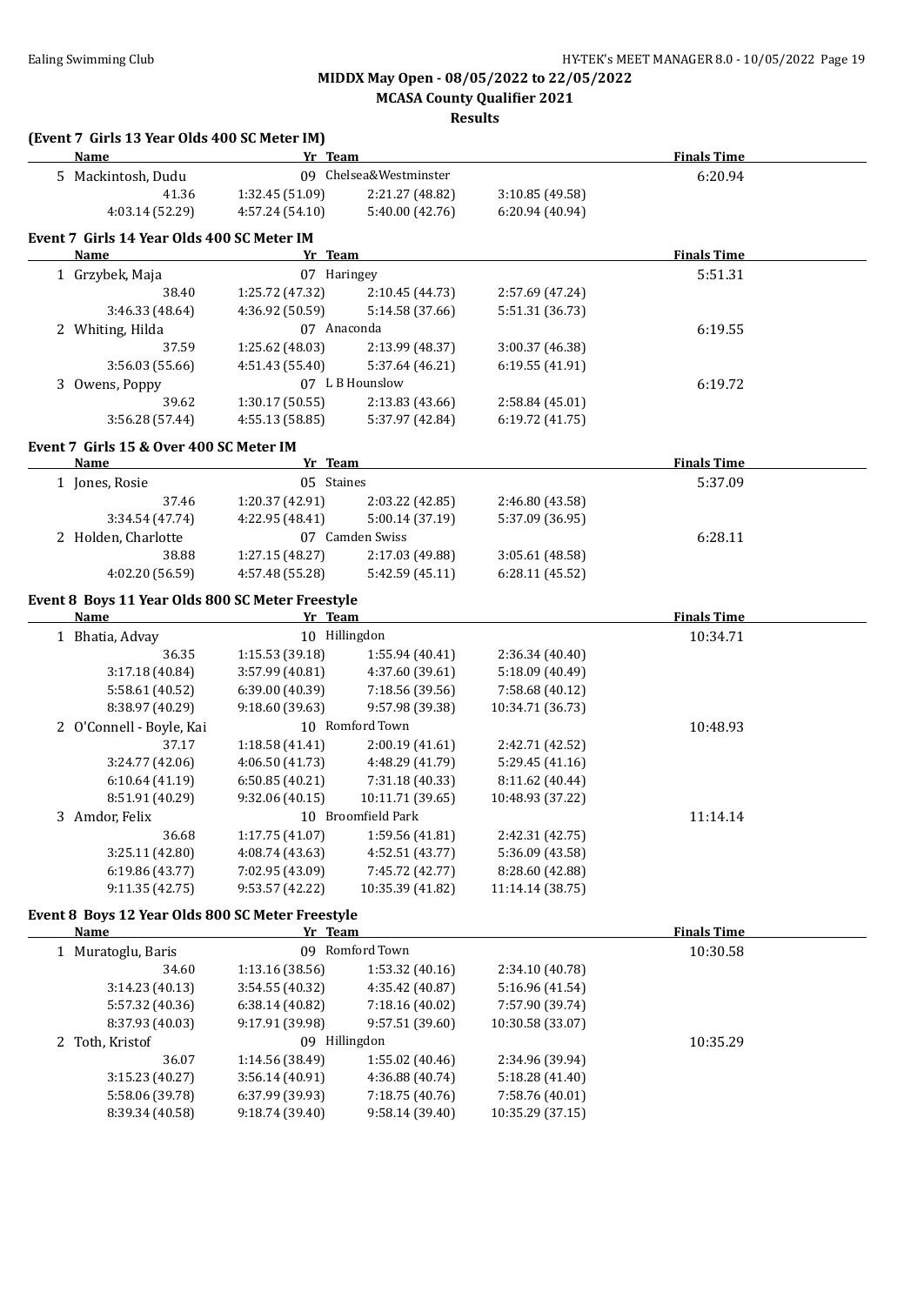**MIDDX May Open - 08/05/2022 to 22/05/2022**

**MCASA County Qualifier 2021**

**Results**

### (Event 7 Girls 13 Year Olds 400 SC Meter IM)

| Name | Yr | Team | | Finals Time |
|---|---|---|---|---|
| 5 Mackintosh, Dudu | 09 | Chelsea&Westminster | | 6:20.94 |
| 41.36 | 1:32.45 (51.09) | 2:21.27 (48.82) | 3:10.85 (49.58) | |
| 4:03.14 (52.29) | 4:57.24 (54.10) | 5:40.00 (42.76) | 6:20.94 (40.94) | |

### Event 7 Girls 14 Year Olds 400 SC Meter IM

| Name | Yr | Team | | Finals Time |
|---|---|---|---|---|
| 1 Grzybek, Maja | 07 | Haringey | | 5:51.31 |
| 38.40 | 1:25.72 (47.32) | 2:10.45 (44.73) | 2:57.69 (47.24) | |
| 3:46.33 (48.64) | 4:36.92 (50.59) | 5:14.58 (37.66) | 5:51.31 (36.73) | |
| 2 Whiting, Hilda | 07 | Anaconda | | 6:19.55 |
| 37.59 | 1:25.62 (48.03) | 2:13.99 (48.37) | 3:00.37 (46.38) | |
| 3:56.03 (55.66) | 4:51.43 (55.40) | 5:37.64 (46.21) | 6:19.55 (41.91) | |
| 3 Owens, Poppy | 07 | L B Hounslow | | 6:19.72 |
| 39.62 | 1:30.17 (50.55) | 2:13.83 (43.66) | 2:58.84 (45.01) | |
| 3:56.28 (57.44) | 4:55.13 (58.85) | 5:37.97 (42.84) | 6:19.72 (41.75) | |

### Event 7 Girls 15 & Over 400 SC Meter IM

| Name | Yr | Team | | Finals Time |
|---|---|---|---|---|
| 1 Jones, Rosie | 05 | Staines | | 5:37.09 |
| 37.46 | 1:20.37 (42.91) | 2:03.22 (42.85) | 2:46.80 (43.58) | |
| 3:34.54 (47.74) | 4:22.95 (48.41) | 5:00.14 (37.19) | 5:37.09 (36.95) | |
| 2 Holden, Charlotte | 07 | Camden Swiss | | 6:28.11 |
| 38.88 | 1:27.15 (48.27) | 2:17.03 (49.88) | 3:05.61 (48.58) | |
| 4:02.20 (56.59) | 4:57.48 (55.28) | 5:42.59 (45.11) | 6:28.11 (45.52) | |

### Event 8 Boys 11 Year Olds 800 SC Meter Freestyle

| Name | Yr | Team | | Finals Time |
|---|---|---|---|---|
| 1 Bhatia, Advay | 10 | Hillingdon | | 10:34.71 |
| 36.35 | 1:15.53 (39.18) | 1:55.94 (40.41) | 2:36.34 (40.40) | |
| 3:17.18 (40.84) | 3:57.99 (40.81) | 4:37.60 (39.61) | 5:18.09 (40.49) | |
| 5:58.61 (40.52) | 6:39.00 (40.39) | 7:18.56 (39.56) | 7:58.68 (40.12) | |
| 8:38.97 (40.29) | 9:18.60 (39.63) | 9:57.98 (39.38) | 10:34.71 (36.73) | |
| 2 O'Connell - Boyle, Kai | 10 | Romford Town | | 10:48.93 |
| 37.17 | 1:18.58 (41.41) | 2:00.19 (41.61) | 2:42.71 (42.52) | |
| 3:24.77 (42.06) | 4:06.50 (41.73) | 4:48.29 (41.79) | 5:29.45 (41.16) | |
| 6:10.64 (41.19) | 6:50.85 (40.21) | 7:31.18 (40.33) | 8:11.62 (40.44) | |
| 8:51.91 (40.29) | 9:32.06 (40.15) | 10:11.71 (39.65) | 10:48.93 (37.22) | |
| 3 Amdor, Felix | 10 | Broomfield Park | | 11:14.14 |
| 36.68 | 1:17.75 (41.07) | 1:59.56 (41.81) | 2:42.31 (42.75) | |
| 3:25.11 (42.80) | 4:08.74 (43.63) | 4:52.51 (43.77) | 5:36.09 (43.58) | |
| 6:19.86 (43.77) | 7:02.95 (43.09) | 7:45.72 (42.77) | 8:28.60 (42.88) | |
| 9:11.35 (42.75) | 9:53.57 (42.22) | 10:35.39 (41.82) | 11:14.14 (38.75) | |

### Event 8 Boys 12 Year Olds 800 SC Meter Freestyle

| Name | Yr | Team | | Finals Time |
|---|---|---|---|---|
| 1 Muratoglu, Baris | 09 | Romford Town | | 10:30.58 |
| 34.60 | 1:13.16 (38.56) | 1:53.32 (40.16) | 2:34.10 (40.78) | |
| 3:14.23 (40.13) | 3:54.55 (40.32) | 4:35.42 (40.87) | 5:16.96 (41.54) | |
| 5:57.32 (40.36) | 6:38.14 (40.82) | 7:18.16 (40.02) | 7:57.90 (39.74) | |
| 8:37.93 (40.03) | 9:17.91 (39.98) | 9:57.51 (39.60) | 10:30.58 (33.07) | |
| 2 Toth, Kristof | 09 | Hillingdon | | 10:35.29 |
| 36.07 | 1:14.56 (38.49) | 1:55.02 (40.46) | 2:34.96 (39.94) | |
| 3:15.23 (40.27) | 3:56.14 (40.91) | 4:36.88 (40.74) | 5:18.28 (41.40) | |
| 5:58.06 (39.78) | 6:37.99 (39.93) | 7:18.75 (40.76) | 7:58.76 (40.01) | |
| 8:39.34 (40.58) | 9:18.74 (39.40) | 9:58.14 (39.40) | 10:35.29 (37.15) | |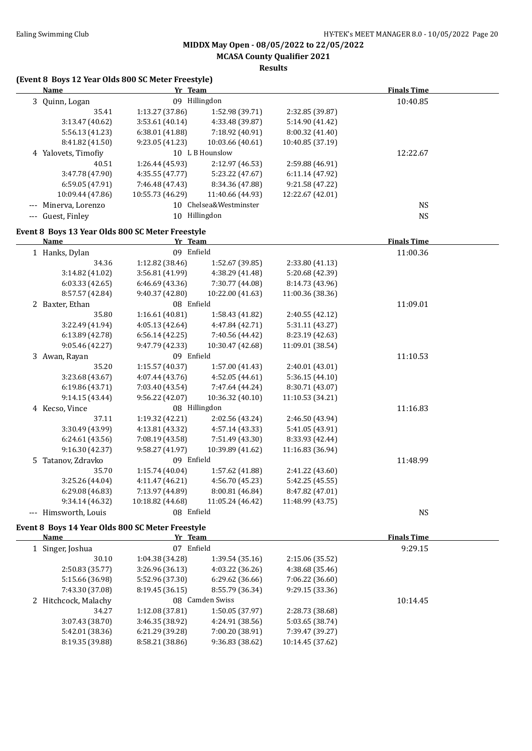**MIDDX May Open - 08/05/2022 to 22/05/2022**

**MCASA County Qualifier 2021**

**Results**

### (Event 8 Boys 12 Year Olds 800 SC Meter Freestyle)

| | Name | Yr | Team | | Finals Time |
|---|---|---|---|---|---|
| 3 | Quinn, Logan | 09 | Hillingdon | | 10:40.85 |
| | 35.41 | 1:13.27 (37.86) | 1:52.98 (39.71) | 2:32.85 (39.87) | |
| | 3:13.47 (40.62) | 3:53.61 (40.14) | 4:33.48 (39.87) | 5:14.90 (41.42) | |
| | 5:56.13 (41.23) | 6:38.01 (41.88) | 7:18.92 (40.91) | 8:00.32 (41.40) | |
| | 8:41.82 (41.50) | 9:23.05 (41.23) | 10:03.66 (40.61) | 10:40.85 (37.19) | |
| 4 | Yalovets, Timofiy | 10 | L B Hounslow | | 12:22.67 |
| | 40.51 | 1:26.44 (45.93) | 2:12.97 (46.53) | 2:59.88 (46.91) | |
| | 3:47.78 (47.90) | 4:35.55 (47.77) | 5:23.22 (47.67) | 6:11.14 (47.92) | |
| | 6:59.05 (47.91) | 7:46.48 (47.43) | 8:34.36 (47.88) | 9:21.58 (47.22) | |
| | 10:09.44 (47.86) | 10:55.73 (46.29) | 11:40.66 (44.93) | 12:22.67 (42.01) | |
| --- | Minerva, Lorenzo | 10 | Chelsea&Westminster | | NS |
| --- | Guest, Finley | 10 | Hillingdon | | NS |

### Event 8 Boys 13 Year Olds 800 SC Meter Freestyle

| | Name | Yr | Team | | Finals Time |
|---|---|---|---|---|---|
| 1 | Hanks, Dylan | 09 | Enfield | | 11:00.36 |
| | 34.36 | 1:12.82 (38.46) | 1:52.67 (39.85) | 2:33.80 (41.13) | |
| | 3:14.82 (41.02) | 3:56.81 (41.99) | 4:38.29 (41.48) | 5:20.68 (42.39) | |
| | 6:03.33 (42.65) | 6:46.69 (43.36) | 7:30.77 (44.08) | 8:14.73 (43.96) | |
| | 8:57.57 (42.84) | 9:40.37 (42.80) | 10:22.00 (41.63) | 11:00.36 (38.36) | |
| 2 | Baxter, Ethan | 08 | Enfield | | 11:09.01 |
| | 35.80 | 1:16.61 (40.81) | 1:58.43 (41.82) | 2:40.55 (42.12) | |
| | 3:22.49 (41.94) | 4:05.13 (42.64) | 4:47.84 (42.71) | 5:31.11 (43.27) | |
| | 6:13.89 (42.78) | 6:56.14 (42.25) | 7:40.56 (44.42) | 8:23.19 (42.63) | |
| | 9:05.46 (42.27) | 9:47.79 (42.33) | 10:30.47 (42.68) | 11:09.01 (38.54) | |
| 3 | Awan, Rayan | 09 | Enfield | | 11:10.53 |
| | 35.20 | 1:15.57 (40.37) | 1:57.00 (41.43) | 2:40.01 (43.01) | |
| | 3:23.68 (43.67) | 4:07.44 (43.76) | 4:52.05 (44.61) | 5:36.15 (44.10) | |
| | 6:19.86 (43.71) | 7:03.40 (43.54) | 7:47.64 (44.24) | 8:30.71 (43.07) | |
| | 9:14.15 (43.44) | 9:56.22 (42.07) | 10:36.32 (40.10) | 11:10.53 (34.21) | |
| 4 | Kecso, Vince | 08 | Hillingdon | | 11:16.83 |
| | 37.11 | 1:19.32 (42.21) | 2:02.56 (43.24) | 2:46.50 (43.94) | |
| | 3:30.49 (43.99) | 4:13.81 (43.32) | 4:57.14 (43.33) | 5:41.05 (43.91) | |
| | 6:24.61 (43.56) | 7:08.19 (43.58) | 7:51.49 (43.30) | 8:33.93 (42.44) | |
| | 9:16.30 (42.37) | 9:58.27 (41.97) | 10:39.89 (41.62) | 11:16.83 (36.94) | |
| 5 | Tatanov, Zdravko | 09 | Enfield | | 11:48.99 |
| | 35.70 | 1:15.74 (40.04) | 1:57.62 (41.88) | 2:41.22 (43.60) | |
| | 3:25.26 (44.04) | 4:11.47 (46.21) | 4:56.70 (45.23) | 5:42.25 (45.55) | |
| | 6:29.08 (46.83) | 7:13.97 (44.89) | 8:00.81 (46.84) | 8:47.82 (47.01) | |
| | 9:34.14 (46.32) | 10:18.82 (44.68) | 11:05.24 (46.42) | 11:48.99 (43.75) | |
| --- | Himsworth, Louis | 08 | Enfield | | NS |

### Event 8 Boys 14 Year Olds 800 SC Meter Freestyle

| | Name | Yr | Team | | Finals Time |
|---|---|---|---|---|---|
| 1 | Singer, Joshua | 07 | Enfield | | 9:29.15 |
| | 30.10 | 1:04.38 (34.28) | 1:39.54 (35.16) | 2:15.06 (35.52) | |
| | 2:50.83 (35.77) | 3:26.96 (36.13) | 4:03.22 (36.26) | 4:38.68 (35.46) | |
| | 5:15.66 (36.98) | 5:52.96 (37.30) | 6:29.62 (36.66) | 7:06.22 (36.60) | |
| | 7:43.30 (37.08) | 8:19.45 (36.15) | 8:55.79 (36.34) | 9:29.15 (33.36) | |
| 2 | Hitchcock, Malachy | 08 | Camden Swiss | | 10:14.45 |
| | 34.27 | 1:12.08 (37.81) | 1:50.05 (37.97) | 2:28.73 (38.68) | |
| | 3:07.43 (38.70) | 3:46.35 (38.92) | 4:24.91 (38.56) | 5:03.65 (38.74) | |
| | 5:42.01 (38.36) | 6:21.29 (39.28) | 7:00.20 (38.91) | 7:39.47 (39.27) | |
| | 8:19.35 (39.88) | 8:58.21 (38.86) | 9:36.83 (38.62) | 10:14.45 (37.62) | |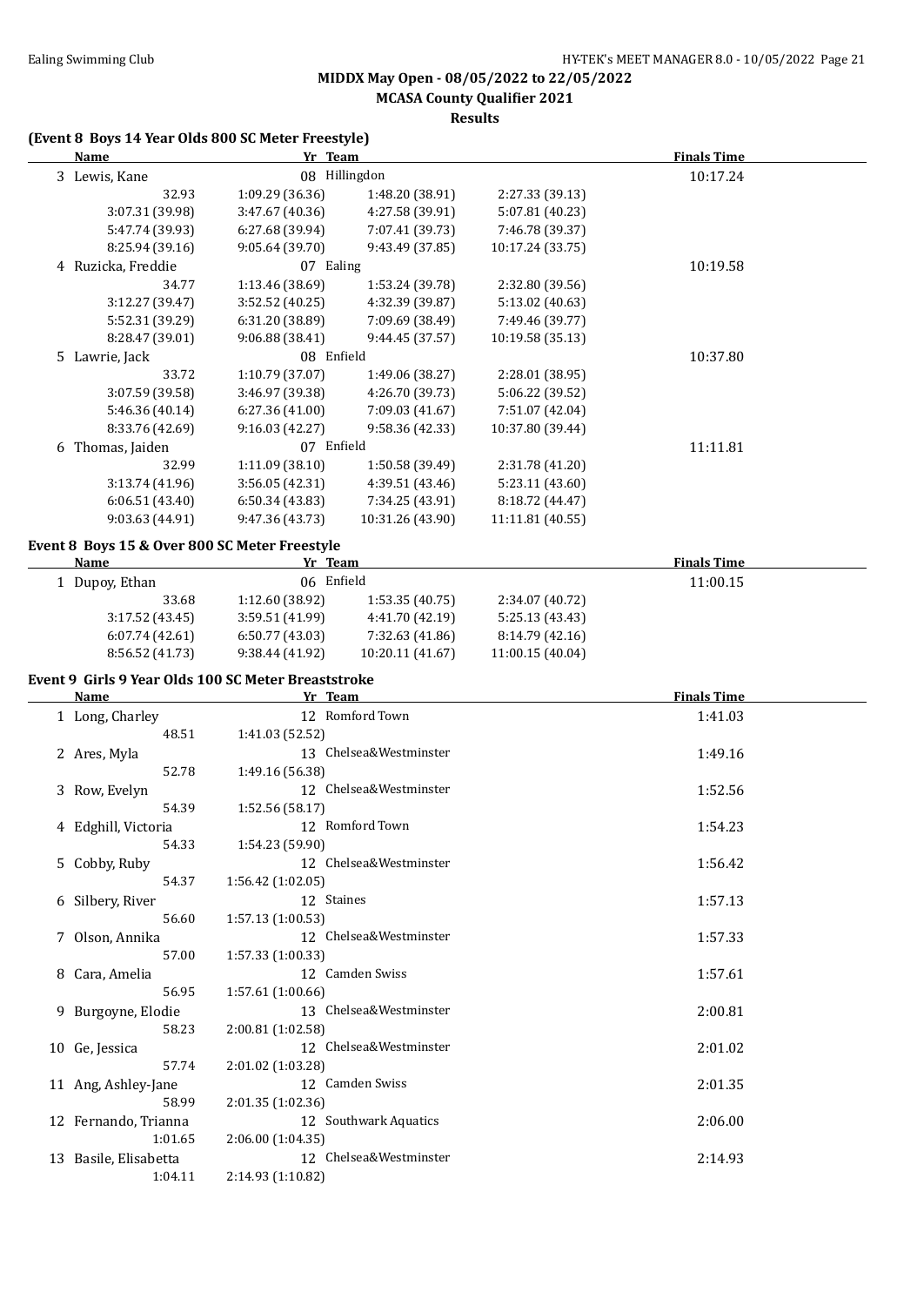# MIDDX May Open - 08/05/2022 to 22/05/2022

## MCASA County Qualifier 2021

### Results

### (Event 8 Boys 14 Year Olds 800 SC Meter Freestyle)

| Name | Yr | Team | Finals Time |
|---|---|---|---|
| 3 Lewis, Kane | 08 | Hillingdon | 10:17.24 |
| 32.93 · 1:09.29 (36.36) · 1:48.20 (38.91) · 2:27.33 (39.13) | | | |
| 3:07.31 (39.98) · 3:47.67 (40.36) · 4:27.58 (39.91) · 5:07.81 (40.23) | | | |
| 5:47.74 (39.93) · 6:27.68 (39.94) · 7:07.41 (39.73) · 7:46.78 (39.37) | | | |
| 8:25.94 (39.16) · 9:05.64 (39.70) · 9:43.49 (37.85) · 10:17.24 (33.75) | | | |
| 4 Ruzicka, Freddie | 07 | Ealing | 10:19.58 |
| 34.77 · 1:13.46 (38.69) · 1:53.24 (39.78) · 2:32.80 (39.56) | | | |
| 3:12.27 (39.47) · 3:52.52 (40.25) · 4:32.39 (39.87) · 5:13.02 (40.63) | | | |
| 5:52.31 (39.29) · 6:31.20 (38.89) · 7:09.69 (38.49) · 7:49.46 (39.77) | | | |
| 8:28.47 (39.01) · 9:06.88 (38.41) · 9:44.45 (37.57) · 10:19.58 (35.13) | | | |
| 5 Lawrie, Jack | 08 | Enfield | 10:37.80 |
| 33.72 · 1:10.79 (37.07) · 1:49.06 (38.27) · 2:28.01 (38.95) | | | |
| 3:07.59 (39.58) · 3:46.97 (39.38) · 4:26.70 (39.73) · 5:06.22 (39.52) | | | |
| 5:46.36 (40.14) · 6:27.36 (41.00) · 7:09.03 (41.67) · 7:51.07 (42.04) | | | |
| 8:33.76 (42.69) · 9:16.03 (42.27) · 9:58.36 (42.33) · 10:37.80 (39.44) | | | |
| 6 Thomas, Jaiden | 07 | Enfield | 11:11.81 |
| 32.99 · 1:11.09 (38.10) · 1:50.58 (39.49) · 2:31.78 (41.20) | | | |
| 3:13.74 (41.96) · 3:56.05 (42.31) · 4:39.51 (43.46) · 5:23.11 (43.60) | | | |
| 6:06.51 (43.40) · 6:50.34 (43.83) · 7:34.25 (43.91) · 8:18.72 (44.47) | | | |
| 9:03.63 (44.91) · 9:47.36 (43.73) · 10:31.26 (43.90) · 11:11.81 (40.55) | | | |

### Event 8 Boys 15 & Over 800 SC Meter Freestyle

| Name | Yr | Team | Finals Time |
|---|---|---|---|
| 1 Dupoy, Ethan | 06 | Enfield | 11:00.15 |
| 33.68 · 1:12.60 (38.92) · 1:53.35 (40.75) · 2:34.07 (40.72) | | | |
| 3:17.52 (43.45) · 3:59.51 (41.99) · 4:41.70 (42.19) · 5:25.13 (43.43) | | | |
| 6:07.74 (42.61) · 6:50.77 (43.03) · 7:32.63 (41.86) · 8:14.79 (42.16) | | | |
| 8:56.52 (41.73) · 9:38.44 (41.92) · 10:20.11 (41.67) · 11:00.15 (40.04) | | | |

### Event 9 Girls 9 Year Olds 100 SC Meter Breaststroke

| Name | Yr | Team | Finals Time |
|---|---|---|---|
| 1 Long, Charley | 12 | Romford Town | 1:41.03 |
| 48.51 · 1:41.03 (52.52) | | | |
| 2 Ares, Myla | 13 | Chelsea&Westminster | 1:49.16 |
| 52.78 · 1:49.16 (56.38) | | | |
| 3 Row, Evelyn | 12 | Chelsea&Westminster | 1:52.56 |
| 54.39 · 1:52.56 (58.17) | | | |
| 4 Edghill, Victoria | 12 | Romford Town | 1:54.23 |
| 54.33 · 1:54.23 (59.90) | | | |
| 5 Cobby, Ruby | 12 | Chelsea&Westminster | 1:56.42 |
| 54.37 · 1:56.42 (1:02.05) | | | |
| 6 Silbery, River | 12 | Staines | 1:57.13 |
| 56.60 · 1:57.13 (1:00.53) | | | |
| 7 Olson, Annika | 12 | Chelsea&Westminster | 1:57.33 |
| 57.00 · 1:57.33 (1:00.33) | | | |
| 8 Cara, Amelia | 12 | Camden Swiss | 1:57.61 |
| 56.95 · 1:57.61 (1:00.66) | | | |
| 9 Burgoyne, Elodie | 13 | Chelsea&Westminster | 2:00.81 |
| 58.23 · 2:00.81 (1:02.58) | | | |
| 10 Ge, Jessica | 12 | Chelsea&Westminster | 2:01.02 |
| 57.74 · 2:01.02 (1:03.28) | | | |
| 11 Ang, Ashley-Jane | 12 | Camden Swiss | 2:01.35 |
| 58.99 · 2:01.35 (1:02.36) | | | |
| 12 Fernando, Trianna | 12 | Southwark Aquatics | 2:06.00 |
| 1:01.65 · 2:06.00 (1:04.35) | | | |
| 13 Basile, Elisabetta | 12 | Chelsea&Westminster | 2:14.93 |
| 1:04.11 · 2:14.93 (1:10.82) | | | |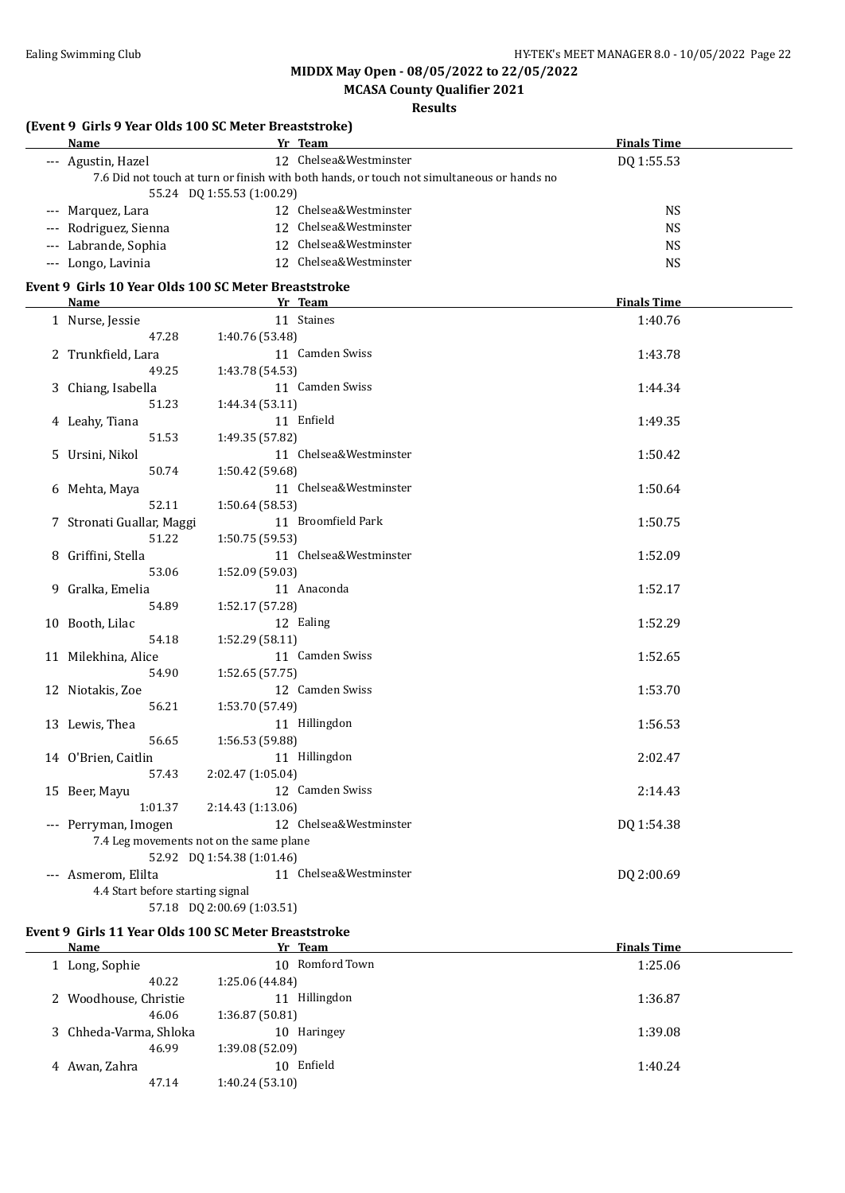**MIDDX May Open - 08/05/2022 to 22/05/2022**

**MCASA County Qualifier 2021**

**Results**

### (Event 9 Girls 9 Year Olds 100 SC Meter Breaststroke)

| Name | Yr | Team | Finals Time |
|---|---|---|---|
| --- Agustin, Hazel | 12 | Chelsea&Westminster | DQ 1:55.53 |
| 7.6 Did not touch at turn or finish with both hands, or touch not simultaneous or hands no | | | |
| 55.24 DQ 1:55.53 (1:00.29) | | | |
| --- Marquez, Lara | 12 | Chelsea&Westminster | NS |
| --- Rodriguez, Sienna | 12 | Chelsea&Westminster | NS |
| --- Labrande, Sophia | 12 | Chelsea&Westminster | NS |
| --- Longo, Lavinia | 12 | Chelsea&Westminster | NS |

### Event 9 Girls 10 Year Olds 100 SC Meter Breaststroke

| Name | Yr | Team | Finals Time |
|---|---|---|---|
| 1 Nurse, Jessie | 11 | Staines | 1:40.76 |
| 47.28 1:40.76 (53.48) | | | |
| 2 Trunkfield, Lara | 11 | Camden Swiss | 1:43.78 |
| 49.25 1:43.78 (54.53) | | | |
| 3 Chiang, Isabella | 11 | Camden Swiss | 1:44.34 |
| 51.23 1:44.34 (53.11) | | | |
| 4 Leahy, Tiana | 11 | Enfield | 1:49.35 |
| 51.53 1:49.35 (57.82) | | | |
| 5 Ursini, Nikol | 11 | Chelsea&Westminster | 1:50.42 |
| 50.74 1:50.42 (59.68) | | | |
| 6 Mehta, Maya | 11 | Chelsea&Westminster | 1:50.64 |
| 52.11 1:50.64 (58.53) | | | |
| 7 Stronati Guallar, Maggi | 11 | Broomfield Park | 1:50.75 |
| 51.22 1:50.75 (59.53) | | | |
| 8 Griffini, Stella | 11 | Chelsea&Westminster | 1:52.09 |
| 53.06 1:52.09 (59.03) | | | |
| 9 Gralka, Emelia | 11 | Anaconda | 1:52.17 |
| 54.89 1:52.17 (57.28) | | | |
| 10 Booth, Lilac | 12 | Ealing | 1:52.29 |
| 54.18 1:52.29 (58.11) | | | |
| 11 Milekhina, Alice | 11 | Camden Swiss | 1:52.65 |
| 54.90 1:52.65 (57.75) | | | |
| 12 Niotakis, Zoe | 12 | Camden Swiss | 1:53.70 |
| 56.21 1:53.70 (57.49) | | | |
| 13 Lewis, Thea | 11 | Hillingdon | 1:56.53 |
| 56.65 1:56.53 (59.88) | | | |
| 14 O'Brien, Caitlin | 11 | Hillingdon | 2:02.47 |
| 57.43 2:02.47 (1:05.04) | | | |
| 15 Beer, Mayu | 12 | Camden Swiss | 2:14.43 |
| 1:01.37 2:14.43 (1:13.06) | | | |
| --- Perryman, Imogen | 12 | Chelsea&Westminster | DQ 1:54.38 |
| 7.4 Leg movements not on the same plane | | | |
| 52.92 DQ 1:54.38 (1:01.46) | | | |
| --- Asmerom, Elilta | 11 | Chelsea&Westminster | DQ 2:00.69 |
| 4.4 Start before starting signal | | | |
| 57.18 DQ 2:00.69 (1:03.51) | | | |

### Event 9 Girls 11 Year Olds 100 SC Meter Breaststroke

| Name | Yr | Team | Finals Time |
|---|---|---|---|
| 1 Long, Sophie | 10 | Romford Town | 1:25.06 |
| 40.22 1:25.06 (44.84) | | | |
| 2 Woodhouse, Christie | 11 | Hillingdon | 1:36.87 |
| 46.06 1:36.87 (50.81) | | | |
| 3 Chheda-Varma, Shloka | 10 | Haringey | 1:39.08 |
| 46.99 1:39.08 (52.09) | | | |
| 4 Awan, Zahra | 10 | Enfield | 1:40.24 |
| 47.14 1:40.24 (53.10) | | | |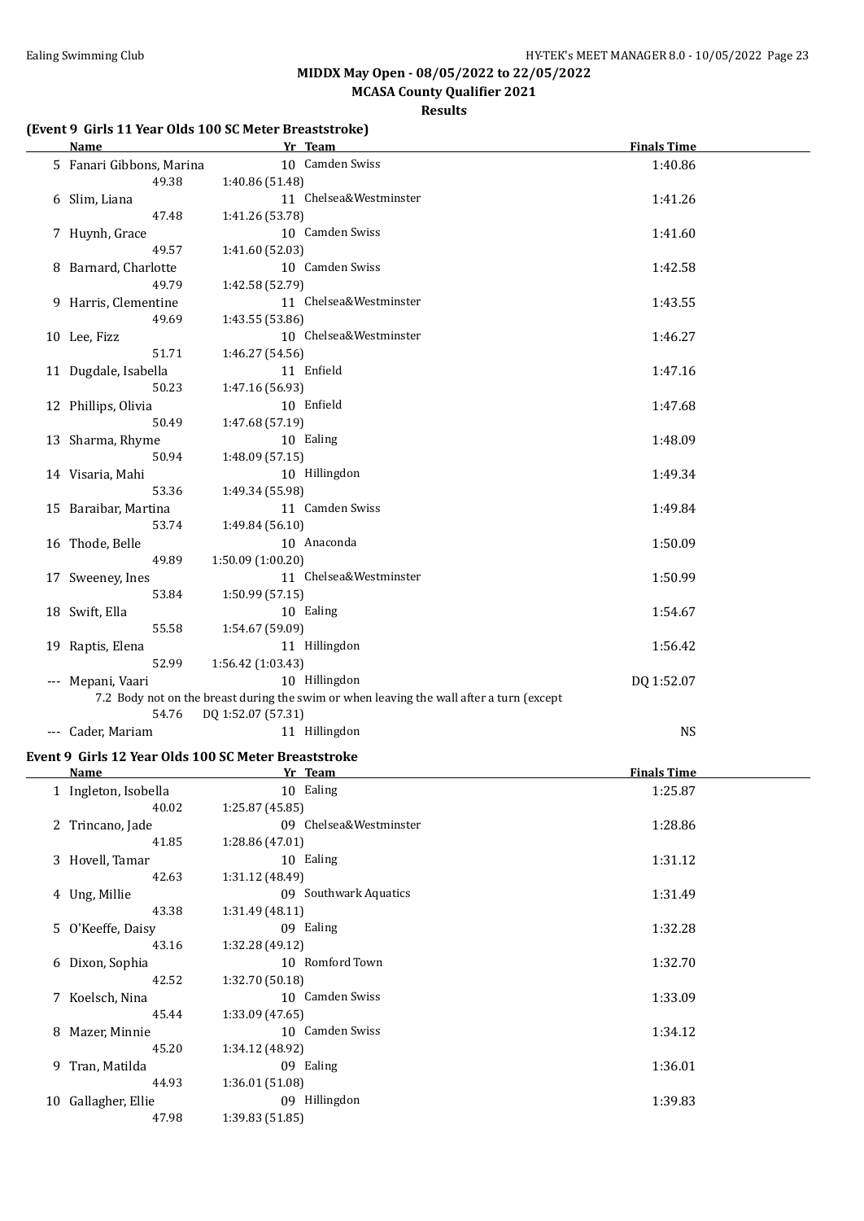**MIDDX May Open - 08/05/2022 to 22/05/2022**

**MCASA County Qualifier 2021**

**Results**

### (Event 9 Girls 11 Year Olds 100 SC Meter Breaststroke)

| | Name | Yr | Team | Finals Time |
|---|---|---|---|---|
| 5 | Fanari Gibbons, Marina | 10 | Camden Swiss | 1:40.86 |
| | 49.38 | 1:40.86 (51.48) | | |
| 6 | Slim, Liana | 11 | Chelsea&Westminster | 1:41.26 |
| | 47.48 | 1:41.26 (53.78) | | |
| 7 | Huynh, Grace | 10 | Camden Swiss | 1:41.60 |
| | 49.57 | 1:41.60 (52.03) | | |
| 8 | Barnard, Charlotte | 10 | Camden Swiss | 1:42.58 |
| | 49.79 | 1:42.58 (52.79) | | |
| 9 | Harris, Clementine | 11 | Chelsea&Westminster | 1:43.55 |
| | 49.69 | 1:43.55 (53.86) | | |
| 10 | Lee, Fizz | 10 | Chelsea&Westminster | 1:46.27 |
| | 51.71 | 1:46.27 (54.56) | | |
| 11 | Dugdale, Isabella | 11 | Enfield | 1:47.16 |
| | 50.23 | 1:47.16 (56.93) | | |
| 12 | Phillips, Olivia | 10 | Enfield | 1:47.68 |
| | 50.49 | 1:47.68 (57.19) | | |
| 13 | Sharma, Rhyme | 10 | Ealing | 1:48.09 |
| | 50.94 | 1:48.09 (57.15) | | |
| 14 | Visaria, Mahi | 10 | Hillingdon | 1:49.34 |
| | 53.36 | 1:49.34 (55.98) | | |
| 15 | Baraibar, Martina | 11 | Camden Swiss | 1:49.84 |
| | 53.74 | 1:49.84 (56.10) | | |
| 16 | Thode, Belle | 10 | Anaconda | 1:50.09 |
| | 49.89 | 1:50.09 (1:00.20) | | |
| 17 | Sweeney, Ines | 11 | Chelsea&Westminster | 1:50.99 |
| | 53.84 | 1:50.99 (57.15) | | |
| 18 | Swift, Ella | 10 | Ealing | 1:54.67 |
| | 55.58 | 1:54.67 (59.09) | | |
| 19 | Raptis, Elena | 11 | Hillingdon | 1:56.42 |
| | 52.99 | 1:56.42 (1:03.43) | | |
| --- | Mepani, Vaari | 10 | Hillingdon | DQ 1:52.07 |
| | 7.2 Body not on the breast during the swim or when leaving the wall after a turn (except | | | |
| | 54.76 | DQ 1:52.07 (57.31) | | |
| --- | Cader, Mariam | 11 | Hillingdon | NS |

### Event 9 Girls 12 Year Olds 100 SC Meter Breaststroke

| | Name | Yr | Team | Finals Time |
|---|---|---|---|---|
| 1 | Ingleton, Isobella | 10 | Ealing | 1:25.87 |
| | 40.02 | 1:25.87 (45.85) | | |
| 2 | Trincano, Jade | 09 | Chelsea&Westminster | 1:28.86 |
| | 41.85 | 1:28.86 (47.01) | | |
| 3 | Hovell, Tamar | 10 | Ealing | 1:31.12 |
| | 42.63 | 1:31.12 (48.49) | | |
| 4 | Ung, Millie | 09 | Southwark Aquatics | 1:31.49 |
| | 43.38 | 1:31.49 (48.11) | | |
| 5 | O'Keeffe, Daisy | 09 | Ealing | 1:32.28 |
| | 43.16 | 1:32.28 (49.12) | | |
| 6 | Dixon, Sophia | 10 | Romford Town | 1:32.70 |
| | 42.52 | 1:32.70 (50.18) | | |
| 7 | Koelsch, Nina | 10 | Camden Swiss | 1:33.09 |
| | 45.44 | 1:33.09 (47.65) | | |
| 8 | Mazer, Minnie | 10 | Camden Swiss | 1:34.12 |
| | 45.20 | 1:34.12 (48.92) | | |
| 9 | Tran, Matilda | 09 | Ealing | 1:36.01 |
| | 44.93 | 1:36.01 (51.08) | | |
| 10 | Gallagher, Ellie | 09 | Hillingdon | 1:39.83 |
| | 47.98 | 1:39.83 (51.85) | | |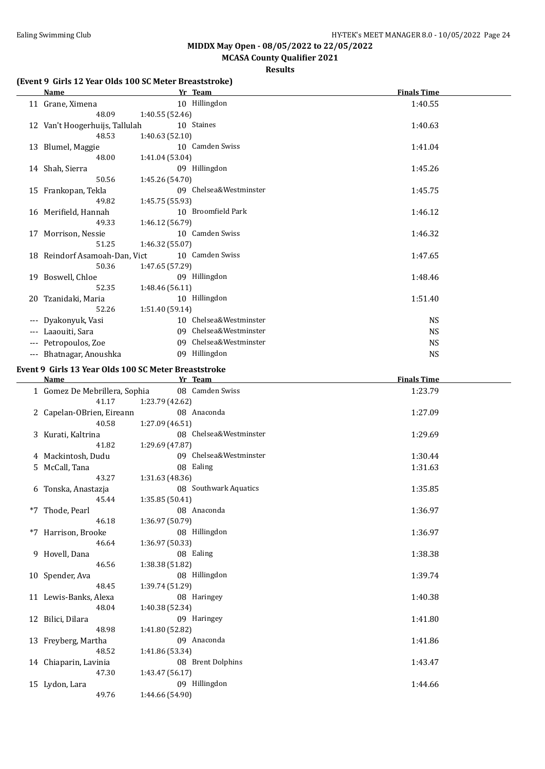**MIDDX May Open - 08/05/2022 to 22/05/2022**

**MCASA County Qualifier 2021**

**Results**

### (Event 9 Girls 12 Year Olds 100 SC Meter Breaststroke)

| | Name | Yr | Team | Finals Time |
|---|---|---|---|---|
| 11 | Grane, Ximena | 10 | Hillingdon | 1:40.55 |
| | 48.09 | 1:40.55 (52.46) | | |
| 12 | Van't Hoogerhuijs, Tallulah | 10 | Staines | 1:40.63 |
| | 48.53 | 1:40.63 (52.10) | | |
| 13 | Blumel, Maggie | 10 | Camden Swiss | 1:41.04 |
| | 48.00 | 1:41.04 (53.04) | | |
| 14 | Shah, Sierra | 09 | Hillingdon | 1:45.26 |
| | 50.56 | 1:45.26 (54.70) | | |
| 15 | Frankopan, Tekla | 09 | Chelsea&Westminster | 1:45.75 |
| | 49.82 | 1:45.75 (55.93) | | |
| 16 | Merifield, Hannah | 10 | Broomfield Park | 1:46.12 |
| | 49.33 | 1:46.12 (56.79) | | |
| 17 | Morrison, Nessie | 10 | Camden Swiss | 1:46.32 |
| | 51.25 | 1:46.32 (55.07) | | |
| 18 | Reindorf Asamoah-Dan, Vict | 10 | Camden Swiss | 1:47.65 |
| | 50.36 | 1:47.65 (57.29) | | |
| 19 | Boswell, Chloe | 09 | Hillingdon | 1:48.46 |
| | 52.35 | 1:48.46 (56.11) | | |
| 20 | Tzanidaki, Maria | 10 | Hillingdon | 1:51.40 |
| | 52.26 | 1:51.40 (59.14) | | |
| --- | Dyakonyuk, Vasi | 10 | Chelsea&Westminster | NS |
| --- | Laaouiti, Sara | 09 | Chelsea&Westminster | NS |
| --- | Petropoulos, Zoe | 09 | Chelsea&Westminster | NS |
| --- | Bhatnagar, Anoushka | 09 | Hillingdon | NS |

### Event 9 Girls 13 Year Olds 100 SC Meter Breaststroke

| | Name | Yr | Team | Finals Time |
|---|---|---|---|---|
| 1 | Gomez De Mebrillera, Sophia | 08 | Camden Swiss | 1:23.79 |
| | 41.17 | 1:23.79 (42.62) | | |
| 2 | Capelan-OBrien, Eireann | 08 | Anaconda | 1:27.09 |
| | 40.58 | 1:27.09 (46.51) | | |
| 3 | Kurati, Kaltrina | 08 | Chelsea&Westminster | 1:29.69 |
| | 41.82 | 1:29.69 (47.87) | | |
| 4 | Mackintosh, Dudu | 09 | Chelsea&Westminster | 1:30.44 |
| 5 | McCall, Tana | 08 | Ealing | 1:31.63 |
| | 43.27 | 1:31.63 (48.36) | | |
| 6 | Tonska, Anastazja | 08 | Southwark Aquatics | 1:35.85 |
| | 45.44 | 1:35.85 (50.41) | | |
| *7 | Thode, Pearl | 08 | Anaconda | 1:36.97 |
| | 46.18 | 1:36.97 (50.79) | | |
| *7 | Harrison, Brooke | 08 | Hillingdon | 1:36.97 |
| | 46.64 | 1:36.97 (50.33) | | |
| 9 | Hovell, Dana | 08 | Ealing | 1:38.38 |
| | 46.56 | 1:38.38 (51.82) | | |
| 10 | Spender, Ava | 08 | Hillingdon | 1:39.74 |
| | 48.45 | 1:39.74 (51.29) | | |
| 11 | Lewis-Banks, Alexa | 08 | Haringey | 1:40.38 |
| | 48.04 | 1:40.38 (52.34) | | |
| 12 | Bilici, Dilara | 09 | Haringey | 1:41.80 |
| | 48.98 | 1:41.80 (52.82) | | |
| 13 | Freyberg, Martha | 09 | Anaconda | 1:41.86 |
| | 48.52 | 1:41.86 (53.34) | | |
| 14 | Chiaparin, Lavinia | 08 | Brent Dolphins | 1:43.47 |
| | 47.30 | 1:43.47 (56.17) | | |
| 15 | Lydon, Lara | 09 | Hillingdon | 1:44.66 |
| | 49.76 | 1:44.66 (54.90) | | |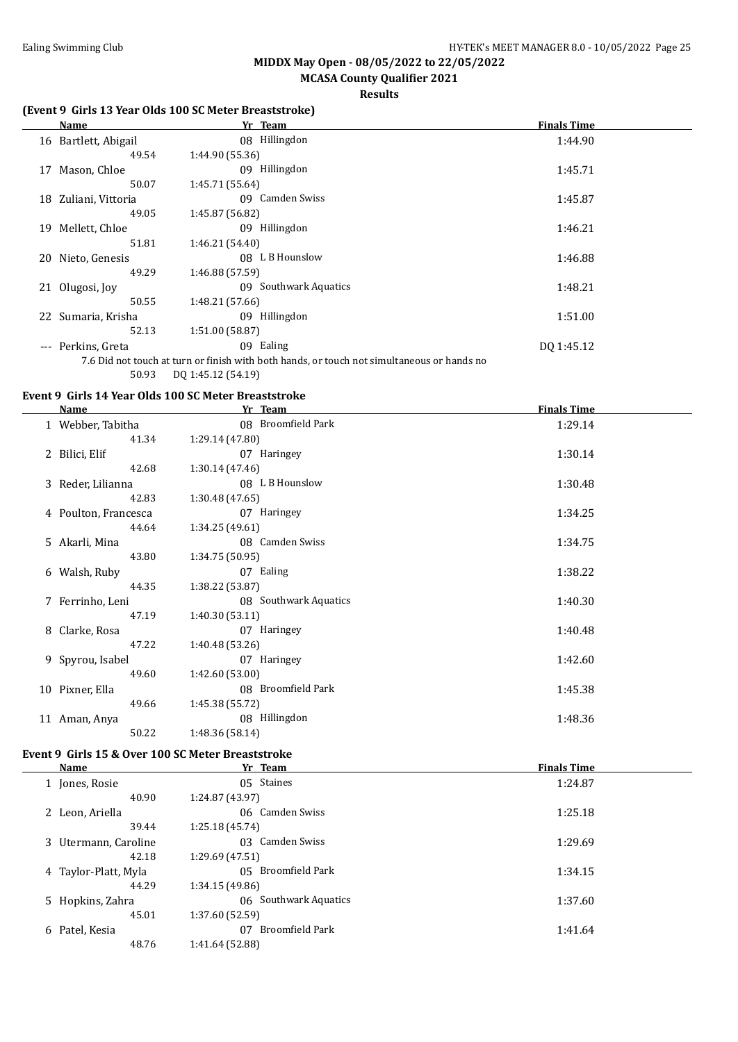## MIDDX May Open - 08/05/2022 to 22/05/2022

### MCASA County Qualifier 2021

**Results**

### (Event 9 Girls 13 Year Olds 100 SC Meter Breaststroke)

| | Name | Yr | Team | Finals Time |
|---|---|---|---|---|
| 16 | Bartlett, Abigail | 08 | Hillingdon | 1:44.90 |
| | 49.54 | 1:44.90 (55.36) | | |
| 17 | Mason, Chloe | 09 | Hillingdon | 1:45.71 |
| | 50.07 | 1:45.71 (55.64) | | |
| 18 | Zuliani, Vittoria | 09 | Camden Swiss | 1:45.87 |
| | 49.05 | 1:45.87 (56.82) | | |
| 19 | Mellett, Chloe | 09 | Hillingdon | 1:46.21 |
| | 51.81 | 1:46.21 (54.40) | | |
| 20 | Nieto, Genesis | 08 | L B Hounslow | 1:46.88 |
| | 49.29 | 1:46.88 (57.59) | | |
| 21 | Olugosi, Joy | 09 | Southwark Aquatics | 1:48.21 |
| | 50.55 | 1:48.21 (57.66) | | |
| 22 | Sumaria, Krisha | 09 | Hillingdon | 1:51.00 |
| | 52.13 | 1:51.00 (58.87) | | |
| --- | Perkins, Greta | 09 | Ealing | DQ 1:45.12 |
| | 7.6 Did not touch at turn or finish with both hands, or touch not simultaneous or hands no | | | |
| | 50.93 | DQ 1:45.12 (54.19) | | |

### Event 9 Girls 14 Year Olds 100 SC Meter Breaststroke

| | Name | Yr | Team | Finals Time |
|---|---|---|---|---|
| 1 | Webber, Tabitha | 08 | Broomfield Park | 1:29.14 |
| | 41.34 | 1:29.14 (47.80) | | |
| 2 | Bilici, Elif | 07 | Haringey | 1:30.14 |
| | 42.68 | 1:30.14 (47.46) | | |
| 3 | Reder, Lilianna | 08 | L B Hounslow | 1:30.48 |
| | 42.83 | 1:30.48 (47.65) | | |
| 4 | Poulton, Francesca | 07 | Haringey | 1:34.25 |
| | 44.64 | 1:34.25 (49.61) | | |
| 5 | Akarli, Mina | 08 | Camden Swiss | 1:34.75 |
| | 43.80 | 1:34.75 (50.95) | | |
| 6 | Walsh, Ruby | 07 | Ealing | 1:38.22 |
| | 44.35 | 1:38.22 (53.87) | | |
| 7 | Ferrinho, Leni | 08 | Southwark Aquatics | 1:40.30 |
| | 47.19 | 1:40.30 (53.11) | | |
| 8 | Clarke, Rosa | 07 | Haringey | 1:40.48 |
| | 47.22 | 1:40.48 (53.26) | | |
| 9 | Spyrou, Isabel | 07 | Haringey | 1:42.60 |
| | 49.60 | 1:42.60 (53.00) | | |
| 10 | Pixner, Ella | 08 | Broomfield Park | 1:45.38 |
| | 49.66 | 1:45.38 (55.72) | | |
| 11 | Aman, Anya | 08 | Hillingdon | 1:48.36 |
| | 50.22 | 1:48.36 (58.14) | | |

### Event 9 Girls 15 & Over 100 SC Meter Breaststroke

| | Name | Yr | Team | Finals Time |
|---|---|---|---|---|
| 1 | Jones, Rosie | 05 | Staines | 1:24.87 |
| | 40.90 | 1:24.87 (43.97) | | |
| 2 | Leon, Ariella | 06 | Camden Swiss | 1:25.18 |
| | 39.44 | 1:25.18 (45.74) | | |
| 3 | Utermann, Caroline | 03 | Camden Swiss | 1:29.69 |
| | 42.18 | 1:29.69 (47.51) | | |
| 4 | Taylor-Platt, Myla | 05 | Broomfield Park | 1:34.15 |
| | 44.29 | 1:34.15 (49.86) | | |
| 5 | Hopkins, Zahra | 06 | Southwark Aquatics | 1:37.60 |
| | 45.01 | 1:37.60 (52.59) | | |
| 6 | Patel, Kesia | 07 | Broomfield Park | 1:41.64 |
| | 48.76 | 1:41.64 (52.88) | | |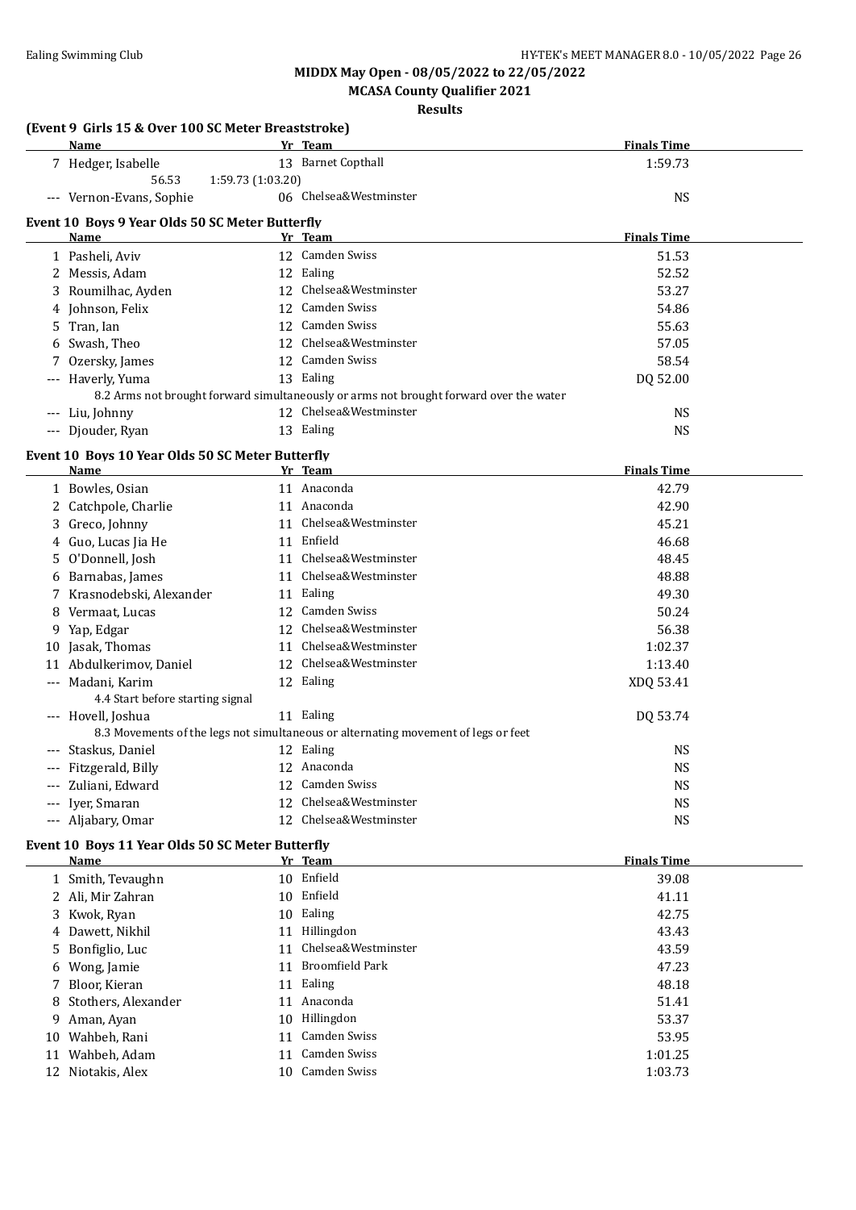**MIDDX May Open - 08/05/2022 to 22/05/2022**

**MCASA County Qualifier 2021**

**Results**

### (Event 9 Girls 15 & Over 100 SC Meter Breaststroke)

| | Name | Yr | Team | Finals Time |
|---|---|---|---|---|
| 7 | Hedger, Isabelle | 13 | Barnet Copthall | 1:59.73 |
| | 56.53 | 1:59.73 (1:03.20) | | |
| --- | Vernon-Evans, Sophie | 06 | Chelsea&Westminster | NS |

### Event 10 Boys 9 Year Olds 50 SC Meter Butterfly

| | Name | Yr | Team | Finals Time |
|---|---|---|---|---|
| 1 | Pasheli, Aviv | 12 | Camden Swiss | 51.53 |
| 2 | Messis, Adam | 12 | Ealing | 52.52 |
| 3 | Roumilhac, Ayden | 12 | Chelsea&Westminster | 53.27 |
| 4 | Johnson, Felix | 12 | Camden Swiss | 54.86 |
| 5 | Tran, Ian | 12 | Camden Swiss | 55.63 |
| 6 | Swash, Theo | 12 | Chelsea&Westminster | 57.05 |
| 7 | Ozersky, James | 12 | Camden Swiss | 58.54 |
| --- | Haverly, Yuma | 13 | Ealing | DQ 52.00 |
| | 8.2 Arms not brought forward simultaneously or arms not brought forward over the water | | | |
| --- | Liu, Johnny | 12 | Chelsea&Westminster | NS |
| --- | Djouder, Ryan | 13 | Ealing | NS |

### Event 10 Boys 10 Year Olds 50 SC Meter Butterfly

| | Name | Yr | Team | Finals Time |
|---|---|---|---|---|
| 1 | Bowles, Osian | 11 | Anaconda | 42.79 |
| 2 | Catchpole, Charlie | 11 | Anaconda | 42.90 |
| 3 | Greco, Johnny | 11 | Chelsea&Westminster | 45.21 |
| 4 | Guo, Lucas Jia He | 11 | Enfield | 46.68 |
| 5 | O'Donnell, Josh | 11 | Chelsea&Westminster | 48.45 |
| 6 | Barnabas, James | 11 | Chelsea&Westminster | 48.88 |
| 7 | Krasnodebski, Alexander | 11 | Ealing | 49.30 |
| 8 | Vermaat, Lucas | 12 | Camden Swiss | 50.24 |
| 9 | Yap, Edgar | 12 | Chelsea&Westminster | 56.38 |
| 10 | Jasak, Thomas | 11 | Chelsea&Westminster | 1:02.37 |
| 11 | Abdulkerimov, Daniel | 12 | Chelsea&Westminster | 1:13.40 |
| --- | Madani, Karim | 12 | Ealing | XDQ 53.41 |
| | 4.4 Start before starting signal | | | |
| --- | Hovell, Joshua | 11 | Ealing | DQ 53.74 |
| | 8.3 Movements of the legs not simultaneous or alternating movement of legs or feet | | | |
| --- | Staskus, Daniel | 12 | Ealing | NS |
| --- | Fitzgerald, Billy | 12 | Anaconda | NS |
| --- | Zuliani, Edward | 12 | Camden Swiss | NS |
| --- | Iyer, Smaran | 12 | Chelsea&Westminster | NS |
| --- | Aljabary, Omar | 12 | Chelsea&Westminster | NS |

### Event 10 Boys 11 Year Olds 50 SC Meter Butterfly

| | Name | Yr | Team | Finals Time |
|---|---|---|---|---|
| 1 | Smith, Tevaughn | 10 | Enfield | 39.08 |
| 2 | Ali, Mir Zahran | 10 | Enfield | 41.11 |
| 3 | Kwok, Ryan | 10 | Ealing | 42.75 |
| 4 | Dawett, Nikhil | 11 | Hillingdon | 43.43 |
| 5 | Bonfiglio, Luc | 11 | Chelsea&Westminster | 43.59 |
| 6 | Wong, Jamie | 11 | Broomfield Park | 47.23 |
| 7 | Bloor, Kieran | 11 | Ealing | 48.18 |
| 8 | Stothers, Alexander | 11 | Anaconda | 51.41 |
| 9 | Aman, Ayan | 10 | Hillingdon | 53.37 |
| 10 | Wahbeh, Rani | 11 | Camden Swiss | 53.95 |
| 11 | Wahbeh, Adam | 11 | Camden Swiss | 1:01.25 |
| 12 | Niotakis, Alex | 10 | Camden Swiss | 1:03.73 |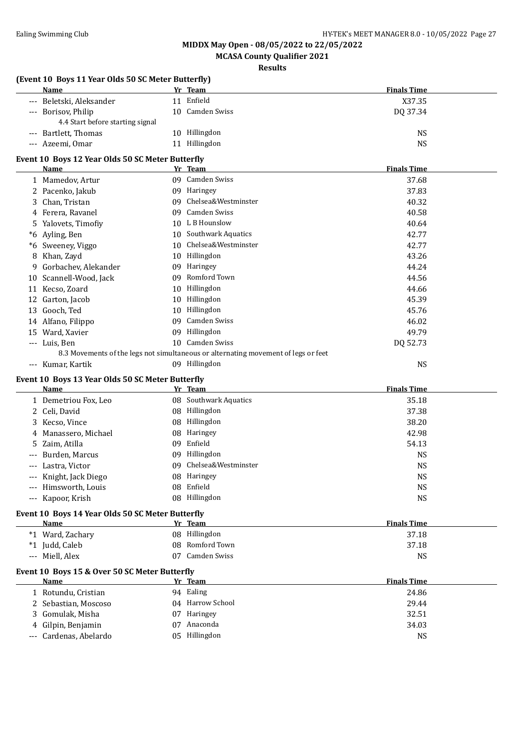# MIDDX May Open - 08/05/2022 to 22/05/2022

## MCASA County Qualifier 2021

### Results

**(Event 10 Boys 11 Year Olds 50 SC Meter Butterfly)**

| | Name | Yr | Team | Finals Time |
|---|---|---|---|---|
| --- | Beletski, Aleksander | 11 | Enfield | X37.35 |
| --- | Borisov, Philip | 10 | Camden Swiss | DQ 37.34 |
| | 4.4 Start before starting signal | | | |
| --- | Bartlett, Thomas | 10 | Hillingdon | NS |
| --- | Azeemi, Omar | 11 | Hillingdon | NS |

**Event 10 Boys 12 Year Olds 50 SC Meter Butterfly**

| | Name | Yr | Team | Finals Time |
|---|---|---|---|---|
| 1 | Mamedov, Artur | 09 | Camden Swiss | 37.68 |
| 2 | Pacenko, Jakub | 09 | Haringey | 37.83 |
| 3 | Chan, Tristan | 09 | Chelsea&Westminster | 40.32 |
| 4 | Ferera, Ravanel | 09 | Camden Swiss | 40.58 |
| 5 | Yalovets, Timofiy | 10 | L B Hounslow | 40.64 |
| *6 | Ayling, Ben | 10 | Southwark Aquatics | 42.77 |
| *6 | Sweeney, Viggo | 10 | Chelsea&Westminster | 42.77 |
| 8 | Khan, Zayd | 10 | Hillingdon | 43.26 |
| 9 | Gorbachev, Alekander | 09 | Haringey | 44.24 |
| 10 | Scannell-Wood, Jack | 09 | Romford Town | 44.56 |
| 11 | Kecso, Zoard | 10 | Hillingdon | 44.66 |
| 12 | Garton, Jacob | 10 | Hillingdon | 45.39 |
| 13 | Gooch, Ted | 10 | Hillingdon | 45.76 |
| 14 | Alfano, Filippo | 09 | Camden Swiss | 46.02 |
| 15 | Ward, Xavier | 09 | Hillingdon | 49.79 |
| --- | Luis, Ben | 10 | Camden Swiss | DQ 52.73 |
| | 8.3 Movements of the legs not simultaneous or alternating movement of legs or feet | | | |
| --- | Kumar, Kartik | 09 | Hillingdon | NS |

**Event 10 Boys 13 Year Olds 50 SC Meter Butterfly**

| | Name | Yr | Team | Finals Time |
|---|---|---|---|---|
| 1 | Demetriou Fox, Leo | 08 | Southwark Aquatics | 35.18 |
| 2 | Celi, David | 08 | Hillingdon | 37.38 |
| 3 | Kecso, Vince | 08 | Hillingdon | 38.20 |
| 4 | Manassero, Michael | 08 | Haringey | 42.98 |
| 5 | Zaim, Atilla | 09 | Enfield | 54.13 |
| --- | Burden, Marcus | 09 | Hillingdon | NS |
| --- | Lastra, Victor | 09 | Chelsea&Westminster | NS |
| --- | Knight, Jack Diego | 08 | Haringey | NS |
| --- | Himsworth, Louis | 08 | Enfield | NS |
| --- | Kapoor, Krish | 08 | Hillingdon | NS |

**Event 10 Boys 14 Year Olds 50 SC Meter Butterfly**

| | Name | Yr | Team | Finals Time |
|---|---|---|---|---|
| *1 | Ward, Zachary | 08 | Hillingdon | 37.18 |
| *1 | Judd, Caleb | 08 | Romford Town | 37.18 |
| --- | Miell, Alex | 07 | Camden Swiss | NS |

**Event 10 Boys 15 & Over 50 SC Meter Butterfly**

| | Name | Yr | Team | Finals Time |
|---|---|---|---|---|
| 1 | Rotundu, Cristian | 94 | Ealing | 24.86 |
| 2 | Sebastian, Moscoso | 04 | Harrow School | 29.44 |
| 3 | Gomulak, Misha | 07 | Haringey | 32.51 |
| 4 | Gilpin, Benjamin | 07 | Anaconda | 34.03 |
| --- | Cardenas, Abelardo | 05 | Hillingdon | NS |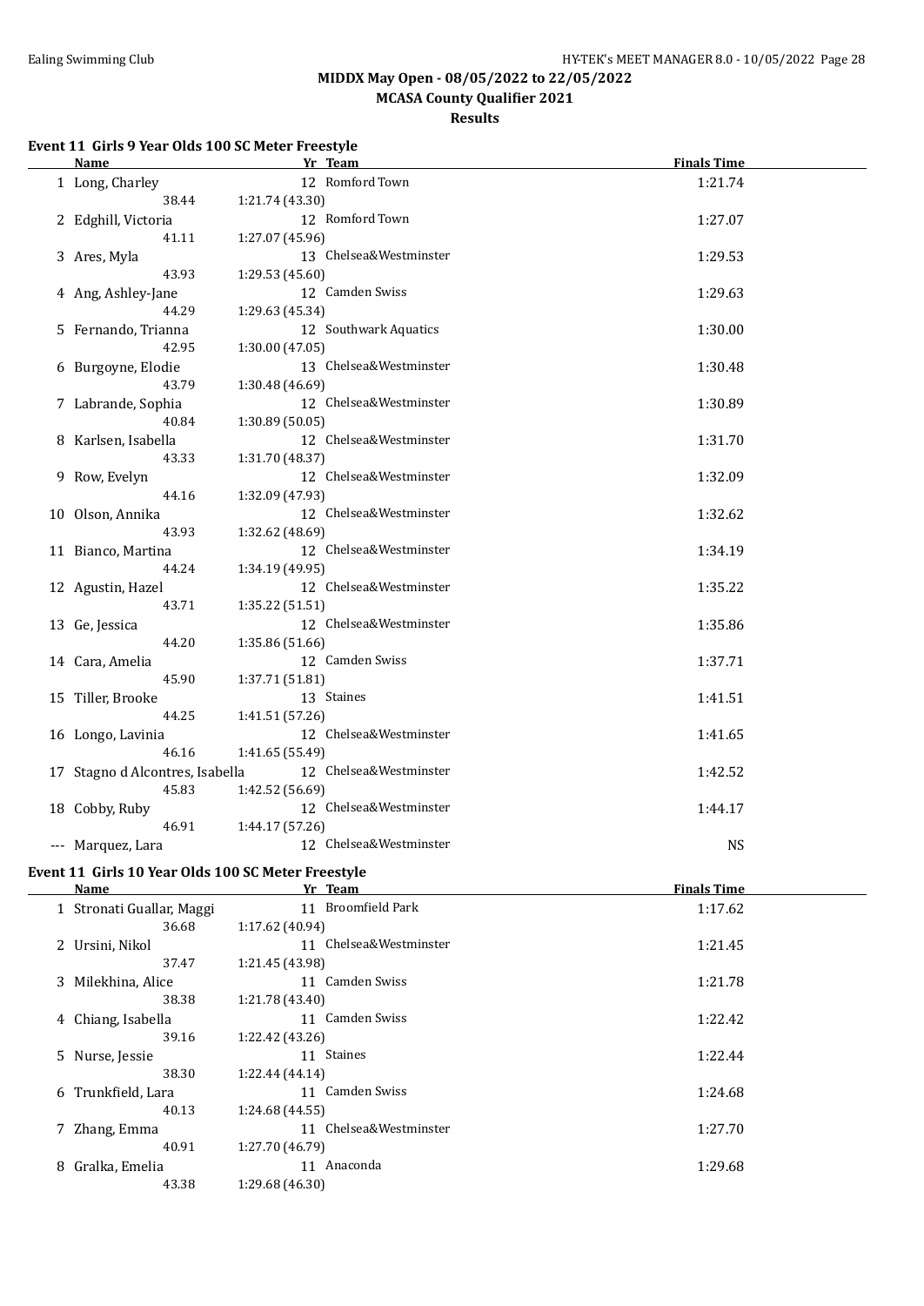# MIDDX May Open - 08/05/2022 to 22/05/2022

## MCASA County Qualifier 2021

### Results

#### Event 11 Girls 9 Year Olds 100 SC Meter Freestyle

| | Name | Yr | Team | Finals Time |
|---|---|---|---|---|
| 1 | Long, Charley | 12 | Romford Town | 1:21.74 |
| | 38.44 | 1:21.74 (43.30) | | |
| 2 | Edghill, Victoria | 12 | Romford Town | 1:27.07 |
| | 41.11 | 1:27.07 (45.96) | | |
| 3 | Ares, Myla | 13 | Chelsea&Westminster | 1:29.53 |
| | 43.93 | 1:29.53 (45.60) | | |
| 4 | Ang, Ashley-Jane | 12 | Camden Swiss | 1:29.63 |
| | 44.29 | 1:29.63 (45.34) | | |
| 5 | Fernando, Trianna | 12 | Southwark Aquatics | 1:30.00 |
| | 42.95 | 1:30.00 (47.05) | | |
| 6 | Burgoyne, Elodie | 13 | Chelsea&Westminster | 1:30.48 |
| | 43.79 | 1:30.48 (46.69) | | |
| 7 | Labrande, Sophia | 12 | Chelsea&Westminster | 1:30.89 |
| | 40.84 | 1:30.89 (50.05) | | |
| 8 | Karlsen, Isabella | 12 | Chelsea&Westminster | 1:31.70 |
| | 43.33 | 1:31.70 (48.37) | | |
| 9 | Row, Evelyn | 12 | Chelsea&Westminster | 1:32.09 |
| | 44.16 | 1:32.09 (47.93) | | |
| 10 | Olson, Annika | 12 | Chelsea&Westminster | 1:32.62 |
| | 43.93 | 1:32.62 (48.69) | | |
| 11 | Bianco, Martina | 12 | Chelsea&Westminster | 1:34.19 |
| | 44.24 | 1:34.19 (49.95) | | |
| 12 | Agustin, Hazel | 12 | Chelsea&Westminster | 1:35.22 |
| | 43.71 | 1:35.22 (51.51) | | |
| 13 | Ge, Jessica | 12 | Chelsea&Westminster | 1:35.86 |
| | 44.20 | 1:35.86 (51.66) | | |
| 14 | Cara, Amelia | 12 | Camden Swiss | 1:37.71 |
| | 45.90 | 1:37.71 (51.81) | | |
| 15 | Tiller, Brooke | 13 | Staines | 1:41.51 |
| | 44.25 | 1:41.51 (57.26) | | |
| 16 | Longo, Lavinia | 12 | Chelsea&Westminster | 1:41.65 |
| | 46.16 | 1:41.65 (55.49) | | |
| 17 | Stagno d Alcontres, Isabella | 12 | Chelsea&Westminster | 1:42.52 |
| | 45.83 | 1:42.52 (56.69) | | |
| 18 | Cobby, Ruby | 12 | Chelsea&Westminster | 1:44.17 |
| | 46.91 | 1:44.17 (57.26) | | |
| --- | Marquez, Lara | 12 | Chelsea&Westminster | NS |

#### Event 11 Girls 10 Year Olds 100 SC Meter Freestyle

| | Name | Yr | Team | Finals Time |
|---|---|---|---|---|
| 1 | Stronati Guallar, Maggi | 11 | Broomfield Park | 1:17.62 |
| | 36.68 | 1:17.62 (40.94) | | |
| 2 | Ursini, Nikol | 11 | Chelsea&Westminster | 1:21.45 |
| | 37.47 | 1:21.45 (43.98) | | |
| 3 | Milekhina, Alice | 11 | Camden Swiss | 1:21.78 |
| | 38.38 | 1:21.78 (43.40) | | |
| 4 | Chiang, Isabella | 11 | Camden Swiss | 1:22.42 |
| | 39.16 | 1:22.42 (43.26) | | |
| 5 | Nurse, Jessie | 11 | Staines | 1:22.44 |
| | 38.30 | 1:22.44 (44.14) | | |
| 6 | Trunkfield, Lara | 11 | Camden Swiss | 1:24.68 |
| | 40.13 | 1:24.68 (44.55) | | |
| 7 | Zhang, Emma | 11 | Chelsea&Westminster | 1:27.70 |
| | 40.91 | 1:27.70 (46.79) | | |
| 8 | Gralka, Emelia | 11 | Anaconda | 1:29.68 |
| | 43.38 | 1:29.68 (46.30) | | |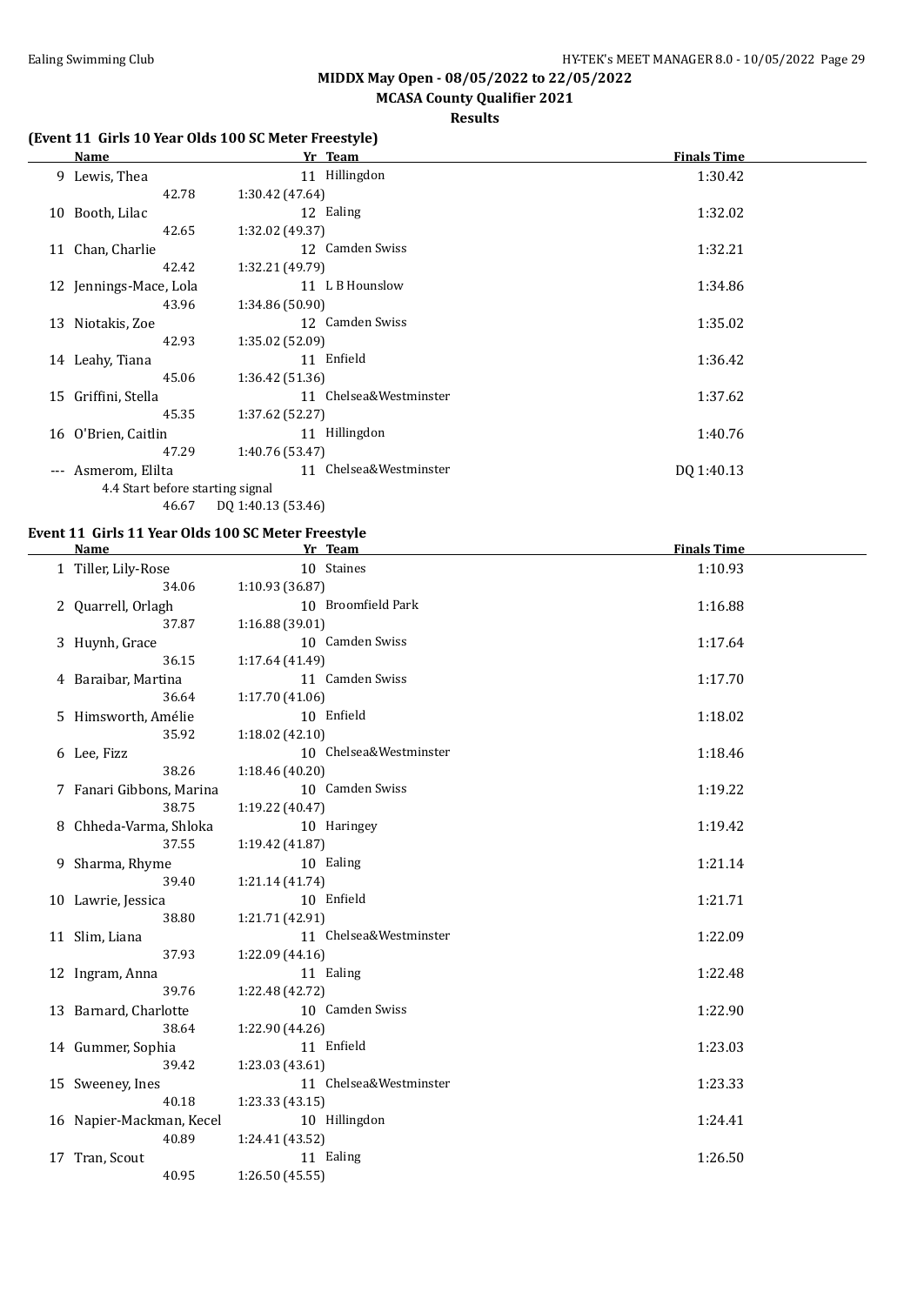**MIDDX May Open - 08/05/2022 to 22/05/2022**

**MCASA County Qualifier 2021**

**Results**

### (Event 11 Girls 10 Year Olds 100 SC Meter Freestyle)

| | Name | Yr | Team | Finals Time |
|---|---|---|---|---|
| 9 | Lewis, Thea | 11 | Hillingdon | 1:30.42 |
| | 42.78 | 1:30.42 (47.64) | | |
| 10 | Booth, Lilac | 12 | Ealing | 1:32.02 |
| | 42.65 | 1:32.02 (49.37) | | |
| 11 | Chan, Charlie | 12 | Camden Swiss | 1:32.21 |
| | 42.42 | 1:32.21 (49.79) | | |
| 12 | Jennings-Mace, Lola | 11 | L B Hounslow | 1:34.86 |
| | 43.96 | 1:34.86 (50.90) | | |
| 13 | Niotakis, Zoe | 12 | Camden Swiss | 1:35.02 |
| | 42.93 | 1:35.02 (52.09) | | |
| 14 | Leahy, Tiana | 11 | Enfield | 1:36.42 |
| | 45.06 | 1:36.42 (51.36) | | |
| 15 | Griffini, Stella | 11 | Chelsea&Westminster | 1:37.62 |
| | 45.35 | 1:37.62 (52.27) | | |
| 16 | O'Brien, Caitlin | 11 | Hillingdon | 1:40.76 |
| | 47.29 | 1:40.76 (53.47) | | |
| --- | Asmerom, Elilta | 11 | Chelsea&Westminster | DQ 1:40.13 |
| | 4.4 Start before starting signal | | | |
| | 46.67 | DQ 1:40.13 (53.46) | | |

### Event 11 Girls 11 Year Olds 100 SC Meter Freestyle

| | Name | Yr | Team | Finals Time |
|---|---|---|---|---|
| 1 | Tiller, Lily-Rose | 10 | Staines | 1:10.93 |
| | 34.06 | 1:10.93 (36.87) | | |
| 2 | Quarrell, Orlagh | 10 | Broomfield Park | 1:16.88 |
| | 37.87 | 1:16.88 (39.01) | | |
| 3 | Huynh, Grace | 10 | Camden Swiss | 1:17.64 |
| | 36.15 | 1:17.64 (41.49) | | |
| 4 | Baraibar, Martina | 11 | Camden Swiss | 1:17.70 |
| | 36.64 | 1:17.70 (41.06) | | |
| 5 | Himsworth, Amélie | 10 | Enfield | 1:18.02 |
| | 35.92 | 1:18.02 (42.10) | | |
| 6 | Lee, Fizz | 10 | Chelsea&Westminster | 1:18.46 |
| | 38.26 | 1:18.46 (40.20) | | |
| 7 | Fanari Gibbons, Marina | 10 | Camden Swiss | 1:19.22 |
| | 38.75 | 1:19.22 (40.47) | | |
| 8 | Chheda-Varma, Shloka | 10 | Haringey | 1:19.42 |
| | 37.55 | 1:19.42 (41.87) | | |
| 9 | Sharma, Rhyme | 10 | Ealing | 1:21.14 |
| | 39.40 | 1:21.14 (41.74) | | |
| 10 | Lawrie, Jessica | 10 | Enfield | 1:21.71 |
| | 38.80 | 1:21.71 (42.91) | | |
| 11 | Slim, Liana | 11 | Chelsea&Westminster | 1:22.09 |
| | 37.93 | 1:22.09 (44.16) | | |
| 12 | Ingram, Anna | 11 | Ealing | 1:22.48 |
| | 39.76 | 1:22.48 (42.72) | | |
| 13 | Barnard, Charlotte | 10 | Camden Swiss | 1:22.90 |
| | 38.64 | 1:22.90 (44.26) | | |
| 14 | Gummer, Sophia | 11 | Enfield | 1:23.03 |
| | 39.42 | 1:23.03 (43.61) | | |
| 15 | Sweeney, Ines | 11 | Chelsea&Westminster | 1:23.33 |
| | 40.18 | 1:23.33 (43.15) | | |
| 16 | Napier-Mackman, Kecel | 10 | Hillingdon | 1:24.41 |
| | 40.89 | 1:24.41 (43.52) | | |
| 17 | Tran, Scout | 11 | Ealing | 1:26.50 |
| | 40.95 | 1:26.50 (45.55) | | |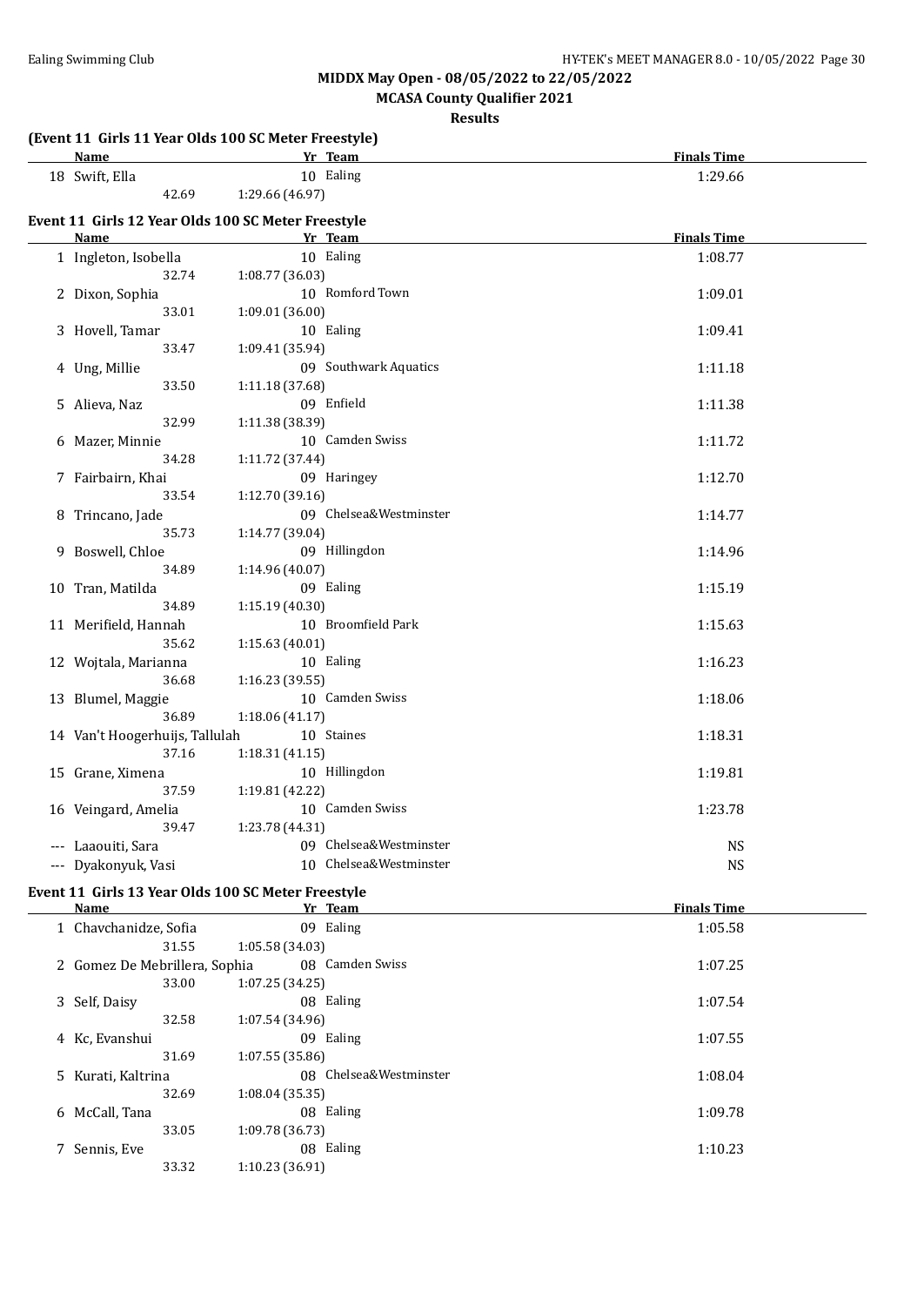**MIDDX May Open - 08/05/2022 to 22/05/2022**

**MCASA County Qualifier 2021**

**Results**

**(Event 11 Girls 11 Year Olds 100 SC Meter Freestyle)**

| | Name | Yr | Team | Finals Time |
|---|---|---|---|---|
| 18 | Swift, Ella | 10 | Ealing | 1:29.66 |
| | 42.69 | 1:29.66 (46.97) | | |

**Event 11 Girls 12 Year Olds 100 SC Meter Freestyle**

| | Name | Yr | Team | Finals Time |
|---|---|---|---|---|
| 1 | Ingleton, Isobella | 10 | Ealing | 1:08.77 |
| | 32.74 | 1:08.77 (36.03) | | |
| 2 | Dixon, Sophia | 10 | Romford Town | 1:09.01 |
| | 33.01 | 1:09.01 (36.00) | | |
| 3 | Hovell, Tamar | 10 | Ealing | 1:09.41 |
| | 33.47 | 1:09.41 (35.94) | | |
| 4 | Ung, Millie | 09 | Southwark Aquatics | 1:11.18 |
| | 33.50 | 1:11.18 (37.68) | | |
| 5 | Alieva, Naz | 09 | Enfield | 1:11.38 |
| | 32.99 | 1:11.38 (38.39) | | |
| 6 | Mazer, Minnie | 10 | Camden Swiss | 1:11.72 |
| | 34.28 | 1:11.72 (37.44) | | |
| 7 | Fairbairn, Khai | 09 | Haringey | 1:12.70 |
| | 33.54 | 1:12.70 (39.16) | | |
| 8 | Trincano, Jade | 09 | Chelsea&Westminster | 1:14.77 |
| | 35.73 | 1:14.77 (39.04) | | |
| 9 | Boswell, Chloe | 09 | Hillingdon | 1:14.96 |
| | 34.89 | 1:14.96 (40.07) | | |
| 10 | Tran, Matilda | 09 | Ealing | 1:15.19 |
| | 34.89 | 1:15.19 (40.30) | | |
| 11 | Merifield, Hannah | 10 | Broomfield Park | 1:15.63 |
| | 35.62 | 1:15.63 (40.01) | | |
| 12 | Wojtala, Marianna | 10 | Ealing | 1:16.23 |
| | 36.68 | 1:16.23 (39.55) | | |
| 13 | Blumel, Maggie | 10 | Camden Swiss | 1:18.06 |
| | 36.89 | 1:18.06 (41.17) | | |
| 14 | Van't Hoogerhuijs, Tallulah | 10 | Staines | 1:18.31 |
| | 37.16 | 1:18.31 (41.15) | | |
| 15 | Grane, Ximena | 10 | Hillingdon | 1:19.81 |
| | 37.59 | 1:19.81 (42.22) | | |
| 16 | Veingard, Amelia | 10 | Camden Swiss | 1:23.78 |
| | 39.47 | 1:23.78 (44.31) | | |
| --- | Laaouiti, Sara | 09 | Chelsea&Westminster | NS |
| --- | Dyakonyuk, Vasi | 10 | Chelsea&Westminster | NS |

**Event 11 Girls 13 Year Olds 100 SC Meter Freestyle**

| | Name | Yr | Team | Finals Time |
|---|---|---|---|---|
| 1 | Chavchanidze, Sofia | 09 | Ealing | 1:05.58 |
| | 31.55 | 1:05.58 (34.03) | | |
| 2 | Gomez De Mebrillera, Sophia | 08 | Camden Swiss | 1:07.25 |
| | 33.00 | 1:07.25 (34.25) | | |
| 3 | Self, Daisy | 08 | Ealing | 1:07.54 |
| | 32.58 | 1:07.54 (34.96) | | |
| 4 | Kc, Evanshui | 09 | Ealing | 1:07.55 |
| | 31.69 | 1:07.55 (35.86) | | |
| 5 | Kurati, Kaltrina | 08 | Chelsea&Westminster | 1:08.04 |
| | 32.69 | 1:08.04 (35.35) | | |
| 6 | McCall, Tana | 08 | Ealing | 1:09.78 |
| | 33.05 | 1:09.78 (36.73) | | |
| 7 | Sennis, Eve | 08 | Ealing | 1:10.23 |
| | 33.32 | 1:10.23 (36.91) | | |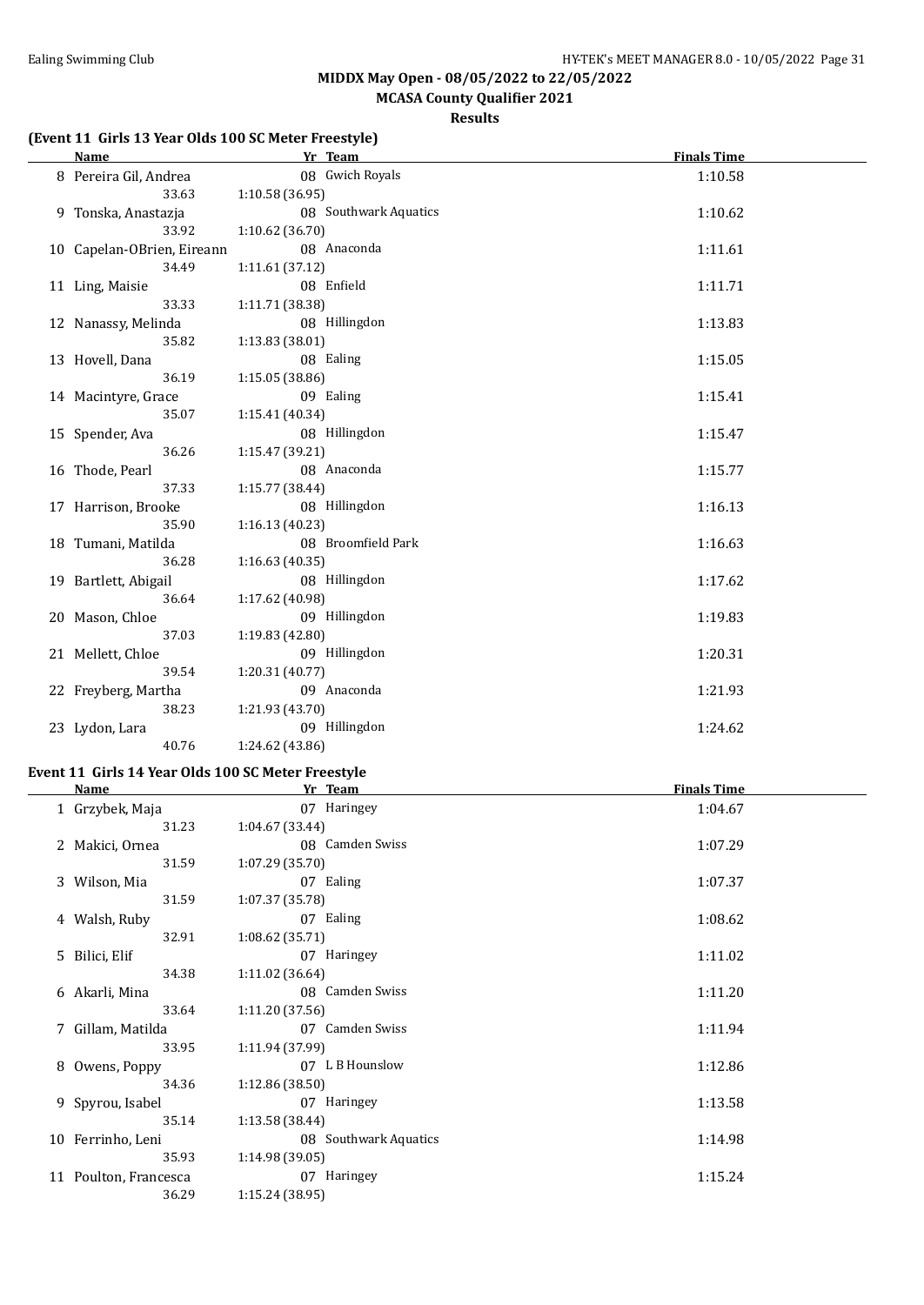## MIDDX May Open - 08/05/2022 to 22/05/2022

### MCASA County Qualifier 2021

**Results**

### (Event 11 Girls 13 Year Olds 100 SC Meter Freestyle)

| | Name | Yr | Team | Finals Time |
|---|---|---|---|---|
| 8 | Pereira Gil, Andrea | 08 | Gwich Royals | 1:10.58 |
| | 33.63 | 1:10.58 (36.95) | | |
| 9 | Tonska, Anastazja | 08 | Southwark Aquatics | 1:10.62 |
| | 33.92 | 1:10.62 (36.70) | | |
| 10 | Capelan-OBrien, Eireann | 08 | Anaconda | 1:11.61 |
| | 34.49 | 1:11.61 (37.12) | | |
| 11 | Ling, Maisie | 08 | Enfield | 1:11.71 |
| | 33.33 | 1:11.71 (38.38) | | |
| 12 | Nanassy, Melinda | 08 | Hillingdon | 1:13.83 |
| | 35.82 | 1:13.83 (38.01) | | |
| 13 | Hovell, Dana | 08 | Ealing | 1:15.05 |
| | 36.19 | 1:15.05 (38.86) | | |
| 14 | Macintyre, Grace | 09 | Ealing | 1:15.41 |
| | 35.07 | 1:15.41 (40.34) | | |
| 15 | Spender, Ava | 08 | Hillingdon | 1:15.47 |
| | 36.26 | 1:15.47 (39.21) | | |
| 16 | Thode, Pearl | 08 | Anaconda | 1:15.77 |
| | 37.33 | 1:15.77 (38.44) | | |
| 17 | Harrison, Brooke | 08 | Hillingdon | 1:16.13 |
| | 35.90 | 1:16.13 (40.23) | | |
| 18 | Tumani, Matilda | 08 | Broomfield Park | 1:16.63 |
| | 36.28 | 1:16.63 (40.35) | | |
| 19 | Bartlett, Abigail | 08 | Hillingdon | 1:17.62 |
| | 36.64 | 1:17.62 (40.98) | | |
| 20 | Mason, Chloe | 09 | Hillingdon | 1:19.83 |
| | 37.03 | 1:19.83 (42.80) | | |
| 21 | Mellett, Chloe | 09 | Hillingdon | 1:20.31 |
| | 39.54 | 1:20.31 (40.77) | | |
| 22 | Freyberg, Martha | 09 | Anaconda | 1:21.93 |
| | 38.23 | 1:21.93 (43.70) | | |
| 23 | Lydon, Lara | 09 | Hillingdon | 1:24.62 |
| | 40.76 | 1:24.62 (43.86) | | |

### Event 11 Girls 14 Year Olds 100 SC Meter Freestyle

| | Name | Yr | Team | Finals Time |
|---|---|---|---|---|
| 1 | Grzybek, Maja | 07 | Haringey | 1:04.67 |
| | 31.23 | 1:04.67 (33.44) | | |
| 2 | Makici, Ornea | 08 | Camden Swiss | 1:07.29 |
| | 31.59 | 1:07.29 (35.70) | | |
| 3 | Wilson, Mia | 07 | Ealing | 1:07.37 |
| | 31.59 | 1:07.37 (35.78) | | |
| 4 | Walsh, Ruby | 07 | Ealing | 1:08.62 |
| | 32.91 | 1:08.62 (35.71) | | |
| 5 | Bilici, Elif | 07 | Haringey | 1:11.02 |
| | 34.38 | 1:11.02 (36.64) | | |
| 6 | Akarli, Mina | 08 | Camden Swiss | 1:11.20 |
| | 33.64 | 1:11.20 (37.56) | | |
| 7 | Gillam, Matilda | 07 | Camden Swiss | 1:11.94 |
| | 33.95 | 1:11.94 (37.99) | | |
| 8 | Owens, Poppy | 07 | L B Hounslow | 1:12.86 |
| | 34.36 | 1:12.86 (38.50) | | |
| 9 | Spyrou, Isabel | 07 | Haringey | 1:13.58 |
| | 35.14 | 1:13.58 (38.44) | | |
| 10 | Ferrinho, Leni | 08 | Southwark Aquatics | 1:14.98 |
| | 35.93 | 1:14.98 (39.05) | | |
| 11 | Poulton, Francesca | 07 | Haringey | 1:15.24 |
| | 36.29 | 1:15.24 (38.95) | | |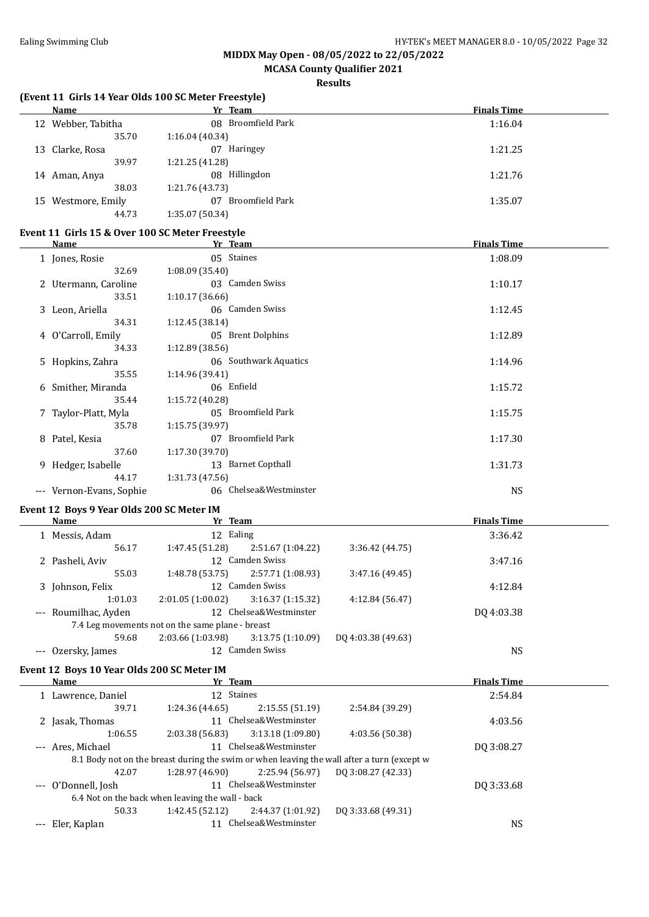**MIDDX May Open - 08/05/2022 to 22/05/2022**

**MCASA County Qualifier 2021**

**Results**

### (Event 11 Girls 14 Year Olds 100 SC Meter Freestyle)

| Name | Yr | Team | | | Finals Time |
|---|---|---|---|---|---|
| 12 Webber, Tabitha | 08 | Broomfield Park | | | 1:16.04 |
| 35.70 | 1:16.04 (40.34) | | | | |
| 13 Clarke, Rosa | 07 | Haringey | | | 1:21.25 |
| 39.97 | 1:21.25 (41.28) | | | | |
| 14 Aman, Anya | 08 | Hillingdon | | | 1:21.76 |
| 38.03 | 1:21.76 (43.73) | | | | |
| 15 Westmore, Emily | 07 | Broomfield Park | | | 1:35.07 |
| 44.73 | 1:35.07 (50.34) | | | | |

### Event 11 Girls 15 & Over 100 SC Meter Freestyle

| Name | Yr | Team | Finals Time |
|---|---|---|---|
| 1 Jones, Rosie | 05 | Staines | 1:08.09 |
| 32.69 | 1:08.09 (35.40) | | |
| 2 Utermann, Caroline | 03 | Camden Swiss | 1:10.17 |
| 33.51 | 1:10.17 (36.66) | | |
| 3 Leon, Ariella | 06 | Camden Swiss | 1:12.45 |
| 34.31 | 1:12.45 (38.14) | | |
| 4 O'Carroll, Emily | 05 | Brent Dolphins | 1:12.89 |
| 34.33 | 1:12.89 (38.56) | | |
| 5 Hopkins, Zahra | 06 | Southwark Aquatics | 1:14.96 |
| 35.55 | 1:14.96 (39.41) | | |
| 6 Smither, Miranda | 06 | Enfield | 1:15.72 |
| 35.44 | 1:15.72 (40.28) | | |
| 7 Taylor-Platt, Myla | 05 | Broomfield Park | 1:15.75 |
| 35.78 | 1:15.75 (39.97) | | |
| 8 Patel, Kesia | 07 | Broomfield Park | 1:17.30 |
| 37.60 | 1:17.30 (39.70) | | |
| 9 Hedger, Isabelle | 13 | Barnet Copthall | 1:31.73 |
| 44.17 | 1:31.73 (47.56) | | |
| --- Vernon-Evans, Sophie | 06 | Chelsea&Westminster | NS |

### Event 12 Boys 9 Year Olds 200 SC Meter IM

| Name | Yr | Team | | | Finals Time |
|---|---|---|---|---|---|
| 1 Messis, Adam | 12 | Ealing | | | 3:36.42 |
| 56.17 | 1:47.45 (51.28) | 2:51.67 (1:04.22) | 3:36.42 (44.75) | | |
| 2 Pasheli, Aviv | 12 | Camden Swiss | | | 3:47.16 |
| 55.03 | 1:48.78 (53.75) | 2:57.71 (1:08.93) | 3:47.16 (49.45) | | |
| 3 Johnson, Felix | 12 | Camden Swiss | | | 4:12.84 |
| 1:01.03 | 2:01.05 (1:00.02) | 3:16.37 (1:15.32) | 4:12.84 (56.47) | | |
| --- Roumilhac, Ayden | 12 | Chelsea&Westminster | | | DQ 4:03.38 |
| 7.4 Leg movements not on the same plane - breast | | | | | |
| 59.68 | 2:03.66 (1:03.98) | 3:13.75 (1:10.09) | DQ 4:03.38 (49.63) | | |
| --- Ozersky, James | 12 | Camden Swiss | | | NS |

### Event 12 Boys 10 Year Olds 200 SC Meter IM

| Name | Yr | Team | | | Finals Time |
|---|---|---|---|---|---|
| 1 Lawrence, Daniel | 12 | Staines | | | 2:54.84 |
| 39.71 | 1:24.36 (44.65) | 2:15.55 (51.19) | 2:54.84 (39.29) | | |
| 2 Jasak, Thomas | 11 | Chelsea&Westminster | | | 4:03.56 |
| 1:06.55 | 2:03.38 (56.83) | 3:13.18 (1:09.80) | 4:03.56 (50.38) | | |
| --- Ares, Michael | 11 | Chelsea&Westminster | | | DQ 3:08.27 |
| 8.1 Body not on the breast during the swim or when leaving the wall after a turn (except w | | | | | |
| 42.07 | 1:28.97 (46.90) | 2:25.94 (56.97) | DQ 3:08.27 (42.33) | | |
| --- O'Donnell, Josh | 11 | Chelsea&Westminster | | | DQ 3:33.68 |
| 6.4 Not on the back when leaving the wall - back | | | | | |
| 50.33 | 1:42.45 (52.12) | 2:44.37 (1:01.92) | DQ 3:33.68 (49.31) | | |
| --- Eler, Kaplan | 11 | Chelsea&Westminster | | | NS |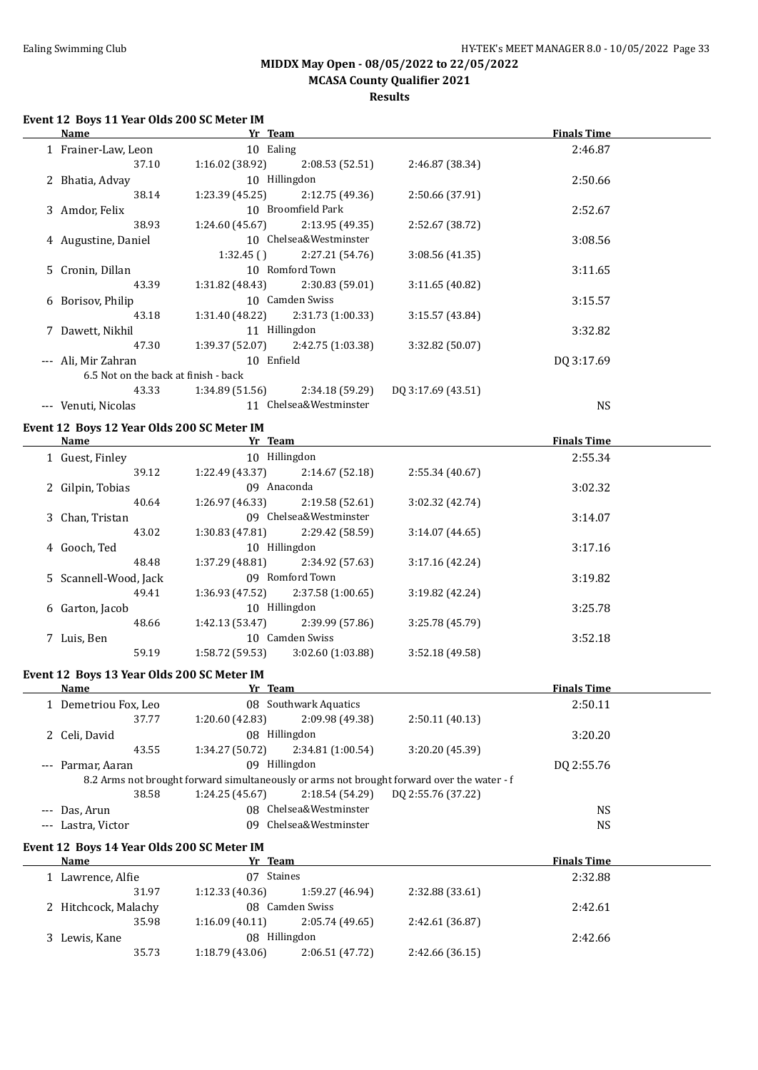## MIDDX May Open - 08/05/2022 to 22/05/2022

### MCASA County Qualifier 2021

### Results

#### Event 12 Boys 11 Year Olds 200 SC Meter IM

| | Name | Yr | Team | | | | Finals Time |
|---|---|---|---|---|---|---|---|
| 1 | Frainer-Law, Leon | 10 | Ealing | | | | 2:46.87 |
| | 37.10 | 1:16.02 (38.92) | 2:08.53 (52.51) | 2:46.87 (38.34) | | | |
| 2 | Bhatia, Advay | 10 | Hillingdon | | | | 2:50.66 |
| | 38.14 | 1:23.39 (45.25) | 2:12.75 (49.36) | 2:50.66 (37.91) | | | |
| 3 | Amdor, Felix | 10 | Broomfield Park | | | | 2:52.67 |
| | 38.93 | 1:24.60 (45.67) | 2:13.95 (49.35) | 2:52.67 (38.72) | | | |
| 4 | Augustine, Daniel | 10 | Chelsea&Westminster | | | | 3:08.56 |
| | | 1:32.45 ( ) | 2:27.21 (54.76) | 3:08.56 (41.35) | | | |
| 5 | Cronin, Dillan | 10 | Romford Town | | | | 3:11.65 |
| | 43.39 | 1:31.82 (48.43) | 2:30.83 (59.01) | 3:11.65 (40.82) | | | |
| 6 | Borisov, Philip | 10 | Camden Swiss | | | | 3:15.57 |
| | 43.18 | 1:31.40 (48.22) | 2:31.73 (1:00.33) | 3:15.57 (43.84) | | | |
| 7 | Dawett, Nikhil | 11 | Hillingdon | | | | 3:32.82 |
| | 47.30 | 1:39.37 (52.07) | 2:42.75 (1:03.38) | 3:32.82 (50.07) | | | |
| --- | Ali, Mir Zahran | 10 | Enfield | | | | DQ 3:17.69 |
| | 6.5 Not on the back at finish - back | | | | | | |
| | 43.33 | 1:34.89 (51.56) | 2:34.18 (59.29) | DQ 3:17.69 (43.51) | | | |
| --- | Venuti, Nicolas | 11 | Chelsea&Westminster | | | | NS |

#### Event 12 Boys 12 Year Olds 200 SC Meter IM

| | Name | Yr | Team | | | | Finals Time |
|---|---|---|---|---|---|---|---|
| 1 | Guest, Finley | 10 | Hillingdon | | | | 2:55.34 |
| | 39.12 | 1:22.49 (43.37) | 2:14.67 (52.18) | 2:55.34 (40.67) | | | |
| 2 | Gilpin, Tobias | 09 | Anaconda | | | | 3:02.32 |
| | 40.64 | 1:26.97 (46.33) | 2:19.58 (52.61) | 3:02.32 (42.74) | | | |
| 3 | Chan, Tristan | 09 | Chelsea&Westminster | | | | 3:14.07 |
| | 43.02 | 1:30.83 (47.81) | 2:29.42 (58.59) | 3:14.07 (44.65) | | | |
| 4 | Gooch, Ted | 10 | Hillingdon | | | | 3:17.16 |
| | 48.48 | 1:37.29 (48.81) | 2:34.92 (57.63) | 3:17.16 (42.24) | | | |
| 5 | Scannell-Wood, Jack | 09 | Romford Town | | | | 3:19.82 |
| | 49.41 | 1:36.93 (47.52) | 2:37.58 (1:00.65) | 3:19.82 (42.24) | | | |
| 6 | Garton, Jacob | 10 | Hillingdon | | | | 3:25.78 |
| | 48.66 | 1:42.13 (53.47) | 2:39.99 (57.86) | 3:25.78 (45.79) | | | |
| 7 | Luis, Ben | 10 | Camden Swiss | | | | 3:52.18 |
| | 59.19 | 1:58.72 (59.53) | 3:02.60 (1:03.88) | 3:52.18 (49.58) | | | |

#### Event 12 Boys 13 Year Olds 200 SC Meter IM

| | Name | Yr | Team | | | | Finals Time |
|---|---|---|---|---|---|---|---|
| 1 | Demetriou Fox, Leo | 08 | Southwark Aquatics | | | | 2:50.11 |
| | 37.77 | 1:20.60 (42.83) | 2:09.98 (49.38) | 2:50.11 (40.13) | | | |
| 2 | Celi, David | 08 | Hillingdon | | | | 3:20.20 |
| | 43.55 | 1:34.27 (50.72) | 2:34.81 (1:00.54) | 3:20.20 (45.39) | | | |
| --- | Parmar, Aaran | 09 | Hillingdon | | | | DQ 2:55.76 |
| | 8.2 Arms not brought forward simultaneously or arms not brought forward over the water - f | | | | | | |
| | 38.58 | 1:24.25 (45.67) | 2:18.54 (54.29) | DQ 2:55.76 (37.22) | | | |
| --- | Das, Arun | 08 | Chelsea&Westminster | | | | NS |
| --- | Lastra, Victor | 09 | Chelsea&Westminster | | | | NS |

#### Event 12 Boys 14 Year Olds 200 SC Meter IM

| | Name | Yr | Team | | | | Finals Time |
|---|---|---|---|---|---|---|---|
| 1 | Lawrence, Alfie | 07 | Staines | | | | 2:32.88 |
| | 31.97 | 1:12.33 (40.36) | 1:59.27 (46.94) | 2:32.88 (33.61) | | | |
| 2 | Hitchcock, Malachy | 08 | Camden Swiss | | | | 2:42.61 |
| | 35.98 | 1:16.09 (40.11) | 2:05.74 (49.65) | 2:42.61 (36.87) | | | |
| 3 | Lewis, Kane | 08 | Hillingdon | | | | 2:42.66 |
| | 35.73 | 1:18.79 (43.06) | 2:06.51 (47.72) | 2:42.66 (36.15) | | | |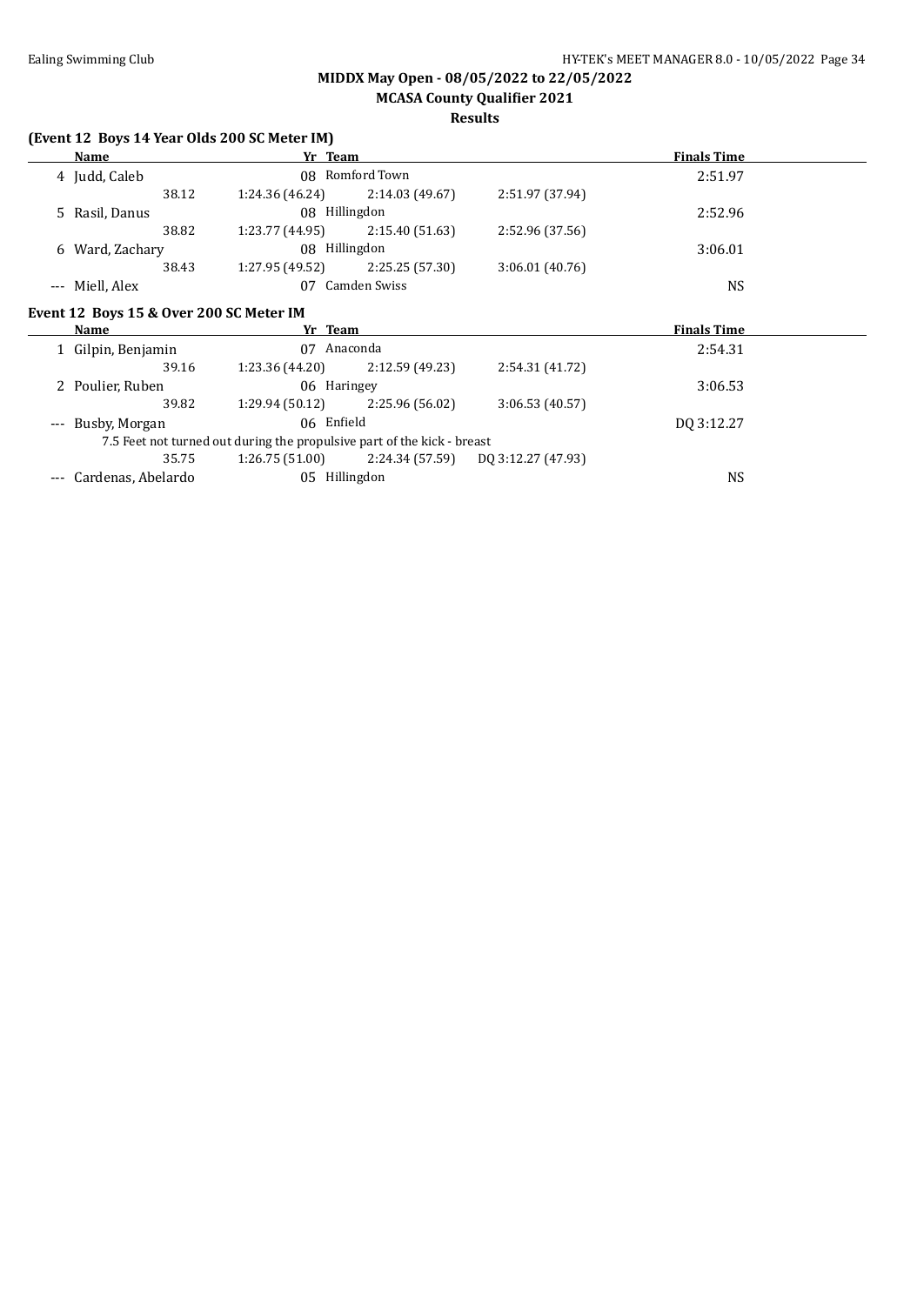## MIDDX May Open - 08/05/2022 to 22/05/2022

### MCASA County Qualifier 2021

#### Results

**(Event 12 Boys 14 Year Olds 200 SC Meter IM)**

| | Name | Yr | Team | | | Finals Time |
|---|---|---|---|---|---|---|
| 4 | Judd, Caleb | 08 | Romford Town | | | 2:51.97 |
| | 38.12 | 1:24.36 (46.24) | 2:14.03 (49.67) | 2:51.97 (37.94) | | |
| 5 | Rasil, Danus | 08 | Hillingdon | | | 2:52.96 |
| | 38.82 | 1:23.77 (44.95) | 2:15.40 (51.63) | 2:52.96 (37.56) | | |
| 6 | Ward, Zachary | 08 | Hillingdon | | | 3:06.01 |
| | 38.43 | 1:27.95 (49.52) | 2:25.25 (57.30) | 3:06.01 (40.76) | | |
| --- | Miell, Alex | 07 | Camden Swiss | | | NS |

**Event 12 Boys 15 & Over 200 SC Meter IM**

| | Name | Yr | Team | | | Finals Time |
|---|---|---|---|---|---|---|
| 1 | Gilpin, Benjamin | 07 | Anaconda | | | 2:54.31 |
| | 39.16 | 1:23.36 (44.20) | 2:12.59 (49.23) | 2:54.31 (41.72) | | |
| 2 | Poulier, Ruben | 06 | Haringey | | | 3:06.53 |
| | 39.82 | 1:29.94 (50.12) | 2:25.96 (56.02) | 3:06.53 (40.57) | | |
| --- | Busby, Morgan | 06 | Enfield | | | DQ 3:12.27 |
| | 7.5 Feet not turned out during the propulsive part of the kick - breast | | | | | |
| | 35.75 | 1:26.75 (51.00) | 2:24.34 (57.59) | DQ 3:12.27 (47.93) | | |
| --- | Cardenas, Abelardo | 05 | Hillingdon | | | NS |